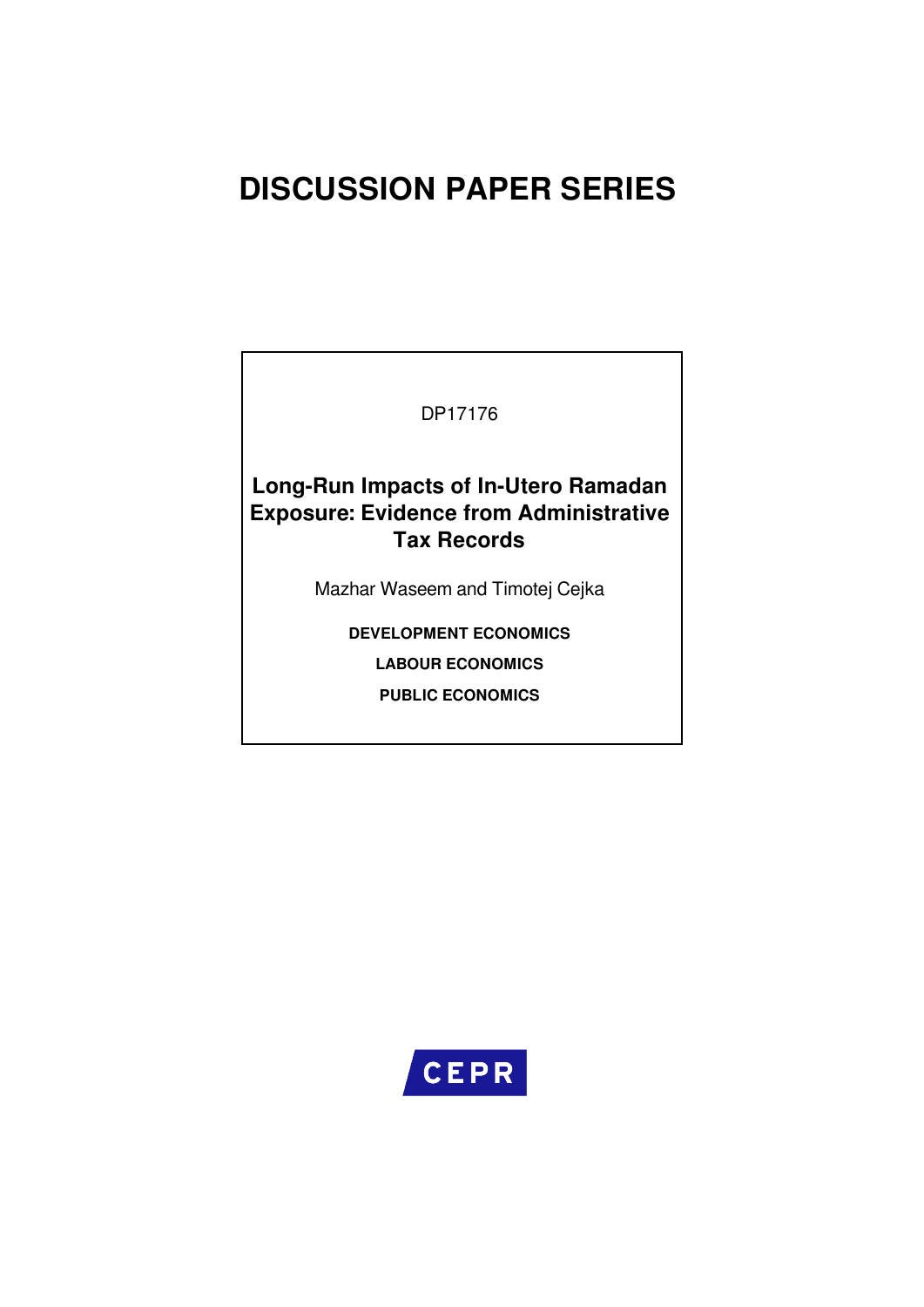# DISCUSSION PAPER SERIES

DP17176

## Long-Run Impacts of In-Utero Ramadan Exposure: Evidence from Administrative Tax Records

Mazhar Waseem and Timotej Cejka

**DEVELOPMENT ECONOMICS**

**LABOUR ECONOMICS**

**PUBLIC ECONOMICS**

CEPR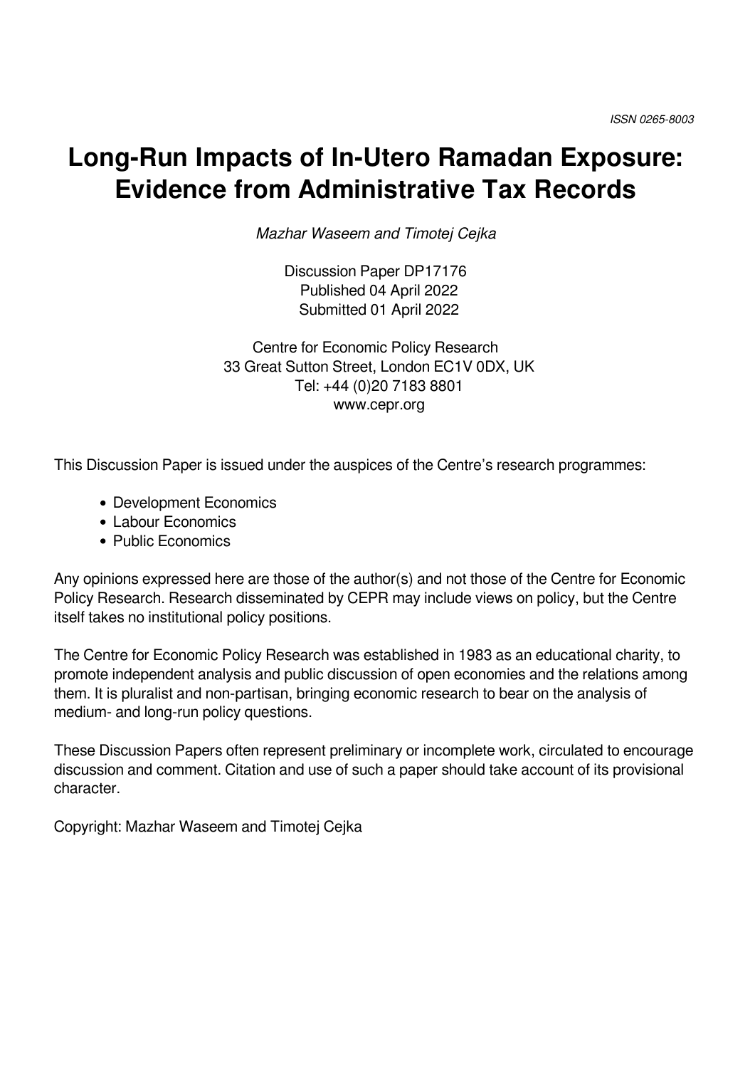ISSN 0265-8003

# Long-Run Impacts of In-Utero Ramadan Exposure: Evidence from Administrative Tax Records

*Mazhar Waseem and Timotej Cejka*

Discussion Paper DP17176
Published 04 April 2022
Submitted 01 April 2022

Centre for Economic Policy Research
33 Great Sutton Street, London EC1V 0DX, UK
Tel: +44 (0)20 7183 8801
www.cepr.org

This Discussion Paper is issued under the auspices of the Centre's research programmes:

- Development Economics
- Labour Economics
- Public Economics

Any opinions expressed here are those of the author(s) and not those of the Centre for Economic Policy Research. Research disseminated by CEPR may include views on policy, but the Centre itself takes no institutional policy positions.

The Centre for Economic Policy Research was established in 1983 as an educational charity, to promote independent analysis and public discussion of open economies and the relations among them. It is pluralist and non-partisan, bringing economic research to bear on the analysis of medium- and long-run policy questions.

These Discussion Papers often represent preliminary or incomplete work, circulated to encourage discussion and comment. Citation and use of such a paper should take account of its provisional character.

Copyright: Mazhar Waseem and Timotej Cejka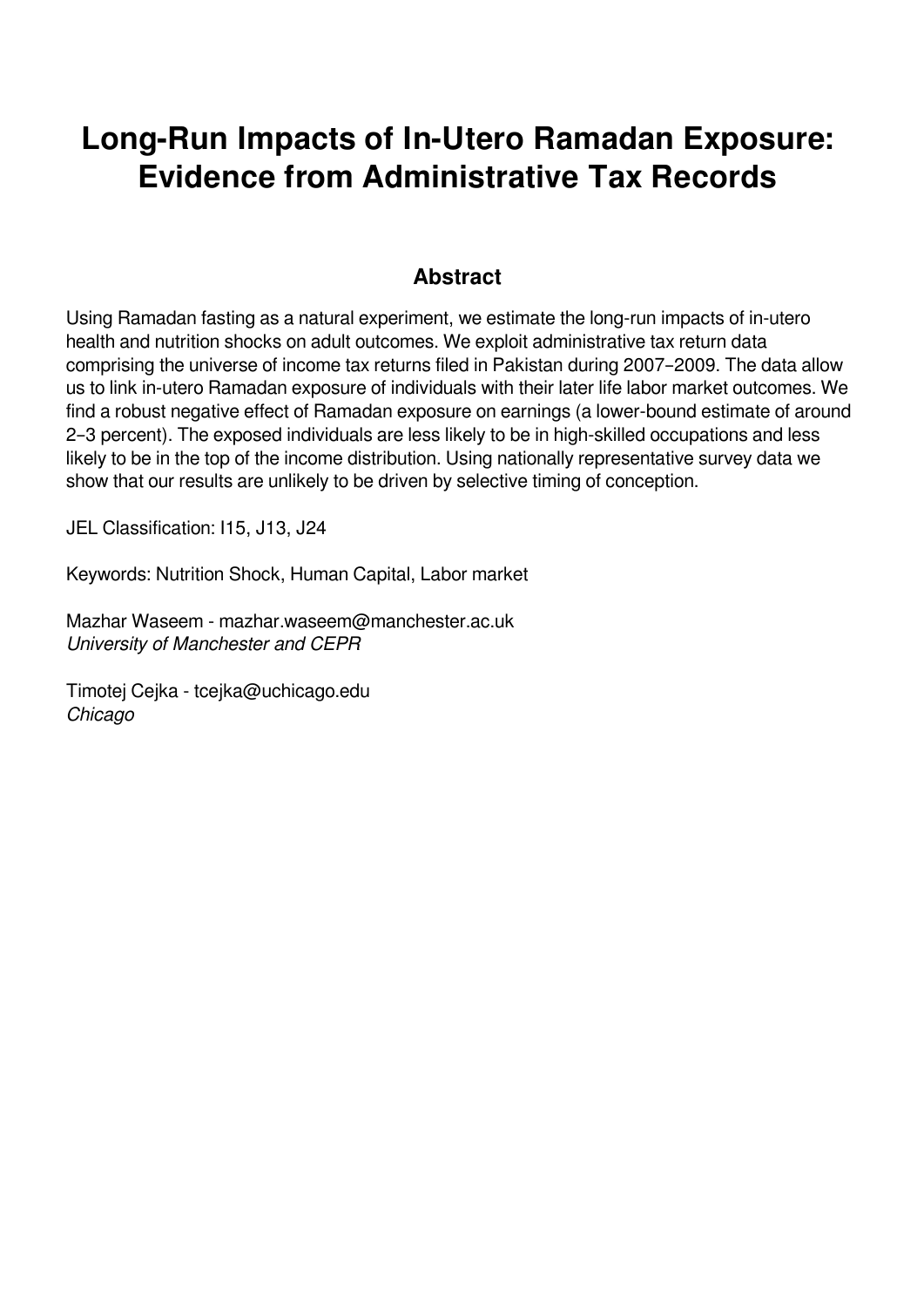# Long-Run Impacts of In-Utero Ramadan Exposure: Evidence from Administrative Tax Records

## Abstract

Using Ramadan fasting as a natural experiment, we estimate the long-run impacts of in-utero health and nutrition shocks on adult outcomes. We exploit administrative tax return data comprising the universe of income tax returns filed in Pakistan during 2007–2009. The data allow us to link in-utero Ramadan exposure of individuals with their later life labor market outcomes. We find a robust negative effect of Ramadan exposure on earnings (a lower-bound estimate of around 2–3 percent). The exposed individuals are less likely to be in high-skilled occupations and less likely to be in the top of the income distribution. Using nationally representative survey data we show that our results are unlikely to be driven by selective timing of conception.

JEL Classification: I15, J13, J24

Keywords: Nutrition Shock, Human Capital, Labor market

Mazhar Waseem - mazhar.waseem@manchester.ac.uk
*University of Manchester and CEPR*

Timotej Cejka - tcejka@uchicago.edu
*Chicago*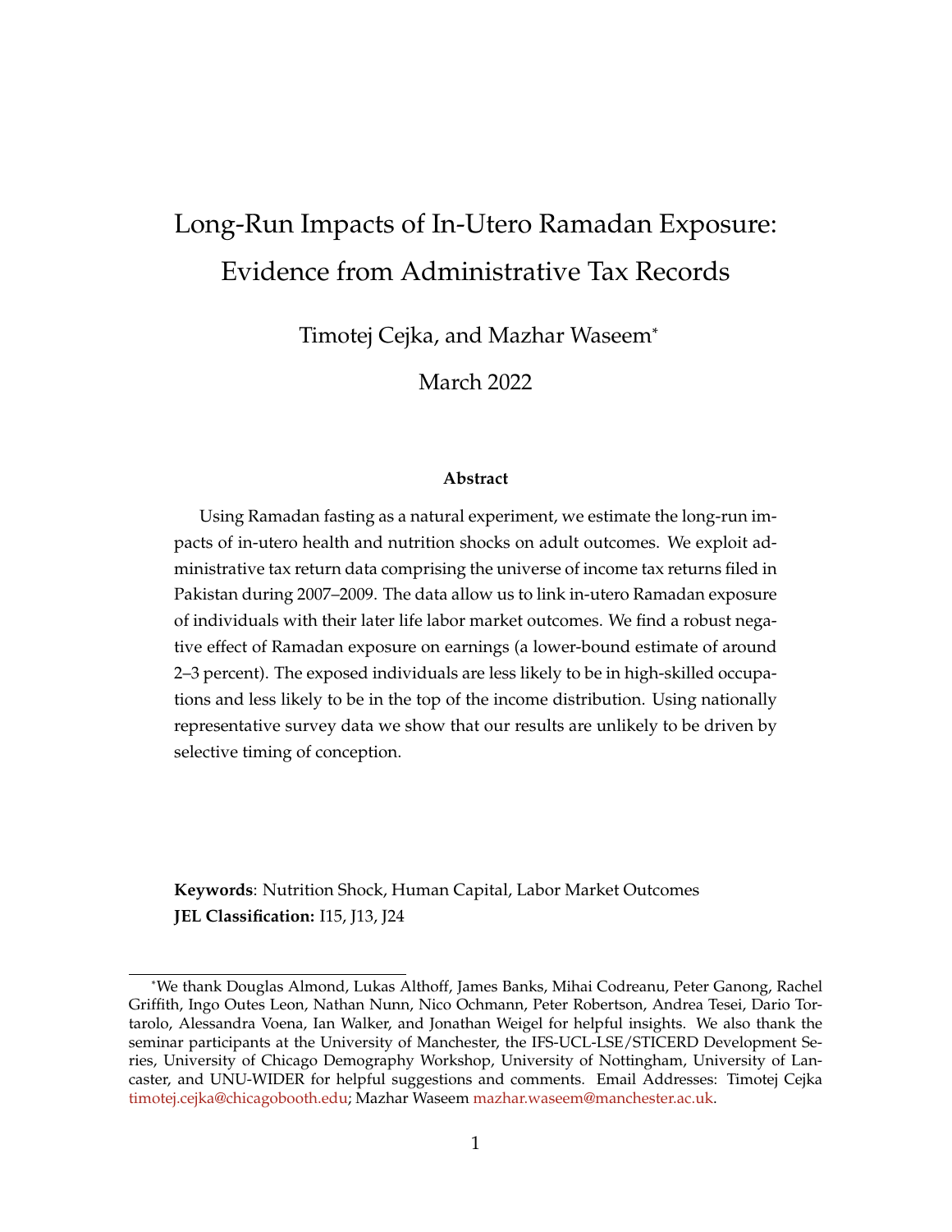# Long-Run Impacts of In-Utero Ramadan Exposure: Evidence from Administrative Tax Records

Timotej Cejka, and Mazhar Waseem*

March 2022

**Abstract**

Using Ramadan fasting as a natural experiment, we estimate the long-run impacts of in-utero health and nutrition shocks on adult outcomes. We exploit administrative tax return data comprising the universe of income tax returns filed in Pakistan during 2007–2009. The data allow us to link in-utero Ramadan exposure of individuals with their later life labor market outcomes. We find a robust negative effect of Ramadan exposure on earnings (a lower-bound estimate of around 2–3 percent). The exposed individuals are less likely to be in high-skilled occupations and less likely to be in the top of the income distribution. Using nationally representative survey data we show that our results are unlikely to be driven by selective timing of conception.

**Keywords**: Nutrition Shock, Human Capital, Labor Market Outcomes
**JEL Classification:** I15, J13, J24

*We thank Douglas Almond, Lukas Althoff, James Banks, Mihai Codreanu, Peter Ganong, Rachel Griffith, Ingo Outes Leon, Nathan Nunn, Nico Ochmann, Peter Robertson, Andrea Tesei, Dario Tortarolo, Alessandra Voena, Ian Walker, and Jonathan Weigel for helpful insights. We also thank the seminar participants at the University of Manchester, the IFS-UCL-LSE/STICERD Development Series, University of Chicago Demography Workshop, University of Nottingham, University of Lancaster, and UNU-WIDER for helpful suggestions and comments. Email Addresses: Timotej Cejka timotej.cejka@chicagobooth.edu; Mazhar Waseem mazhar.waseem@manchester.ac.uk.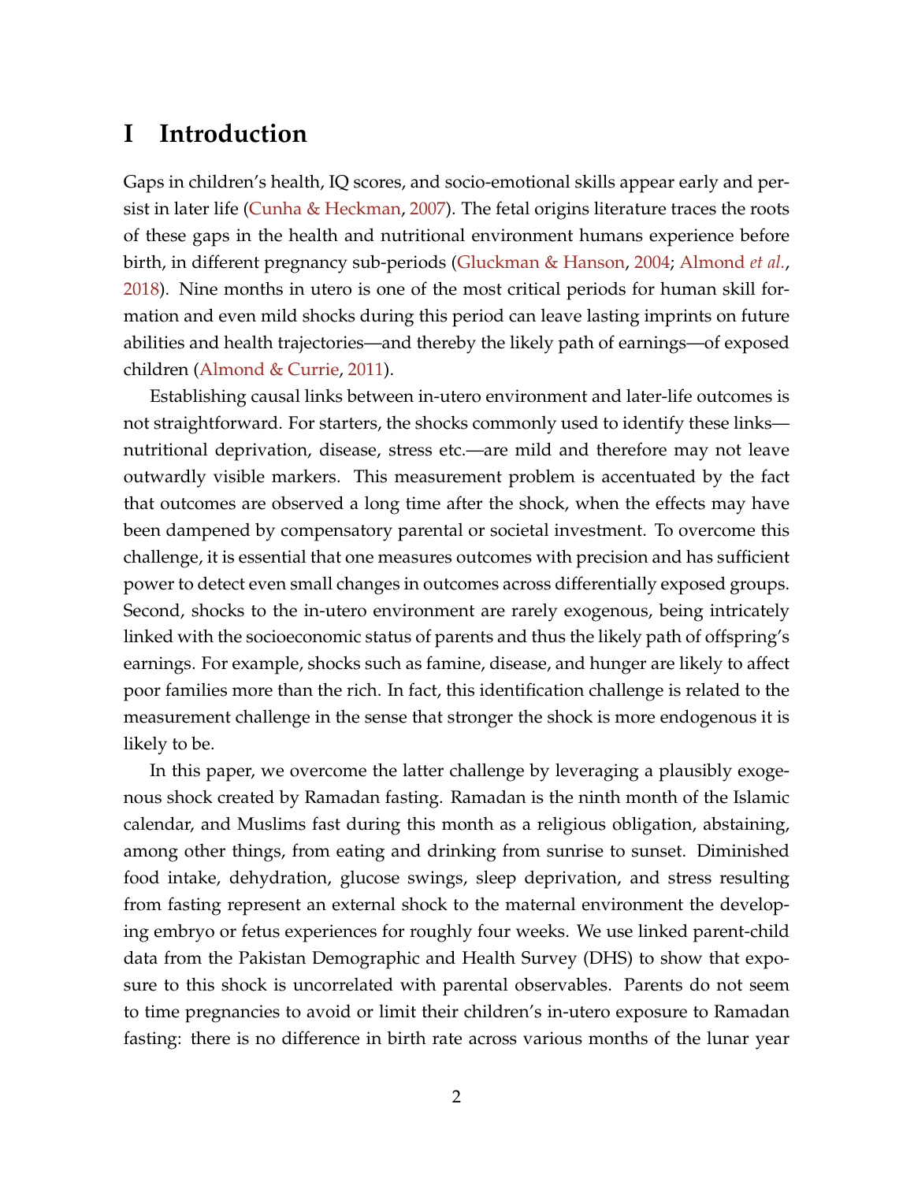# I Introduction

Gaps in children's health, IQ scores, and socio-emotional skills appear early and persist in later life (Cunha & Heckman, 2007). The fetal origins literature traces the roots of these gaps in the health and nutritional environment humans experience before birth, in different pregnancy sub-periods (Gluckman & Hanson, 2004; Almond *et al.*, 2018). Nine months in utero is one of the most critical periods for human skill formation and even mild shocks during this period can leave lasting imprints on future abilities and health trajectories—and thereby the likely path of earnings—of exposed children (Almond & Currie, 2011).

Establishing causal links between in-utero environment and later-life outcomes is not straightforward. For starters, the shocks commonly used to identify these links—nutritional deprivation, disease, stress etc.—are mild and therefore may not leave outwardly visible markers. This measurement problem is accentuated by the fact that outcomes are observed a long time after the shock, when the effects may have been dampened by compensatory parental or societal investment. To overcome this challenge, it is essential that one measures outcomes with precision and has sufficient power to detect even small changes in outcomes across differentially exposed groups. Second, shocks to the in-utero environment are rarely exogenous, being intricately linked with the socioeconomic status of parents and thus the likely path of offspring's earnings. For example, shocks such as famine, disease, and hunger are likely to affect poor families more than the rich. In fact, this identification challenge is related to the measurement challenge in the sense that stronger the shock is more endogenous it is likely to be.

In this paper, we overcome the latter challenge by leveraging a plausibly exogenous shock created by Ramadan fasting. Ramadan is the ninth month of the Islamic calendar, and Muslims fast during this month as a religious obligation, abstaining, among other things, from eating and drinking from sunrise to sunset. Diminished food intake, dehydration, glucose swings, sleep deprivation, and stress resulting from fasting represent an external shock to the maternal environment the developing embryo or fetus experiences for roughly four weeks. We use linked parent-child data from the Pakistan Demographic and Health Survey (DHS) to show that exposure to this shock is uncorrelated with parental observables. Parents do not seem to time pregnancies to avoid or limit their children's in-utero exposure to Ramadan fasting: there is no difference in birth rate across various months of the lunar year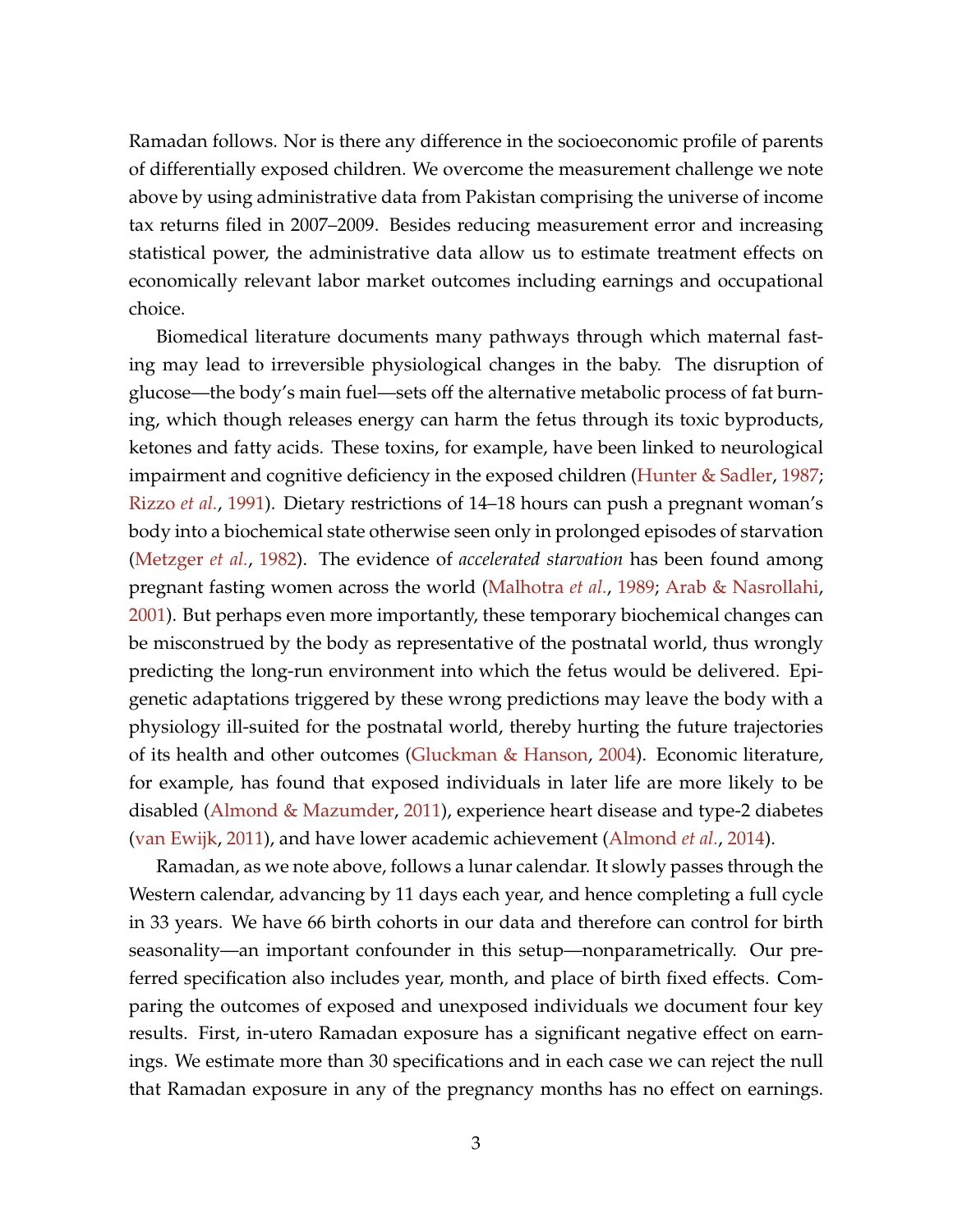Ramadan follows. Nor is there any difference in the socioeconomic profile of parents of differentially exposed children. We overcome the measurement challenge we note above by using administrative data from Pakistan comprising the universe of income tax returns filed in 2007–2009. Besides reducing measurement error and increasing statistical power, the administrative data allow us to estimate treatment effects on economically relevant labor market outcomes including earnings and occupational choice.

Biomedical literature documents many pathways through which maternal fasting may lead to irreversible physiological changes in the baby. The disruption of glucose—the body's main fuel—sets off the alternative metabolic process of fat burning, which though releases energy can harm the fetus through its toxic byproducts, ketones and fatty acids. These toxins, for example, have been linked to neurological impairment and cognitive deficiency in the exposed children (Hunter & Sadler, 1987; Rizzo *et al.*, 1991). Dietary restrictions of 14–18 hours can push a pregnant woman's body into a biochemical state otherwise seen only in prolonged episodes of starvation (Metzger *et al.*, 1982). The evidence of *accelerated starvation* has been found among pregnant fasting women across the world (Malhotra *et al.*, 1989; Arab & Nasrollahi, 2001). But perhaps even more importantly, these temporary biochemical changes can be misconstrued by the body as representative of the postnatal world, thus wrongly predicting the long-run environment into which the fetus would be delivered. Epigenetic adaptations triggered by these wrong predictions may leave the body with a physiology ill-suited for the postnatal world, thereby hurting the future trajectories of its health and other outcomes (Gluckman & Hanson, 2004). Economic literature, for example, has found that exposed individuals in later life are more likely to be disabled (Almond & Mazumder, 2011), experience heart disease and type-2 diabetes (van Ewijk, 2011), and have lower academic achievement (Almond *et al.*, 2014).

Ramadan, as we note above, follows a lunar calendar. It slowly passes through the Western calendar, advancing by 11 days each year, and hence completing a full cycle in 33 years. We have 66 birth cohorts in our data and therefore can control for birth seasonality—an important confounder in this setup—nonparametrically. Our preferred specification also includes year, month, and place of birth fixed effects. Comparing the outcomes of exposed and unexposed individuals we document four key results. First, in-utero Ramadan exposure has a significant negative effect on earnings. We estimate more than 30 specifications and in each case we can reject the null that Ramadan exposure in any of the pregnancy months has no effect on earnings.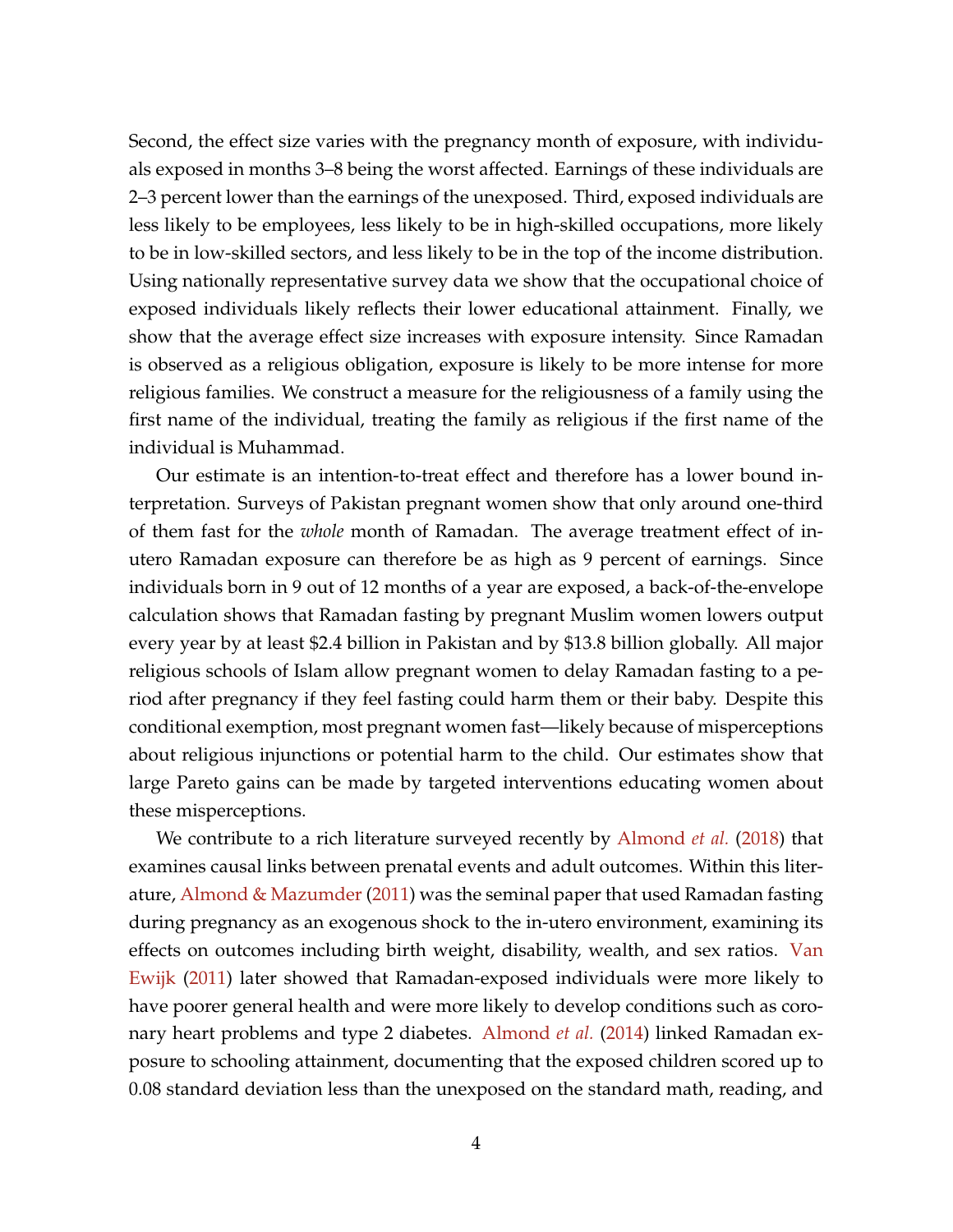Second, the effect size varies with the pregnancy month of exposure, with individuals exposed in months 3–8 being the worst affected. Earnings of these individuals are 2–3 percent lower than the earnings of the unexposed. Third, exposed individuals are less likely to be employees, less likely to be in high-skilled occupations, more likely to be in low-skilled sectors, and less likely to be in the top of the income distribution. Using nationally representative survey data we show that the occupational choice of exposed individuals likely reflects their lower educational attainment. Finally, we show that the average effect size increases with exposure intensity. Since Ramadan is observed as a religious obligation, exposure is likely to be more intense for more religious families. We construct a measure for the religiousness of a family using the first name of the individual, treating the family as religious if the first name of the individual is Muhammad.

Our estimate is an intention-to-treat effect and therefore has a lower bound interpretation. Surveys of Pakistan pregnant women show that only around one-third of them fast for the *whole* month of Ramadan. The average treatment effect of in-utero Ramadan exposure can therefore be as high as 9 percent of earnings. Since individuals born in 9 out of 12 months of a year are exposed, a back-of-the-envelope calculation shows that Ramadan fasting by pregnant Muslim women lowers output every year by at least $2.4 billion in Pakistan and by $13.8 billion globally. All major religious schools of Islam allow pregnant women to delay Ramadan fasting to a period after pregnancy if they feel fasting could harm them or their baby. Despite this conditional exemption, most pregnant women fast—likely because of misperceptions about religious injunctions or potential harm to the child. Our estimates show that large Pareto gains can be made by targeted interventions educating women about these misperceptions.

We contribute to a rich literature surveyed recently by Almond *et al.* (2018) that examines causal links between prenatal events and adult outcomes. Within this literature, Almond & Mazumder (2011) was the seminal paper that used Ramadan fasting during pregnancy as an exogenous shock to the in-utero environment, examining its effects on outcomes including birth weight, disability, wealth, and sex ratios. Van Ewijk (2011) later showed that Ramadan-exposed individuals were more likely to have poorer general health and were more likely to develop conditions such as coronary heart problems and type 2 diabetes. Almond *et al.* (2014) linked Ramadan exposure to schooling attainment, documenting that the exposed children scored up to 0.08 standard deviation less than the unexposed on the standard math, reading, and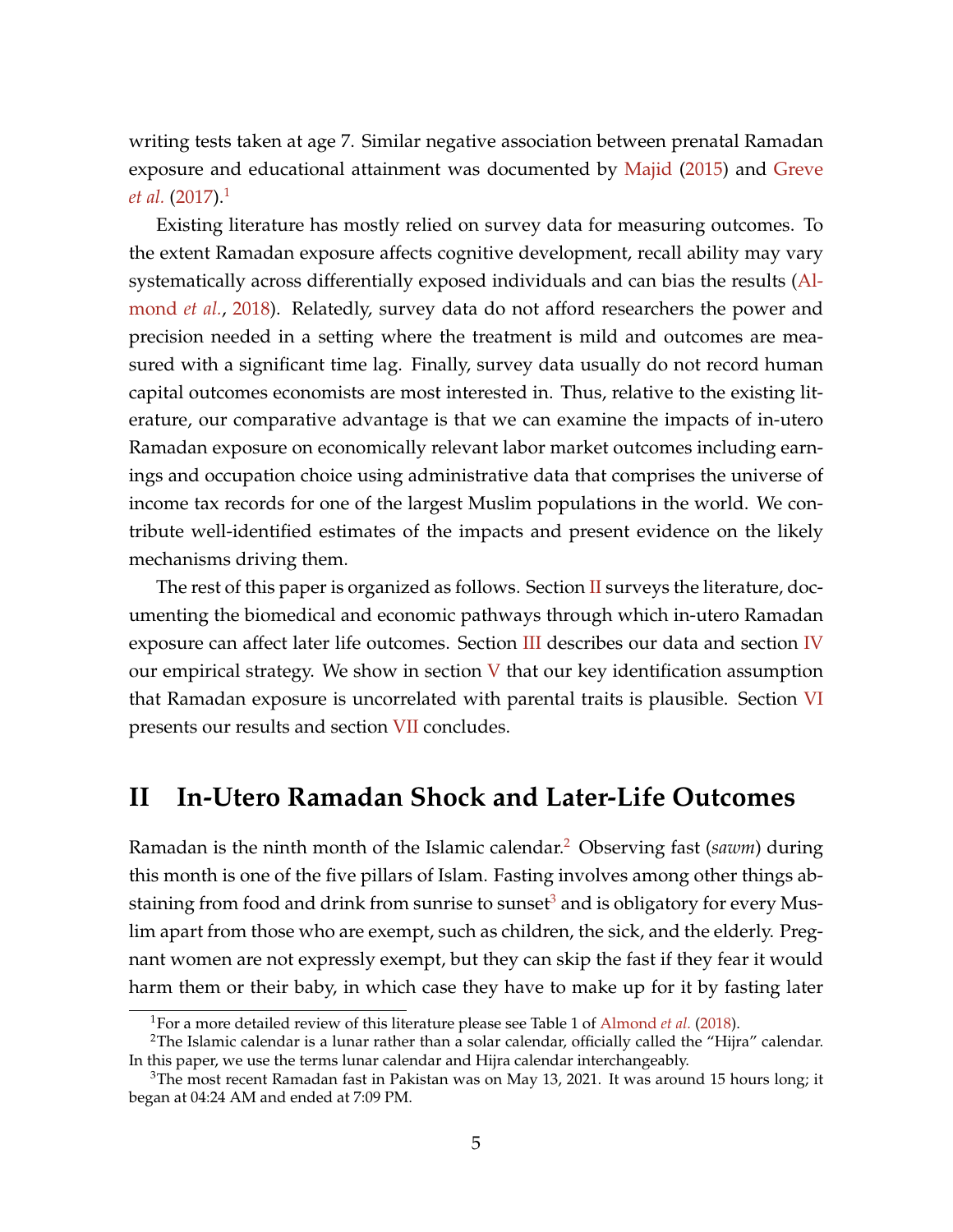writing tests taken at age 7. Similar negative association between prenatal Ramadan exposure and educational attainment was documented by Majid (2015) and Greve *et al.* (2017).[1]

Existing literature has mostly relied on survey data for measuring outcomes. To the extent Ramadan exposure affects cognitive development, recall ability may vary systematically across differentially exposed individuals and can bias the results (Almond *et al.*, 2018). Relatedly, survey data do not afford researchers the power and precision needed in a setting where the treatment is mild and outcomes are measured with a significant time lag. Finally, survey data usually do not record human capital outcomes economists are most interested in. Thus, relative to the existing literature, our comparative advantage is that we can examine the impacts of in-utero Ramadan exposure on economically relevant labor market outcomes including earnings and occupation choice using administrative data that comprises the universe of income tax records for one of the largest Muslim populations in the world. We contribute well-identified estimates of the impacts and present evidence on the likely mechanisms driving them.

The rest of this paper is organized as follows. Section II surveys the literature, documenting the biomedical and economic pathways through which in-utero Ramadan exposure can affect later life outcomes. Section III describes our data and section IV our empirical strategy. We show in section V that our key identification assumption that Ramadan exposure is uncorrelated with parental traits is plausible. Section VI presents our results and section VII concludes.

## II In-Utero Ramadan Shock and Later-Life Outcomes

Ramadan is the ninth month of the Islamic calendar.[2] Observing fast (*sawm*) during this month is one of the five pillars of Islam. Fasting involves among other things abstaining from food and drink from sunrise to sunset[3] and is obligatory for every Muslim apart from those who are exempt, such as children, the sick, and the elderly. Pregnant women are not expressly exempt, but they can skip the fast if they fear it would harm them or their baby, in which case they have to make up for it by fasting later

[1] For a more detailed review of this literature please see Table 1 of Almond *et al.* (2018).

[2] The Islamic calendar is a lunar rather than a solar calendar, officially called the "Hijra" calendar. In this paper, we use the terms lunar calendar and Hijra calendar interchangeably.

[3] The most recent Ramadan fast in Pakistan was on May 13, 2021. It was around 15 hours long; it began at 04:24 AM and ended at 7:09 PM.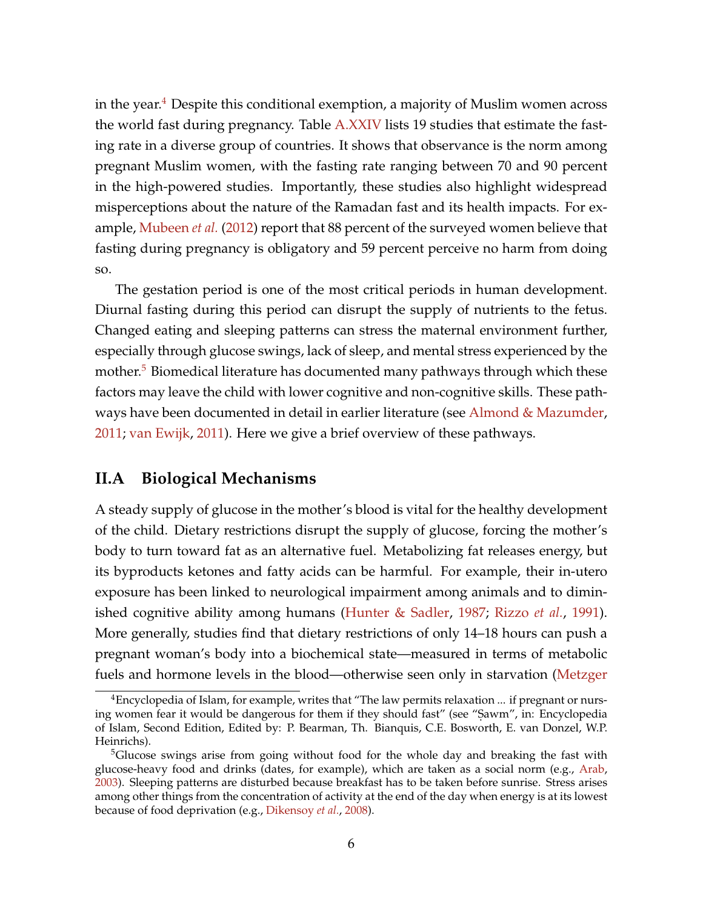in the year.[4] Despite this conditional exemption, a majority of Muslim women across the world fast during pregnancy. Table A.XXIV lists 19 studies that estimate the fasting rate in a diverse group of countries. It shows that observance is the norm among pregnant Muslim women, with the fasting rate ranging between 70 and 90 percent in the high-powered studies. Importantly, these studies also highlight widespread misperceptions about the nature of the Ramadan fast and its health impacts. For example, Mubeen *et al.* (2012) report that 88 percent of the surveyed women believe that fasting during pregnancy is obligatory and 59 percent perceive no harm from doing so.

The gestation period is one of the most critical periods in human development. Diurnal fasting during this period can disrupt the supply of nutrients to the fetus. Changed eating and sleeping patterns can stress the maternal environment further, especially through glucose swings, lack of sleep, and mental stress experienced by the mother.[5] Biomedical literature has documented many pathways through which these factors may leave the child with lower cognitive and non-cognitive skills. These pathways have been documented in detail in earlier literature (see Almond & Mazumder, 2011; van Ewijk, 2011). Here we give a brief overview of these pathways.

### II.A Biological Mechanisms

A steady supply of glucose in the mother's blood is vital for the healthy development of the child. Dietary restrictions disrupt the supply of glucose, forcing the mother's body to turn toward fat as an alternative fuel. Metabolizing fat releases energy, but its byproducts ketones and fatty acids can be harmful. For example, their in-utero exposure has been linked to neurological impairment among animals and to diminished cognitive ability among humans (Hunter & Sadler, 1987; Rizzo *et al.*, 1991). More generally, studies find that dietary restrictions of only 14–18 hours can push a pregnant woman's body into a biochemical state—measured in terms of metabolic fuels and hormone levels in the blood—otherwise seen only in starvation (Metzger

[4] Encyclopedia of Islam, for example, writes that "The law permits relaxation ... if pregnant or nursing women fear it would be dangerous for them if they should fast" (see "Ṣawm", in: Encyclopedia of Islam, Second Edition, Edited by: P. Bearman, Th. Bianquis, C.E. Bosworth, E. van Donzel, W.P. Heinrichs).

[5] Glucose swings arise from going without food for the whole day and breaking the fast with glucose-heavy food and drinks (dates, for example), which are taken as a social norm (e.g., Arab, 2003). Sleeping patterns are disturbed because breakfast has to be taken before sunrise. Stress arises among other things from the concentration of activity at the end of the day when energy is at its lowest because of food deprivation (e.g., Dikensoy *et al.*, 2008).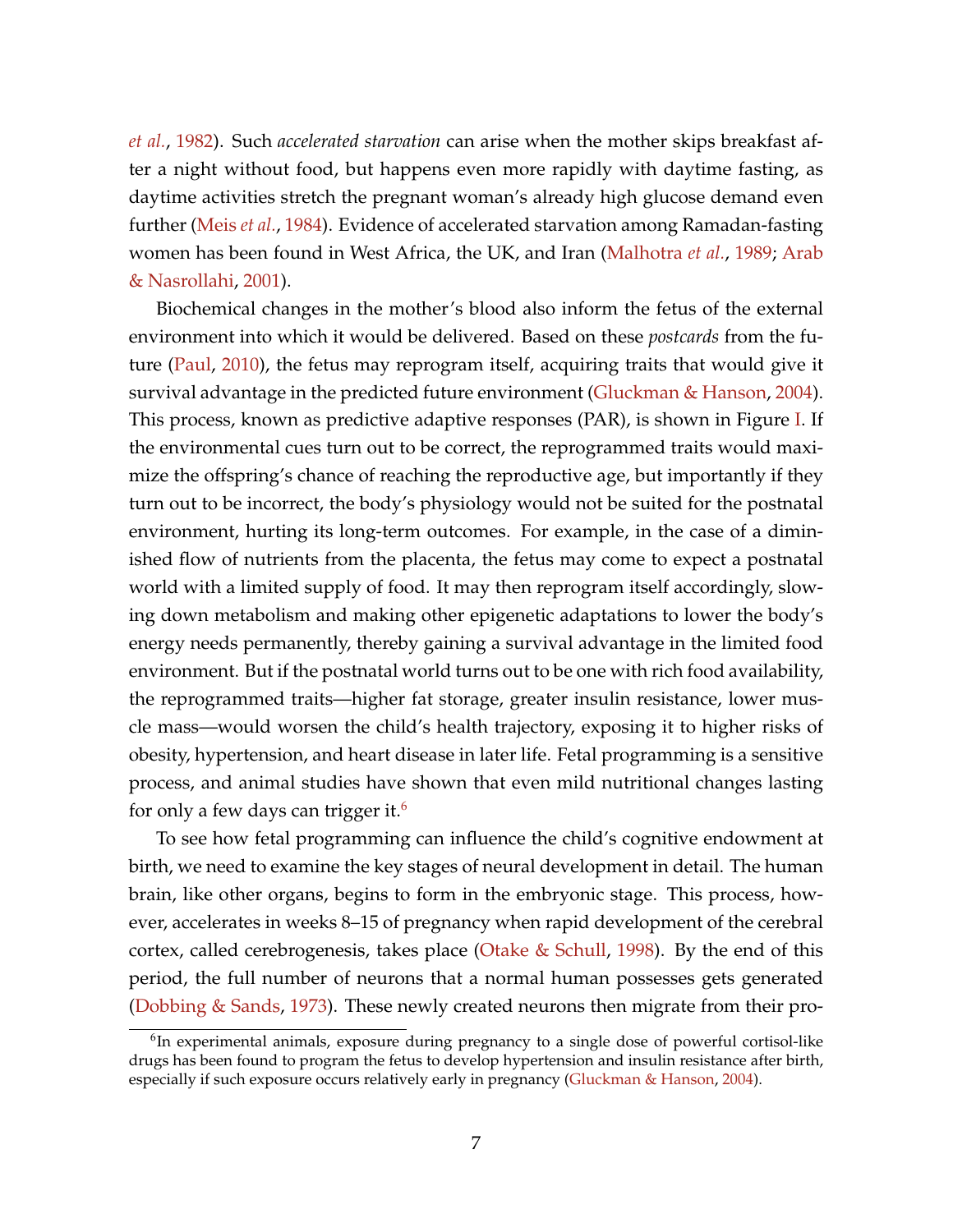*et al.*, 1982). Such *accelerated starvation* can arise when the mother skips breakfast after a night without food, but happens even more rapidly with daytime fasting, as daytime activities stretch the pregnant woman's already high glucose demand even further (Meis *et al.*, 1984). Evidence of accelerated starvation among Ramadan-fasting women has been found in West Africa, the UK, and Iran (Malhotra *et al.*, 1989; Arab & Nasrollahi, 2001).

Biochemical changes in the mother's blood also inform the fetus of the external environment into which it would be delivered. Based on these *postcards* from the future (Paul, 2010), the fetus may reprogram itself, acquiring traits that would give it survival advantage in the predicted future environment (Gluckman & Hanson, 2004). This process, known as predictive adaptive responses (PAR), is shown in Figure I. If the environmental cues turn out to be correct, the reprogrammed traits would maximize the offspring's chance of reaching the reproductive age, but importantly if they turn out to be incorrect, the body's physiology would not be suited for the postnatal environment, hurting its long-term outcomes. For example, in the case of a diminished flow of nutrients from the placenta, the fetus may come to expect a postnatal world with a limited supply of food. It may then reprogram itself accordingly, slowing down metabolism and making other epigenetic adaptations to lower the body's energy needs permanently, thereby gaining a survival advantage in the limited food environment. But if the postnatal world turns out to be one with rich food availability, the reprogrammed traits—higher fat storage, greater insulin resistance, lower muscle mass—would worsen the child's health trajectory, exposing it to higher risks of obesity, hypertension, and heart disease in later life. Fetal programming is a sensitive process, and animal studies have shown that even mild nutritional changes lasting for only a few days can trigger it.[6]

To see how fetal programming can influence the child's cognitive endowment at birth, we need to examine the key stages of neural development in detail. The human brain, like other organs, begins to form in the embryonic stage. This process, however, accelerates in weeks 8–15 of pregnancy when rapid development of the cerebral cortex, called cerebrogenesis, takes place (Otake & Schull, 1998). By the end of this period, the full number of neurons that a normal human possesses gets generated (Dobbing & Sands, 1973). These newly created neurons then migrate from their pro-

[6] In experimental animals, exposure during pregnancy to a single dose of powerful cortisol-like drugs has been found to program the fetus to develop hypertension and insulin resistance after birth, especially if such exposure occurs relatively early in pregnancy (Gluckman & Hanson, 2004).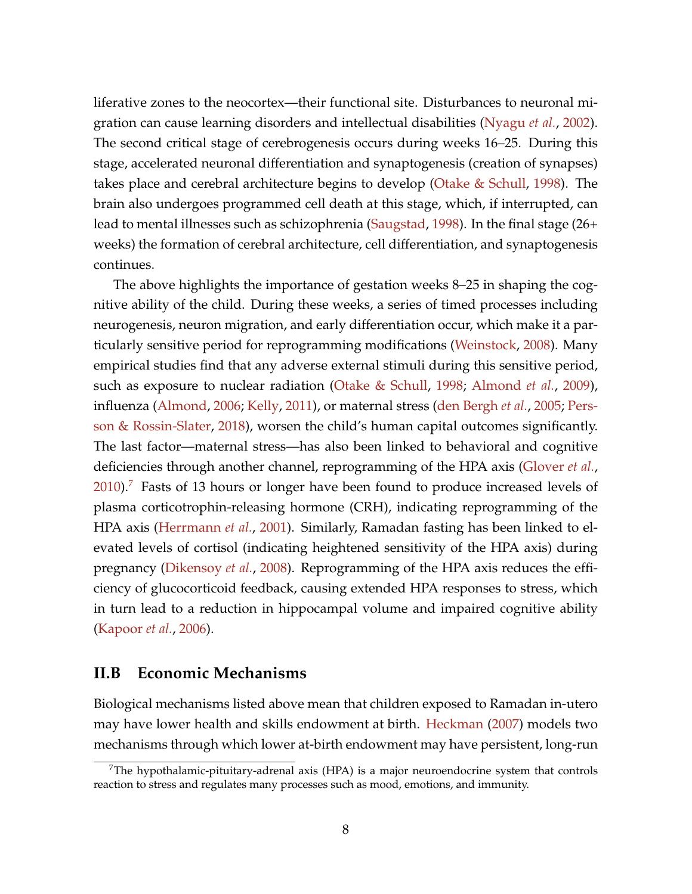liferative zones to the neocortex—their functional site. Disturbances to neuronal migration can cause learning disorders and intellectual disabilities (Nyagu *et al.*, 2002). The second critical stage of cerebrogenesis occurs during weeks 16–25. During this stage, accelerated neuronal differentiation and synaptogenesis (creation of synapses) takes place and cerebral architecture begins to develop (Otake & Schull, 1998). The brain also undergoes programmed cell death at this stage, which, if interrupted, can lead to mental illnesses such as schizophrenia (Saugstad, 1998). In the final stage (26+ weeks) the formation of cerebral architecture, cell differentiation, and synaptogenesis continues.

The above highlights the importance of gestation weeks 8–25 in shaping the cognitive ability of the child. During these weeks, a series of timed processes including neurogenesis, neuron migration, and early differentiation occur, which make it a particularly sensitive period for reprogramming modifications (Weinstock, 2008). Many empirical studies find that any adverse external stimuli during this sensitive period, such as exposure to nuclear radiation (Otake & Schull, 1998; Almond *et al.*, 2009), influenza (Almond, 2006; Kelly, 2011), or maternal stress (den Bergh *et al.*, 2005; Persson & Rossin-Slater, 2018), worsen the child's human capital outcomes significantly. The last factor—maternal stress—has also been linked to behavioral and cognitive deficiencies through another channel, reprogramming of the HPA axis (Glover *et al.*, 2010).[7] Fasts of 13 hours or longer have been found to produce increased levels of plasma corticotrophin-releasing hormone (CRH), indicating reprogramming of the HPA axis (Herrmann *et al.*, 2001). Similarly, Ramadan fasting has been linked to elevated levels of cortisol (indicating heightened sensitivity of the HPA axis) during pregnancy (Dikensoy *et al.*, 2008). Reprogramming of the HPA axis reduces the efficiency of glucocorticoid feedback, causing extended HPA responses to stress, which in turn lead to a reduction in hippocampal volume and impaired cognitive ability (Kapoor *et al.*, 2006).

## II.B Economic Mechanisms

Biological mechanisms listed above mean that children exposed to Ramadan in-utero may have lower health and skills endowment at birth. Heckman (2007) models two mechanisms through which lower at-birth endowment may have persistent, long-run

[7] The hypothalamic-pituitary-adrenal axis (HPA) is a major neuroendocrine system that controls reaction to stress and regulates many processes such as mood, emotions, and immunity.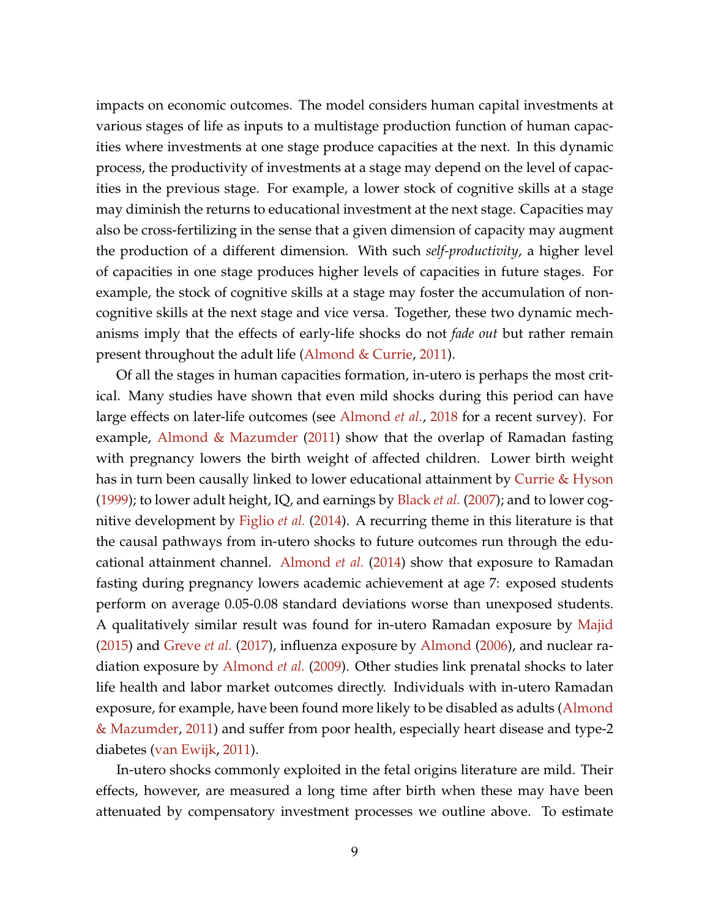impacts on economic outcomes. The model considers human capital investments at various stages of life as inputs to a multistage production function of human capacities where investments at one stage produce capacities at the next. In this dynamic process, the productivity of investments at a stage may depend on the level of capacities in the previous stage. For example, a lower stock of cognitive skills at a stage may diminish the returns to educational investment at the next stage. Capacities may also be cross-fertilizing in the sense that a given dimension of capacity may augment the production of a different dimension. With such *self-productivity*, a higher level of capacities in one stage produces higher levels of capacities in future stages. For example, the stock of cognitive skills at a stage may foster the accumulation of non-cognitive skills at the next stage and vice versa. Together, these two dynamic mechanisms imply that the effects of early-life shocks do not *fade out* but rather remain present throughout the adult life (Almond & Currie, 2011).

Of all the stages in human capacities formation, in-utero is perhaps the most critical. Many studies have shown that even mild shocks during this period can have large effects on later-life outcomes (see Almond *et al.*, 2018 for a recent survey). For example, Almond & Mazumder (2011) show that the overlap of Ramadan fasting with pregnancy lowers the birth weight of affected children. Lower birth weight has in turn been causally linked to lower educational attainment by Currie & Hyson (1999); to lower adult height, IQ, and earnings by Black *et al.* (2007); and to lower cognitive development by Figlio *et al.* (2014). A recurring theme in this literature is that the causal pathways from in-utero shocks to future outcomes run through the educational attainment channel. Almond *et al.* (2014) show that exposure to Ramadan fasting during pregnancy lowers academic achievement at age 7: exposed students perform on average 0.05-0.08 standard deviations worse than unexposed students. A qualitatively similar result was found for in-utero Ramadan exposure by Majid (2015) and Greve *et al.* (2017), influenza exposure by Almond (2006), and nuclear radiation exposure by Almond *et al.* (2009). Other studies link prenatal shocks to later life health and labor market outcomes directly. Individuals with in-utero Ramadan exposure, for example, have been found more likely to be disabled as adults (Almond & Mazumder, 2011) and suffer from poor health, especially heart disease and type-2 diabetes (van Ewijk, 2011).

In-utero shocks commonly exploited in the fetal origins literature are mild. Their effects, however, are measured a long time after birth when these may have been attenuated by compensatory investment processes we outline above. To estimate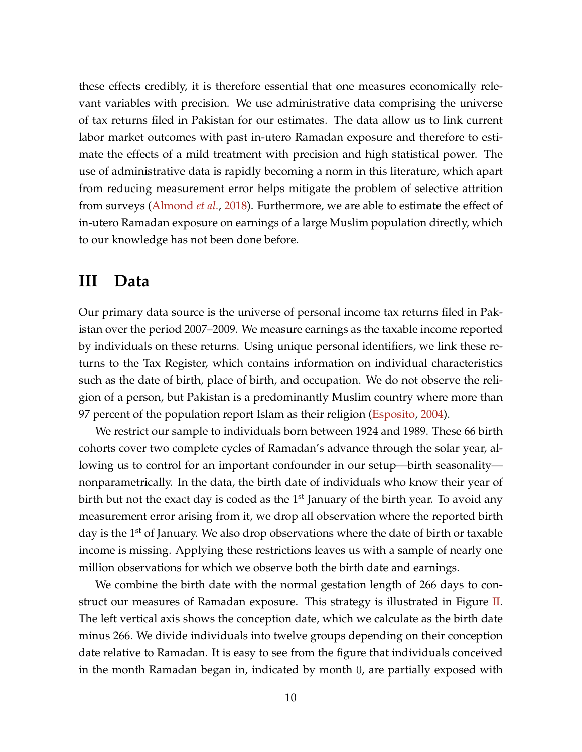these effects credibly, it is therefore essential that one measures economically relevant variables with precision. We use administrative data comprising the universe of tax returns filed in Pakistan for our estimates. The data allow us to link current labor market outcomes with past in-utero Ramadan exposure and therefore to estimate the effects of a mild treatment with precision and high statistical power. The use of administrative data is rapidly becoming a norm in this literature, which apart from reducing measurement error helps mitigate the problem of selective attrition from surveys (Almond *et al.*, 2018). Furthermore, we are able to estimate the effect of in-utero Ramadan exposure on earnings of a large Muslim population directly, which to our knowledge has not been done before.

# III Data

Our primary data source is the universe of personal income tax returns filed in Pakistan over the period 2007–2009. We measure earnings as the taxable income reported by individuals on these returns. Using unique personal identifiers, we link these returns to the Tax Register, which contains information on individual characteristics such as the date of birth, place of birth, and occupation. We do not observe the religion of a person, but Pakistan is a predominantly Muslim country where more than 97 percent of the population report Islam as their religion (Esposito, 2004).

We restrict our sample to individuals born between 1924 and 1989. These 66 birth cohorts cover two complete cycles of Ramadan's advance through the solar year, allowing us to control for an important confounder in our setup—birth seasonality—nonparametrically. In the data, the birth date of individuals who know their year of birth but not the exact day is coded as the 1st January of the birth year. To avoid any measurement error arising from it, we drop all observation where the reported birth day is the 1st of January. We also drop observations where the date of birth or taxable income is missing. Applying these restrictions leaves us with a sample of nearly one million observations for which we observe both the birth date and earnings.

We combine the birth date with the normal gestation length of 266 days to construct our measures of Ramadan exposure. This strategy is illustrated in Figure II. The left vertical axis shows the conception date, which we calculate as the birth date minus 266. We divide individuals into twelve groups depending on their conception date relative to Ramadan. It is easy to see from the figure that individuals conceived in the month Ramadan began in, indicated by month 0, are partially exposed with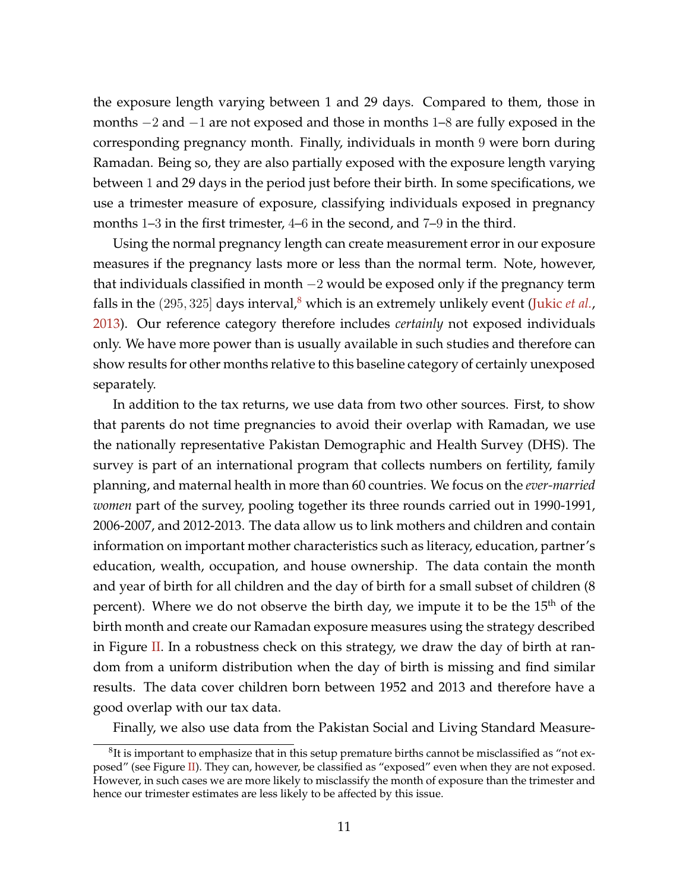the exposure length varying between 1 and 29 days. Compared to them, those in months $-2$ and $-1$ are not exposed and those in months 1–8 are fully exposed in the corresponding pregnancy month. Finally, individuals in month 9 were born during Ramadan. Being so, they are also partially exposed with the exposure length varying between 1 and 29 days in the period just before their birth. In some specifications, we use a trimester measure of exposure, classifying individuals exposed in pregnancy months 1–3 in the first trimester, 4–6 in the second, and 7–9 in the third.

Using the normal pregnancy length can create measurement error in our exposure measures if the pregnancy lasts more or less than the normal term. Note, however, that individuals classified in month $-2$ would be exposed only if the pregnancy term falls in the $(295, 325]$ days interval,[8] which is an extremely unlikely event (Jukic *et al.*, 2013). Our reference category therefore includes *certainly* not exposed individuals only. We have more power than is usually available in such studies and therefore can show results for other months relative to this baseline category of certainly unexposed separately.

In addition to the tax returns, we use data from two other sources. First, to show that parents do not time pregnancies to avoid their overlap with Ramadan, we use the nationally representative Pakistan Demographic and Health Survey (DHS). The survey is part of an international program that collects numbers on fertility, family planning, and maternal health in more than 60 countries. We focus on the *ever-married women* part of the survey, pooling together its three rounds carried out in 1990-1991, 2006-2007, and 2012-2013. The data allow us to link mothers and children and contain information on important mother characteristics such as literacy, education, partner's education, wealth, occupation, and house ownership. The data contain the month and year of birth for all children and the day of birth for a small subset of children (8 percent). Where we do not observe the birth day, we impute it to be the 15th of the birth month and create our Ramadan exposure measures using the strategy described in Figure II. In a robustness check on this strategy, we draw the day of birth at random from a uniform distribution when the day of birth is missing and find similar results. The data cover children born between 1952 and 2013 and therefore have a good overlap with our tax data.

Finally, we also use data from the Pakistan Social and Living Standard Measure-

[8] It is important to emphasize that in this setup premature births cannot be misclassified as "not exposed" (see Figure II). They can, however, be classified as "exposed" even when they are not exposed. However, in such cases we are more likely to misclassify the month of exposure than the trimester and hence our trimester estimates are less likely to be affected by this issue.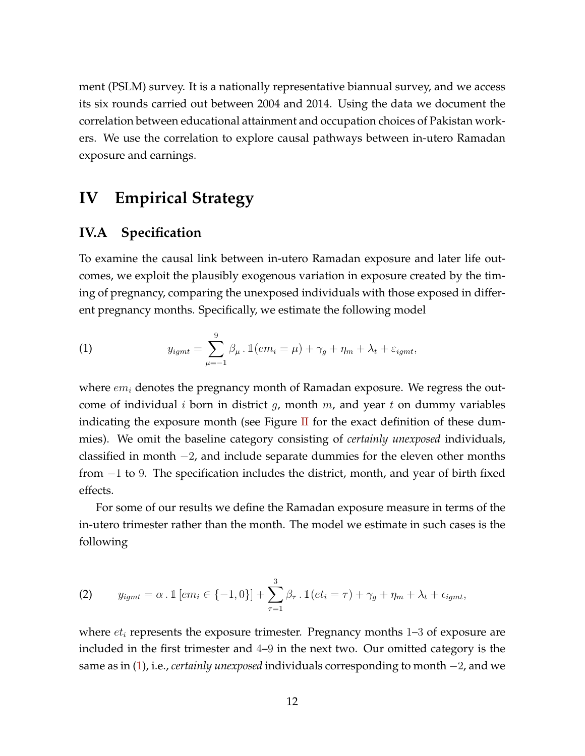ment (PSLM) survey. It is a nationally representative biannual survey, and we access its six rounds carried out between 2004 and 2014. Using the data we document the correlation between educational attainment and occupation choices of Pakistan workers. We use the correlation to explore causal pathways between in-utero Ramadan exposure and earnings.

# IV Empirical Strategy

## IV.A Specification

To examine the causal link between in-utero Ramadan exposure and later life outcomes, we exploit the plausibly exogenous variation in exposure created by the timing of pregnancy, comparing the unexposed individuals with those exposed in different pregnancy months. Specifically, we estimate the following model

$$y_{igmt} = \sum_{\mu=-1}^{9} \beta_\mu \, . \, \mathbb{1}(em_i = \mu) + \gamma_g + \eta_m + \lambda_t + \varepsilon_{igmt}, \tag{1}$$

where $em_i$ denotes the pregnancy month of Ramadan exposure. We regress the outcome of individual $i$ born in district $g$, month $m$, and year $t$ on dummy variables indicating the exposure month (see Figure II for the exact definition of these dummies). We omit the baseline category consisting of *certainly unexposed* individuals, classified in month $-2$, and include separate dummies for the eleven other months from $-1$ to $9$. The specification includes the district, month, and year of birth fixed effects.

For some of our results we define the Ramadan exposure measure in terms of the in-utero trimester rather than the month. The model we estimate in such cases is the following

$$y_{igmt} = \alpha \, . \, \mathbb{1}\left[em_i \in \{-1, 0\}\right] + \sum_{\tau=1}^{3} \beta_\tau \, . \, \mathbb{1}(et_i = \tau) + \gamma_g + \eta_m + \lambda_t + \epsilon_{igmt}, \tag{2}$$

where $et_i$ represents the exposure trimester. Pregnancy months 1–3 of exposure are included in the first trimester and 4–9 in the next two. Our omitted category is the same as in (1), i.e., *certainly unexposed* individuals corresponding to month $-2$, and we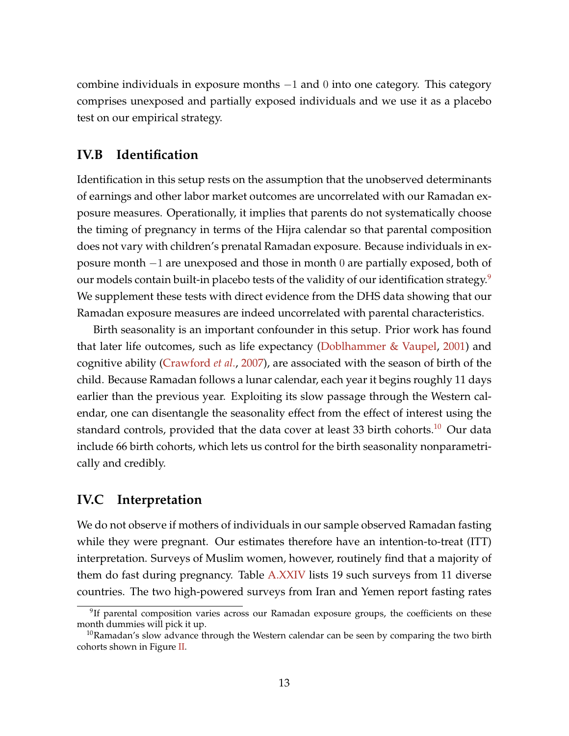combine individuals in exposure months $-1$ and $0$ into one category. This category comprises unexposed and partially exposed individuals and we use it as a placebo test on our empirical strategy.

## IV.B Identification

Identification in this setup rests on the assumption that the unobserved determinants of earnings and other labor market outcomes are uncorrelated with our Ramadan exposure measures. Operationally, it implies that parents do not systematically choose the timing of pregnancy in terms of the Hijra calendar so that parental composition does not vary with children's prenatal Ramadan exposure. Because individuals in exposure month $-1$ are unexposed and those in month $0$ are partially exposed, both of our models contain built-in placebo tests of the validity of our identification strategy.[9] We supplement these tests with direct evidence from the DHS data showing that our Ramadan exposure measures are indeed uncorrelated with parental characteristics.

Birth seasonality is an important confounder in this setup. Prior work has found that later life outcomes, such as life expectancy (Doblhammer & Vaupel, 2001) and cognitive ability (Crawford *et al.*, 2007), are associated with the season of birth of the child. Because Ramadan follows a lunar calendar, each year it begins roughly 11 days earlier than the previous year. Exploiting its slow passage through the Western calendar, one can disentangle the seasonality effect from the effect of interest using the standard controls, provided that the data cover at least 33 birth cohorts.[10] Our data include 66 birth cohorts, which lets us control for the birth seasonality nonparametrically and credibly.

## IV.C Interpretation

We do not observe if mothers of individuals in our sample observed Ramadan fasting while they were pregnant. Our estimates therefore have an intention-to-treat (ITT) interpretation. Surveys of Muslim women, however, routinely find that a majority of them do fast during pregnancy. Table A.XXIV lists 19 such surveys from 11 diverse countries. The two high-powered surveys from Iran and Yemen report fasting rates

[9] If parental composition varies across our Ramadan exposure groups, the coefficients on these month dummies will pick it up.

[10] Ramadan's slow advance through the Western calendar can be seen by comparing the two birth cohorts shown in Figure II.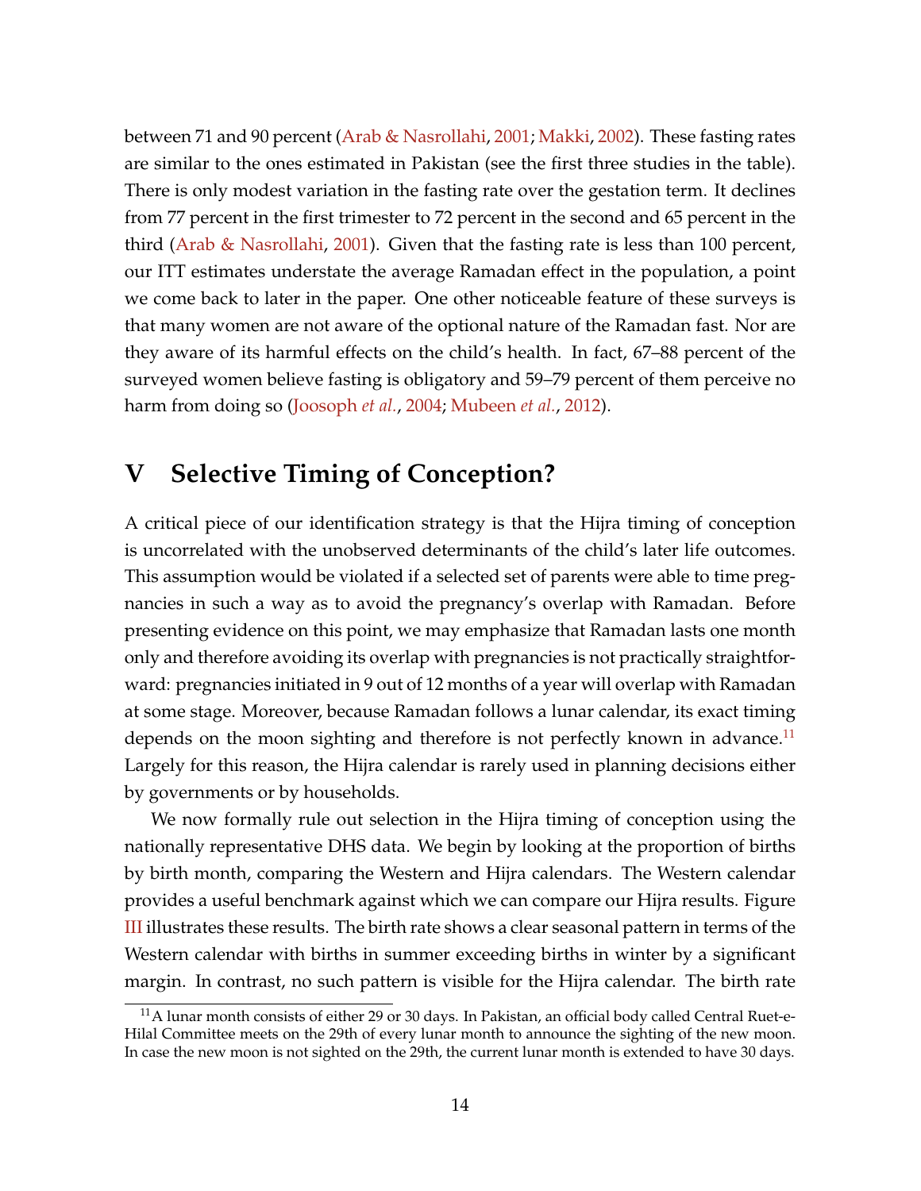between 71 and 90 percent (Arab & Nasrollahi, 2001; Makki, 2002). These fasting rates are similar to the ones estimated in Pakistan (see the first three studies in the table). There is only modest variation in the fasting rate over the gestation term. It declines from 77 percent in the first trimester to 72 percent in the second and 65 percent in the third (Arab & Nasrollahi, 2001). Given that the fasting rate is less than 100 percent, our ITT estimates understate the average Ramadan effect in the population, a point we come back to later in the paper. One other noticeable feature of these surveys is that many women are not aware of the optional nature of the Ramadan fast. Nor are they aware of its harmful effects on the child's health. In fact, 67–88 percent of the surveyed women believe fasting is obligatory and 59–79 percent of them perceive no harm from doing so (Joosoph *et al.*, 2004; Mubeen *et al.*, 2012).

# V Selective Timing of Conception?

A critical piece of our identification strategy is that the Hijra timing of conception is uncorrelated with the unobserved determinants of the child's later life outcomes. This assumption would be violated if a selected set of parents were able to time pregnancies in such a way as to avoid the pregnancy's overlap with Ramadan. Before presenting evidence on this point, we may emphasize that Ramadan lasts one month only and therefore avoiding its overlap with pregnancies is not practically straightforward: pregnancies initiated in 9 out of 12 months of a year will overlap with Ramadan at some stage. Moreover, because Ramadan follows a lunar calendar, its exact timing depends on the moon sighting and therefore is not perfectly known in advance.[11] Largely for this reason, the Hijra calendar is rarely used in planning decisions either by governments or by households.

We now formally rule out selection in the Hijra timing of conception using the nationally representative DHS data. We begin by looking at the proportion of births by birth month, comparing the Western and Hijra calendars. The Western calendar provides a useful benchmark against which we can compare our Hijra results. Figure III illustrates these results. The birth rate shows a clear seasonal pattern in terms of the Western calendar with births in summer exceeding births in winter by a significant margin. In contrast, no such pattern is visible for the Hijra calendar. The birth rate

[11] A lunar month consists of either 29 or 30 days. In Pakistan, an official body called Central Ruet-e-Hilal Committee meets on the 29th of every lunar month to announce the sighting of the new moon. In case the new moon is not sighted on the 29th, the current lunar month is extended to have 30 days.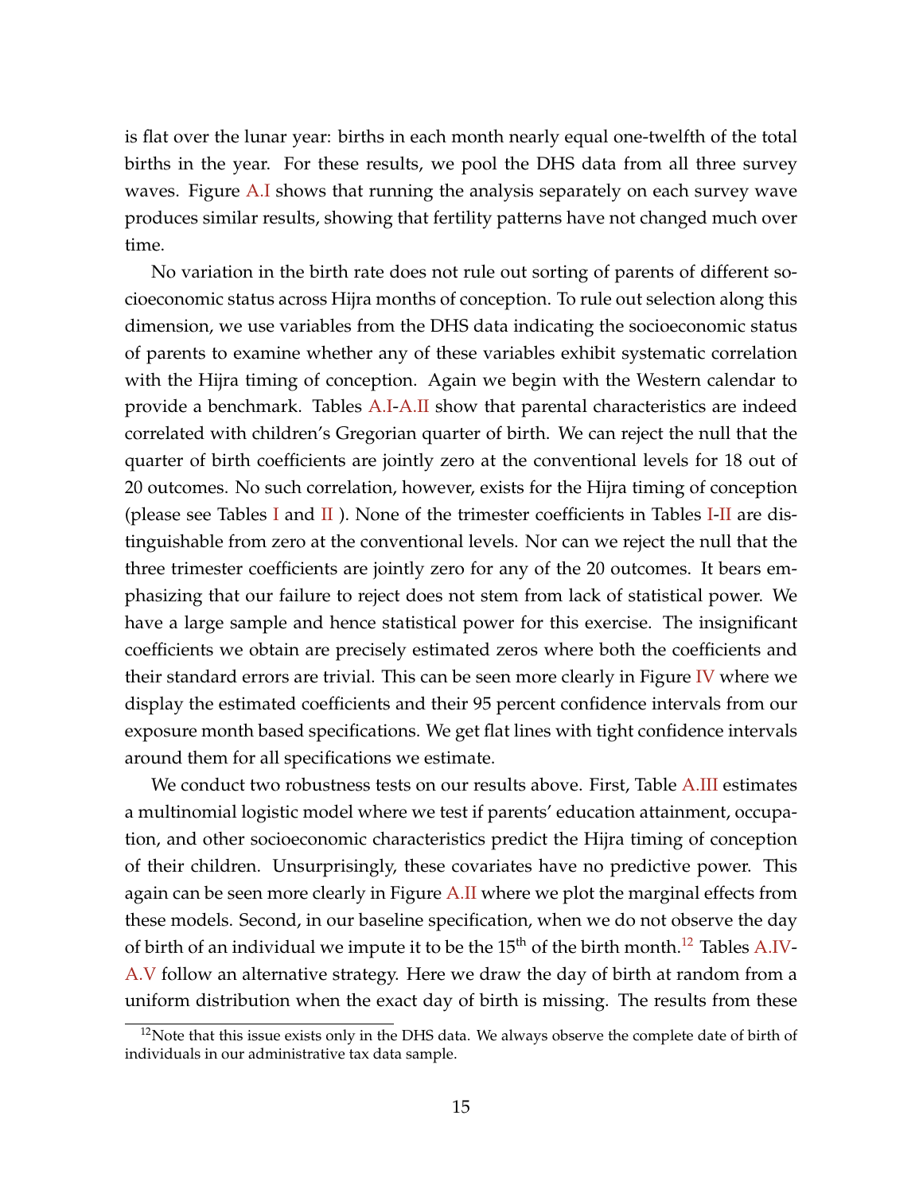is flat over the lunar year: births in each month nearly equal one-twelfth of the total births in the year. For these results, we pool the DHS data from all three survey waves. Figure A.I shows that running the analysis separately on each survey wave produces similar results, showing that fertility patterns have not changed much over time.

No variation in the birth rate does not rule out sorting of parents of different socioeconomic status across Hijra months of conception. To rule out selection along this dimension, we use variables from the DHS data indicating the socioeconomic status of parents to examine whether any of these variables exhibit systematic correlation with the Hijra timing of conception. Again we begin with the Western calendar to provide a benchmark. Tables A.I-A.II show that parental characteristics are indeed correlated with children's Gregorian quarter of birth. We can reject the null that the quarter of birth coefficients are jointly zero at the conventional levels for 18 out of 20 outcomes. No such correlation, however, exists for the Hijra timing of conception (please see Tables I and II ). None of the trimester coefficients in Tables I-II are distinguishable from zero at the conventional levels. Nor can we reject the null that the three trimester coefficients are jointly zero for any of the 20 outcomes. It bears emphasizing that our failure to reject does not stem from lack of statistical power. We have a large sample and hence statistical power for this exercise. The insignificant coefficients we obtain are precisely estimated zeros where both the coefficients and their standard errors are trivial. This can be seen more clearly in Figure IV where we display the estimated coefficients and their 95 percent confidence intervals from our exposure month based specifications. We get flat lines with tight confidence intervals around them for all specifications we estimate.

We conduct two robustness tests on our results above. First, Table A.III estimates a multinomial logistic model where we test if parents' education attainment, occupation, and other socioeconomic characteristics predict the Hijra timing of conception of their children. Unsurprisingly, these covariates have no predictive power. This again can be seen more clearly in Figure A.II where we plot the marginal effects from these models. Second, in our baseline specification, when we do not observe the day of birth of an individual we impute it to be the 15$^{\text{th}}$ of the birth month.[12] Tables A.IV-A.V follow an alternative strategy. Here we draw the day of birth at random from a uniform distribution when the exact day of birth is missing. The results from these

[12] Note that this issue exists only in the DHS data. We always observe the complete date of birth of individuals in our administrative tax data sample.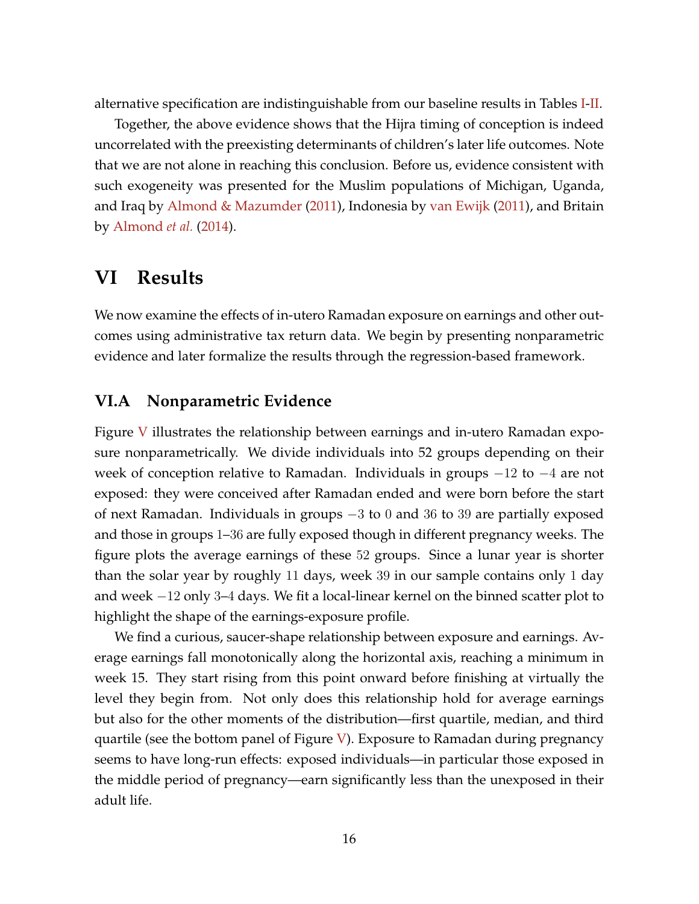alternative specification are indistinguishable from our baseline results in Tables I-II.

Together, the above evidence shows that the Hijra timing of conception is indeed uncorrelated with the preexisting determinants of children's later life outcomes. Note that we are not alone in reaching this conclusion. Before us, evidence consistent with such exogeneity was presented for the Muslim populations of Michigan, Uganda, and Iraq by Almond & Mazumder (2011), Indonesia by van Ewijk (2011), and Britain by Almond *et al.* (2014).

# VI Results

We now examine the effects of in-utero Ramadan exposure on earnings and other outcomes using administrative tax return data. We begin by presenting nonparametric evidence and later formalize the results through the regression-based framework.

## VI.A Nonparametric Evidence

Figure V illustrates the relationship between earnings and in-utero Ramadan exposure nonparametrically. We divide individuals into 52 groups depending on their week of conception relative to Ramadan. Individuals in groups $-12$ to $-4$ are not exposed: they were conceived after Ramadan ended and were born before the start of next Ramadan. Individuals in groups $-3$ to $0$ and $36$ to $39$ are partially exposed and those in groups $1$–$36$ are fully exposed though in different pregnancy weeks. The figure plots the average earnings of these $52$ groups. Since a lunar year is shorter than the solar year by roughly $11$ days, week $39$ in our sample contains only $1$ day and week $-12$ only $3$–$4$ days. We fit a local-linear kernel on the binned scatter plot to highlight the shape of the earnings-exposure profile.

We find a curious, saucer-shape relationship between exposure and earnings. Average earnings fall monotonically along the horizontal axis, reaching a minimum in week 15. They start rising from this point onward before finishing at virtually the level they begin from. Not only does this relationship hold for average earnings but also for the other moments of the distribution—first quartile, median, and third quartile (see the bottom panel of Figure V). Exposure to Ramadan during pregnancy seems to have long-run effects: exposed individuals—in particular those exposed in the middle period of pregnancy—earn significantly less than the unexposed in their adult life.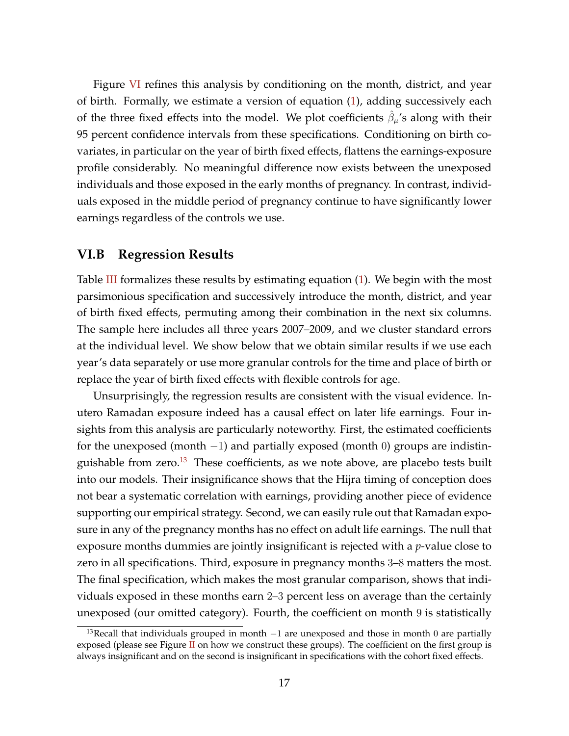Figure VI refines this analysis by conditioning on the month, district, and year of birth. Formally, we estimate a version of equation (1), adding successively each of the three fixed effects into the model. We plot coefficients $\hat{\beta}_\mu$'s along with their 95 percent confidence intervals from these specifications. Conditioning on birth covariates, in particular on the year of birth fixed effects, flattens the earnings-exposure profile considerably. No meaningful difference now exists between the unexposed individuals and those exposed in the early months of pregnancy. In contrast, individuals exposed in the middle period of pregnancy continue to have significantly lower earnings regardless of the controls we use.

## VI.B Regression Results

Table III formalizes these results by estimating equation (1). We begin with the most parsimonious specification and successively introduce the month, district, and year of birth fixed effects, permuting among their combination in the next six columns. The sample here includes all three years 2007–2009, and we cluster standard errors at the individual level. We show below that we obtain similar results if we use each year's data separately or use more granular controls for the time and place of birth or replace the year of birth fixed effects with flexible controls for age.

Unsurprisingly, the regression results are consistent with the visual evidence. In-utero Ramadan exposure indeed has a causal effect on later life earnings. Four insights from this analysis are particularly noteworthy. First, the estimated coefficients for the unexposed (month $-1$) and partially exposed (month $0$) groups are indistinguishable from zero.[13] These coefficients, as we note above, are placebo tests built into our models. Their insignificance shows that the Hijra timing of conception does not bear a systematic correlation with earnings, providing another piece of evidence supporting our empirical strategy. Second, we can easily rule out that Ramadan exposure in any of the pregnancy months has no effect on adult life earnings. The null that exposure months dummies are jointly insignificant is rejected with a *p*-value close to zero in all specifications. Third, exposure in pregnancy months $3$–$8$ matters the most. The final specification, which makes the most granular comparison, shows that individuals exposed in these months earn $2$–$3$ percent less on average than the certainly unexposed (our omitted category). Fourth, the coefficient on month $9$ is statistically

[13] Recall that individuals grouped in month $-1$ are unexposed and those in month $0$ are partially exposed (please see Figure II on how we construct these groups). The coefficient on the first group is always insignificant and on the second is insignificant in specifications with the cohort fixed effects.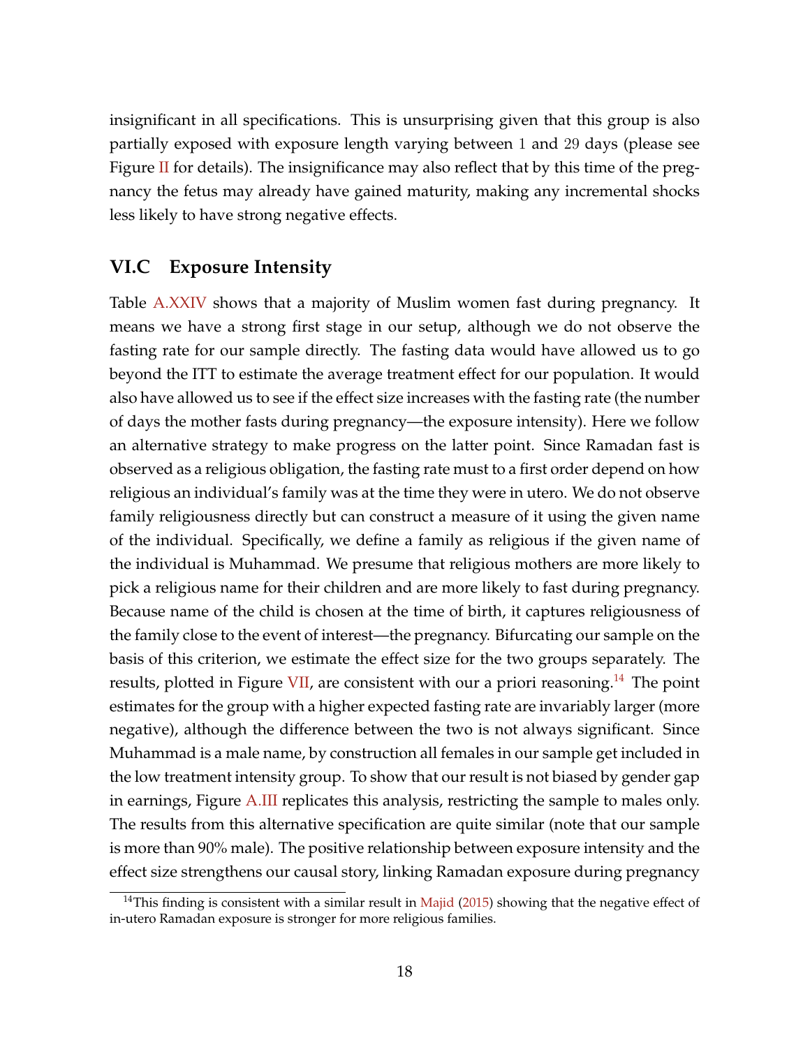insignificant in all specifications. This is unsurprising given that this group is also partially exposed with exposure length varying between 1 and 29 days (please see Figure II for details). The insignificance may also reflect that by this time of the pregnancy the fetus may already have gained maturity, making any incremental shocks less likely to have strong negative effects.

## VI.C Exposure Intensity

Table A.XXIV shows that a majority of Muslim women fast during pregnancy. It means we have a strong first stage in our setup, although we do not observe the fasting rate for our sample directly. The fasting data would have allowed us to go beyond the ITT to estimate the average treatment effect for our population. It would also have allowed us to see if the effect size increases with the fasting rate (the number of days the mother fasts during pregnancy—the exposure intensity). Here we follow an alternative strategy to make progress on the latter point. Since Ramadan fast is observed as a religious obligation, the fasting rate must to a first order depend on how religious an individual's family was at the time they were in utero. We do not observe family religiousness directly but can construct a measure of it using the given name of the individual. Specifically, we define a family as religious if the given name of the individual is Muhammad. We presume that religious mothers are more likely to pick a religious name for their children and are more likely to fast during pregnancy. Because name of the child is chosen at the time of birth, it captures religiousness of the family close to the event of interest—the pregnancy. Bifurcating our sample on the basis of this criterion, we estimate the effect size for the two groups separately. The results, plotted in Figure VII, are consistent with our a priori reasoning.[14] The point estimates for the group with a higher expected fasting rate are invariably larger (more negative), although the difference between the two is not always significant. Since Muhammad is a male name, by construction all females in our sample get included in the low treatment intensity group. To show that our result is not biased by gender gap in earnings, Figure A.III replicates this analysis, restricting the sample to males only. The results from this alternative specification are quite similar (note that our sample is more than 90% male). The positive relationship between exposure intensity and the effect size strengthens our causal story, linking Ramadan exposure during pregnancy

[14] This finding is consistent with a similar result in Majid (2015) showing that the negative effect of in-utero Ramadan exposure is stronger for more religious families.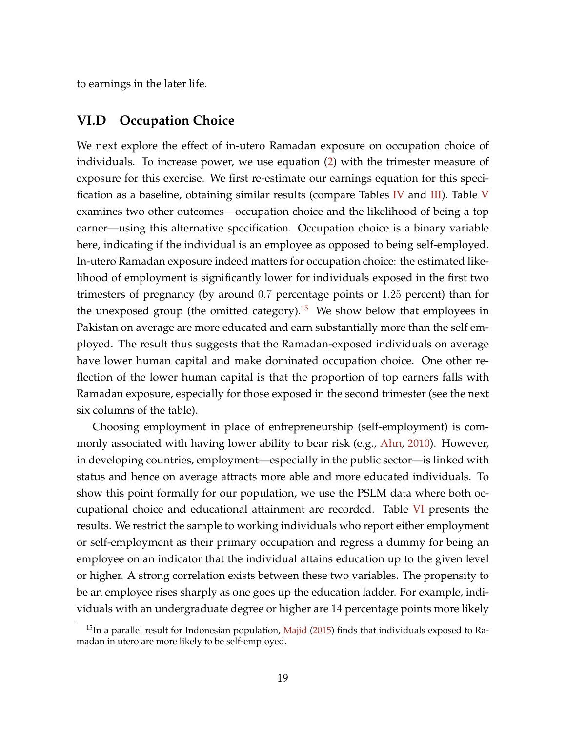to earnings in the later life.

## VI.D Occupation Choice

We next explore the effect of in-utero Ramadan exposure on occupation choice of individuals. To increase power, we use equation (2) with the trimester measure of exposure for this exercise. We first re-estimate our earnings equation for this specification as a baseline, obtaining similar results (compare Tables IV and III). Table V examines two other outcomes—occupation choice and the likelihood of being a top earner—using this alternative specification. Occupation choice is a binary variable here, indicating if the individual is an employee as opposed to being self-employed. In-utero Ramadan exposure indeed matters for occupation choice: the estimated likelihood of employment is significantly lower for individuals exposed in the first two trimesters of pregnancy (by around $0.7$ percentage points or $1.25$ percent) than for the unexposed group (the omitted category).[15] We show below that employees in Pakistan on average are more educated and earn substantially more than the self employed. The result thus suggests that the Ramadan-exposed individuals on average have lower human capital and make dominated occupation choice. One other reflection of the lower human capital is that the proportion of top earners falls with Ramadan exposure, especially for those exposed in the second trimester (see the next six columns of the table).

Choosing employment in place of entrepreneurship (self-employment) is commonly associated with having lower ability to bear risk (e.g., Ahn, 2010). However, in developing countries, employment—especially in the public sector—is linked with status and hence on average attracts more able and more educated individuals. To show this point formally for our population, we use the PSLM data where both occupational choice and educational attainment are recorded. Table VI presents the results. We restrict the sample to working individuals who report either employment or self-employment as their primary occupation and regress a dummy for being an employee on an indicator that the individual attains education up to the given level or higher. A strong correlation exists between these two variables. The propensity to be an employee rises sharply as one goes up the education ladder. For example, individuals with an undergraduate degree or higher are 14 percentage points more likely

[15] In a parallel result for Indonesian population, Majid (2015) finds that individuals exposed to Ramadan in utero are more likely to be self-employed.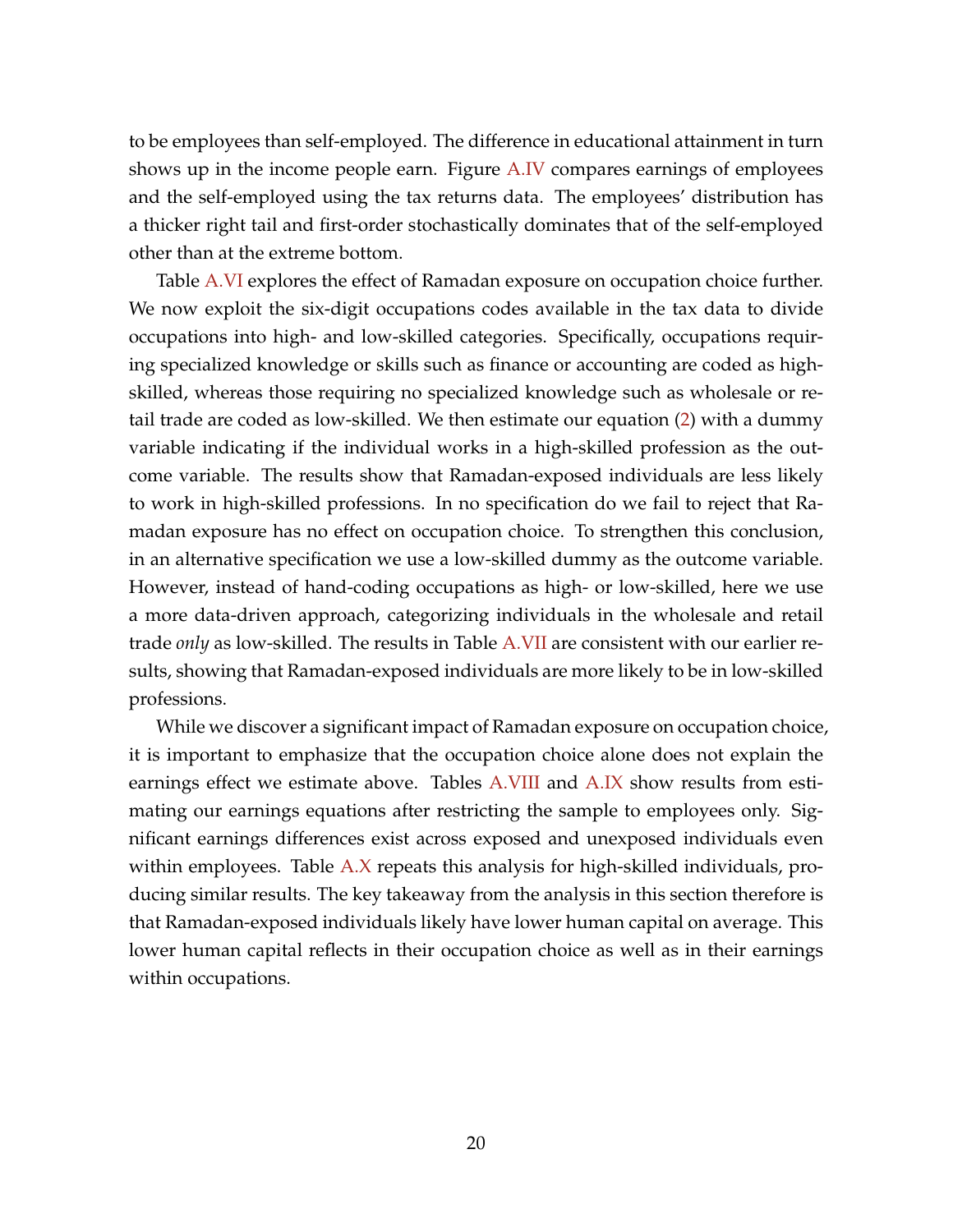to be employees than self-employed. The difference in educational attainment in turn shows up in the income people earn. Figure A.IV compares earnings of employees and the self-employed using the tax returns data. The employees' distribution has a thicker right tail and first-order stochastically dominates that of the self-employed other than at the extreme bottom.

Table A.VI explores the effect of Ramadan exposure on occupation choice further. We now exploit the six-digit occupations codes available in the tax data to divide occupations into high- and low-skilled categories. Specifically, occupations requiring specialized knowledge or skills such as finance or accounting are coded as high-skilled, whereas those requiring no specialized knowledge such as wholesale or retail trade are coded as low-skilled. We then estimate our equation (2) with a dummy variable indicating if the individual works in a high-skilled profession as the outcome variable. The results show that Ramadan-exposed individuals are less likely to work in high-skilled professions. In no specification do we fail to reject that Ramadan exposure has no effect on occupation choice. To strengthen this conclusion, in an alternative specification we use a low-skilled dummy as the outcome variable. However, instead of hand-coding occupations as high- or low-skilled, here we use a more data-driven approach, categorizing individuals in the wholesale and retail trade *only* as low-skilled. The results in Table A.VII are consistent with our earlier results, showing that Ramadan-exposed individuals are more likely to be in low-skilled professions.

While we discover a significant impact of Ramadan exposure on occupation choice, it is important to emphasize that the occupation choice alone does not explain the earnings effect we estimate above. Tables A.VIII and A.IX show results from estimating our earnings equations after restricting the sample to employees only. Significant earnings differences exist across exposed and unexposed individuals even within employees. Table A.X repeats this analysis for high-skilled individuals, producing similar results. The key takeaway from the analysis in this section therefore is that Ramadan-exposed individuals likely have lower human capital on average. This lower human capital reflects in their occupation choice as well as in their earnings within occupations.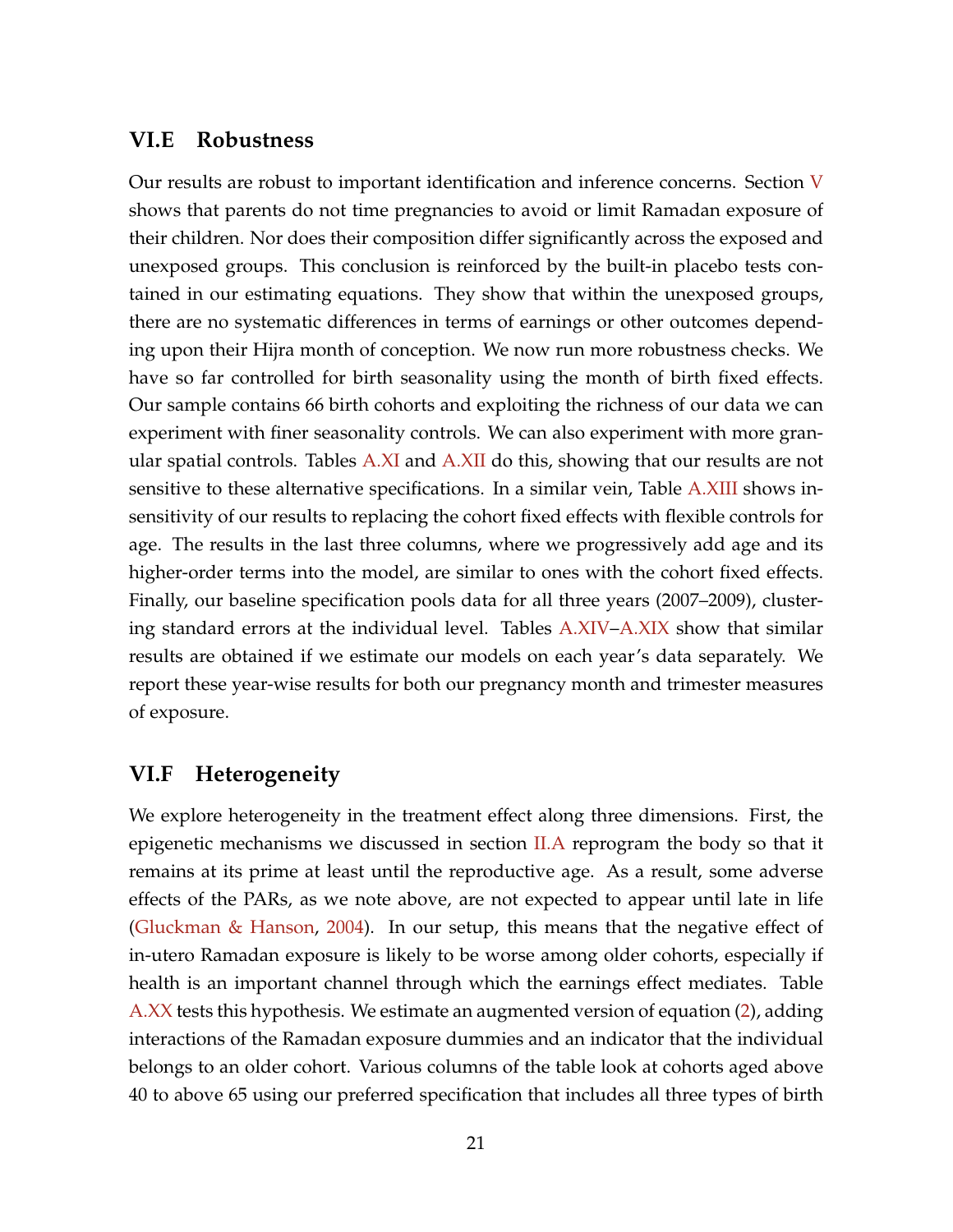### VI.E Robustness

Our results are robust to important identification and inference concerns. Section V shows that parents do not time pregnancies to avoid or limit Ramadan exposure of their children. Nor does their composition differ significantly across the exposed and unexposed groups. This conclusion is reinforced by the built-in placebo tests contained in our estimating equations. They show that within the unexposed groups, there are no systematic differences in terms of earnings or other outcomes depending upon their Hijra month of conception. We now run more robustness checks. We have so far controlled for birth seasonality using the month of birth fixed effects. Our sample contains 66 birth cohorts and exploiting the richness of our data we can experiment with finer seasonality controls. We can also experiment with more granular spatial controls. Tables A.XI and A.XII do this, showing that our results are not sensitive to these alternative specifications. In a similar vein, Table A.XIII shows insensitivity of our results to replacing the cohort fixed effects with flexible controls for age. The results in the last three columns, where we progressively add age and its higher-order terms into the model, are similar to ones with the cohort fixed effects. Finally, our baseline specification pools data for all three years (2007–2009), clustering standard errors at the individual level. Tables A.XIV–A.XIX show that similar results are obtained if we estimate our models on each year's data separately. We report these year-wise results for both our pregnancy month and trimester measures of exposure.

### VI.F Heterogeneity

We explore heterogeneity in the treatment effect along three dimensions. First, the epigenetic mechanisms we discussed in section II.A reprogram the body so that it remains at its prime at least until the reproductive age. As a result, some adverse effects of the PARs, as we note above, are not expected to appear until late in life (Gluckman & Hanson, 2004). In our setup, this means that the negative effect of in-utero Ramadan exposure is likely to be worse among older cohorts, especially if health is an important channel through which the earnings effect mediates. Table A.XX tests this hypothesis. We estimate an augmented version of equation (2), adding interactions of the Ramadan exposure dummies and an indicator that the individual belongs to an older cohort. Various columns of the table look at cohorts aged above 40 to above 65 using our preferred specification that includes all three types of birth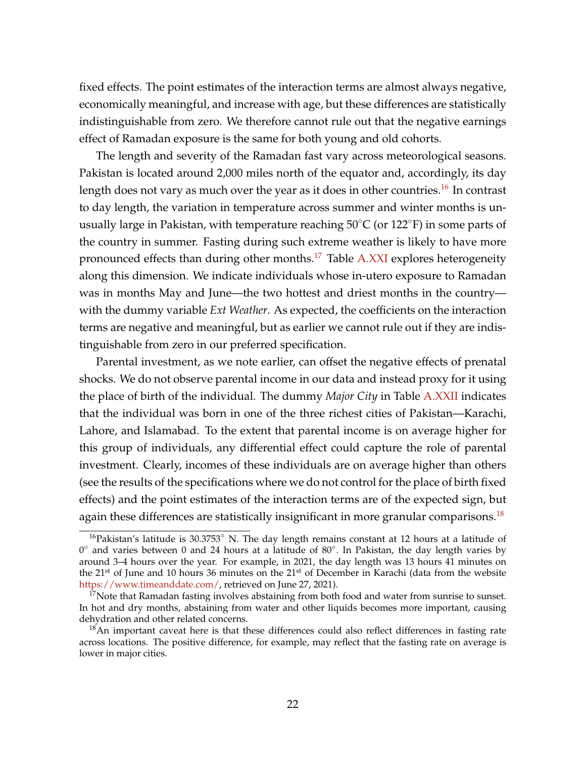fixed effects. The point estimates of the interaction terms are almost always negative, economically meaningful, and increase with age, but these differences are statistically indistinguishable from zero. We therefore cannot rule out that the negative earnings effect of Ramadan exposure is the same for both young and old cohorts.

The length and severity of the Ramadan fast vary across meteorological seasons. Pakistan is located around 2,000 miles north of the equator and, accordingly, its day length does not vary as much over the year as it does in other countries.[16] In contrast to day length, the variation in temperature across summer and winter months is unusually large in Pakistan, with temperature reaching 50°C (or 122°F) in some parts of the country in summer. Fasting during such extreme weather is likely to have more pronounced effects than during other months.[17] Table A.XXI explores heterogeneity along this dimension. We indicate individuals whose in-utero exposure to Ramadan was in months May and June—the two hottest and driest months in the country—with the dummy variable *Ext Weather*. As expected, the coefficients on the interaction terms are negative and meaningful, but as earlier we cannot rule out if they are indistinguishable from zero in our preferred specification.

Parental investment, as we note earlier, can offset the negative effects of prenatal shocks. We do not observe parental income in our data and instead proxy for it using the place of birth of the individual. The dummy *Major City* in Table A.XXII indicates that the individual was born in one of the three richest cities of Pakistan—Karachi, Lahore, and Islamabad. To the extent that parental income is on average higher for this group of individuals, any differential effect could capture the role of parental investment. Clearly, incomes of these individuals are on average higher than others (see the results of the specifications where we do not control for the place of birth fixed effects) and the point estimates of the interaction terms are of the expected sign, but again these differences are statistically insignificant in more granular comparisons.[18]

---

[16] Pakistan's latitude is 30.3753° N. The day length remains constant at 12 hours at a latitude of 0° and varies between 0 and 24 hours at a latitude of 80°. In Pakistan, the day length varies by around 3–4 hours over the year. For example, in 2021, the day length was 13 hours 41 minutes on the 21st of June and 10 hours 36 minutes on the 21st of December in Karachi (data from the website https://www.timeanddate.com/, retrieved on June 27, 2021).

[17] Note that Ramadan fasting involves abstaining from both food and water from sunrise to sunset. In hot and dry months, abstaining from water and other liquids becomes more important, causing dehydration and other related concerns.

[18] An important caveat here is that these differences could also reflect differences in fasting rate across locations. The positive difference, for example, may reflect that the fasting rate on average is lower in major cities.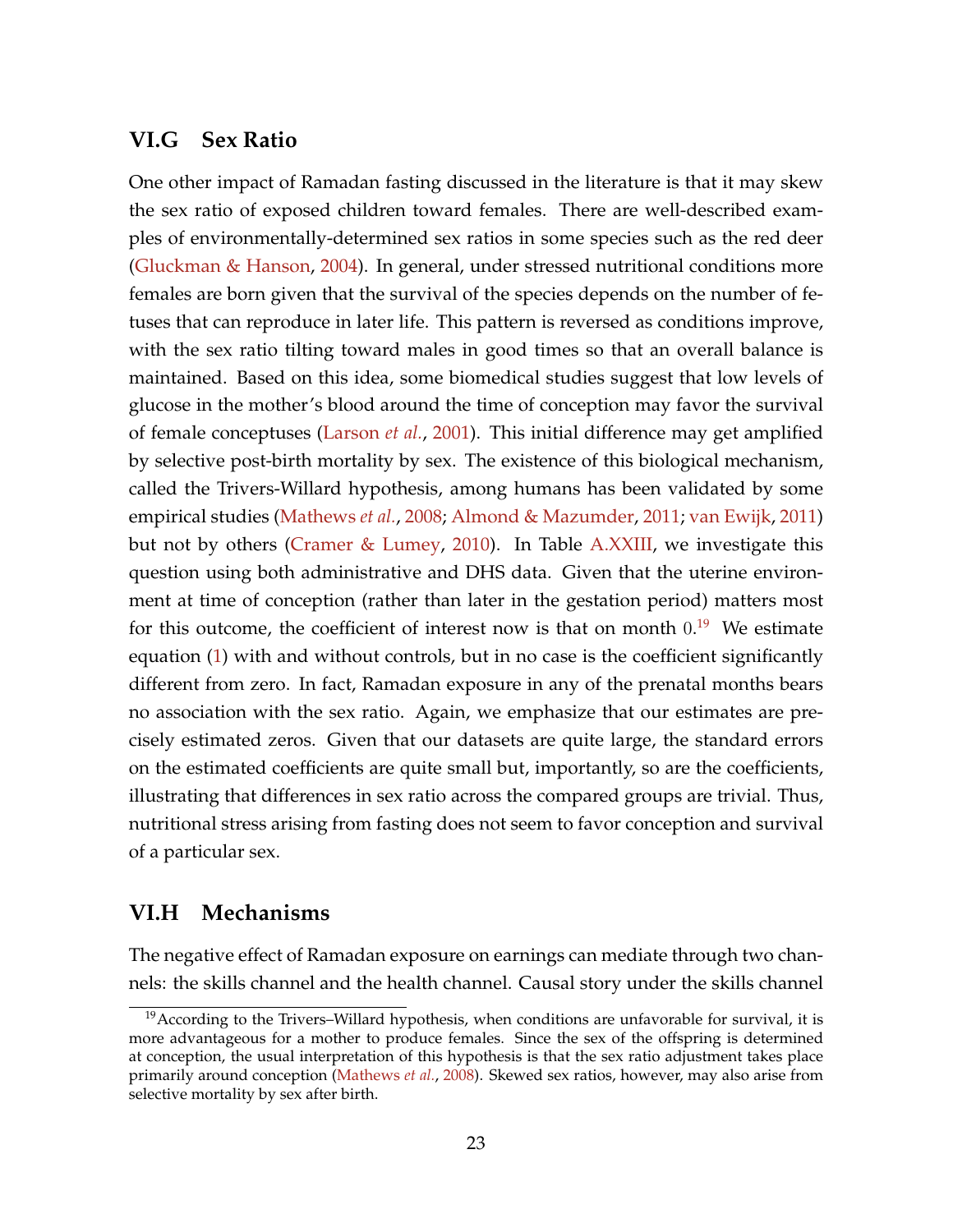## VI.G Sex Ratio

One other impact of Ramadan fasting discussed in the literature is that it may skew the sex ratio of exposed children toward females. There are well-described examples of environmentally-determined sex ratios in some species such as the red deer (Gluckman & Hanson, 2004). In general, under stressed nutritional conditions more females are born given that the survival of the species depends on the number of fetuses that can reproduce in later life. This pattern is reversed as conditions improve, with the sex ratio tilting toward males in good times so that an overall balance is maintained. Based on this idea, some biomedical studies suggest that low levels of glucose in the mother's blood around the time of conception may favor the survival of female conceptuses (Larson *et al.*, 2001). This initial difference may get amplified by selective post-birth mortality by sex. The existence of this biological mechanism, called the Trivers-Willard hypothesis, among humans has been validated by some empirical studies (Mathews *et al.*, 2008; Almond & Mazumder, 2011; van Ewijk, 2011) but not by others (Cramer & Lumey, 2010). In Table A.XXIII, we investigate this question using both administrative and DHS data. Given that the uterine environment at time of conception (rather than later in the gestation period) matters most for this outcome, the coefficient of interest now is that on month $0$.[19] We estimate equation (1) with and without controls, but in no case is the coefficient significantly different from zero. In fact, Ramadan exposure in any of the prenatal months bears no association with the sex ratio. Again, we emphasize that our estimates are precisely estimated zeros. Given that our datasets are quite large, the standard errors on the estimated coefficients are quite small but, importantly, so are the coefficients, illustrating that differences in sex ratio across the compared groups are trivial. Thus, nutritional stress arising from fasting does not seem to favor conception and survival of a particular sex.

## VI.H Mechanisms

The negative effect of Ramadan exposure on earnings can mediate through two channels: the skills channel and the health channel. Causal story under the skills channel

[19] According to the Trivers–Willard hypothesis, when conditions are unfavorable for survival, it is more advantageous for a mother to produce females. Since the sex of the offspring is determined at conception, the usual interpretation of this hypothesis is that the sex ratio adjustment takes place primarily around conception (Mathews *et al.*, 2008). Skewed sex ratios, however, may also arise from selective mortality by sex after birth.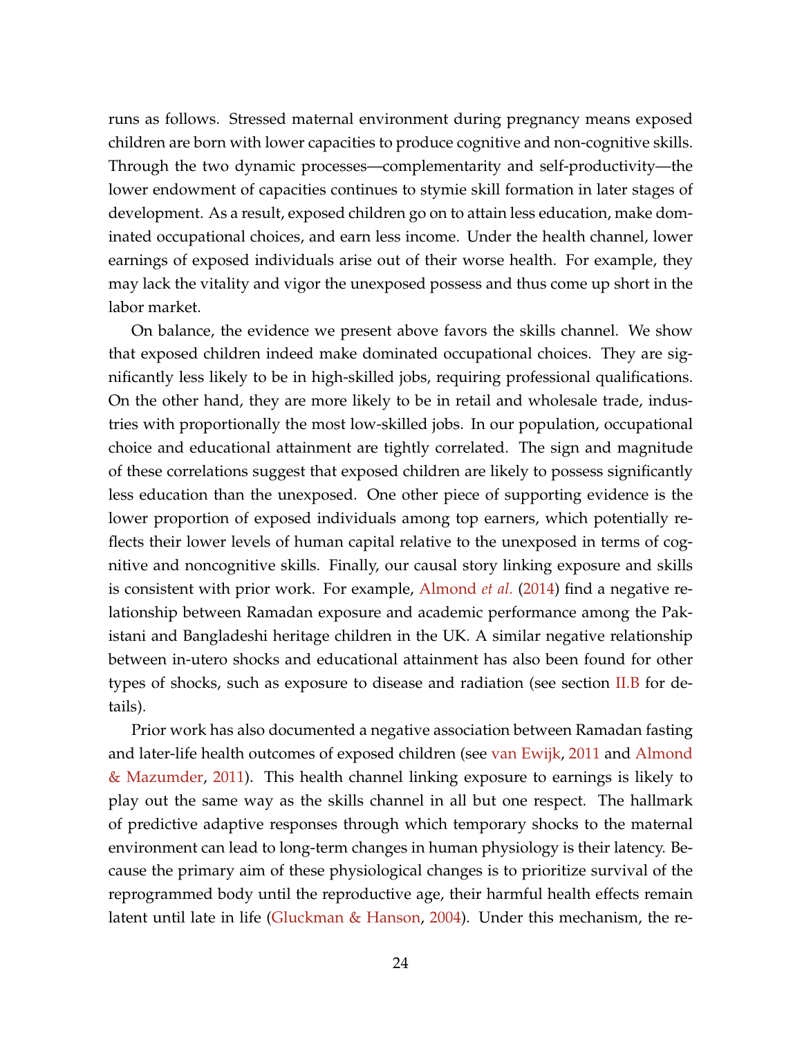runs as follows. Stressed maternal environment during pregnancy means exposed children are born with lower capacities to produce cognitive and non-cognitive skills. Through the two dynamic processes—complementarity and self-productivity—the lower endowment of capacities continues to stymie skill formation in later stages of development. As a result, exposed children go on to attain less education, make dominated occupational choices, and earn less income. Under the health channel, lower earnings of exposed individuals arise out of their worse health. For example, they may lack the vitality and vigor the unexposed possess and thus come up short in the labor market.

On balance, the evidence we present above favors the skills channel. We show that exposed children indeed make dominated occupational choices. They are significantly less likely to be in high-skilled jobs, requiring professional qualifications. On the other hand, they are more likely to be in retail and wholesale trade, industries with proportionally the most low-skilled jobs. In our population, occupational choice and educational attainment are tightly correlated. The sign and magnitude of these correlations suggest that exposed children are likely to possess significantly less education than the unexposed. One other piece of supporting evidence is the lower proportion of exposed individuals among top earners, which potentially reflects their lower levels of human capital relative to the unexposed in terms of cognitive and noncognitive skills. Finally, our causal story linking exposure and skills is consistent with prior work. For example, Almond *et al.* (2014) find a negative relationship between Ramadan exposure and academic performance among the Pakistani and Bangladeshi heritage children in the UK. A similar negative relationship between in-utero shocks and educational attainment has also been found for other types of shocks, such as exposure to disease and radiation (see section II.B for details).

Prior work has also documented a negative association between Ramadan fasting and later-life health outcomes of exposed children (see van Ewijk, 2011 and Almond & Mazumder, 2011). This health channel linking exposure to earnings is likely to play out the same way as the skills channel in all but one respect. The hallmark of predictive adaptive responses through which temporary shocks to the maternal environment can lead to long-term changes in human physiology is their latency. Because the primary aim of these physiological changes is to prioritize survival of the reprogrammed body until the reproductive age, their harmful health effects remain latent until late in life (Gluckman & Hanson, 2004). Under this mechanism, the re-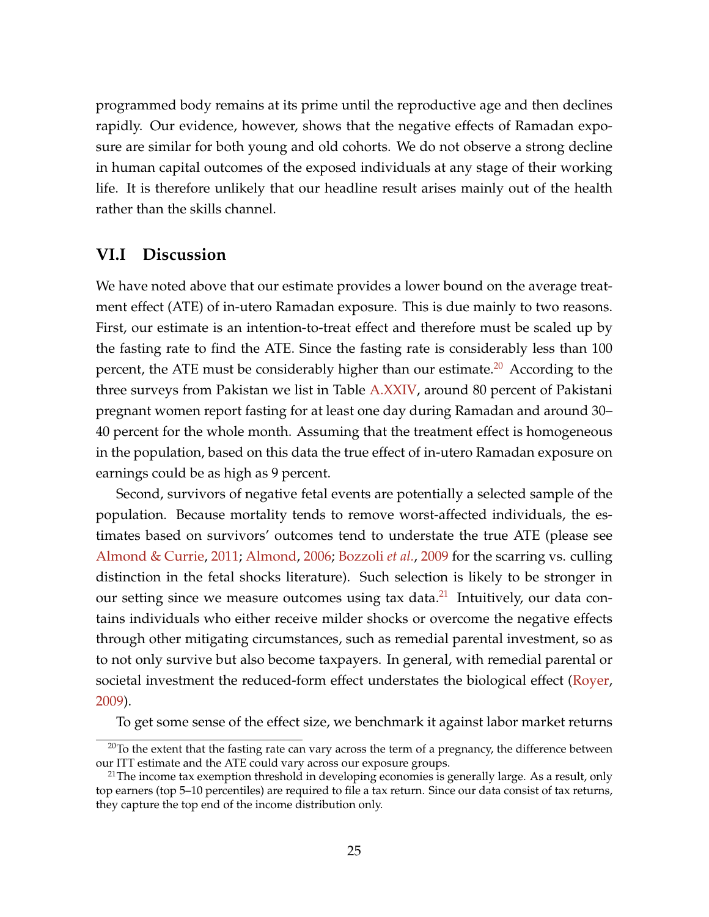programmed body remains at its prime until the reproductive age and then declines rapidly. Our evidence, however, shows that the negative effects of Ramadan exposure are similar for both young and old cohorts. We do not observe a strong decline in human capital outcomes of the exposed individuals at any stage of their working life. It is therefore unlikely that our headline result arises mainly out of the health rather than the skills channel.

## VI.I Discussion

We have noted above that our estimate provides a lower bound on the average treatment effect (ATE) of in-utero Ramadan exposure. This is due mainly to two reasons. First, our estimate is an intention-to-treat effect and therefore must be scaled up by the fasting rate to find the ATE. Since the fasting rate is considerably less than 100 percent, the ATE must be considerably higher than our estimate.[20] According to the three surveys from Pakistan we list in Table A.XXIV, around 80 percent of Pakistani pregnant women report fasting for at least one day during Ramadan and around 30–40 percent for the whole month. Assuming that the treatment effect is homogeneous in the population, based on this data the true effect of in-utero Ramadan exposure on earnings could be as high as 9 percent.

Second, survivors of negative fetal events are potentially a selected sample of the population. Because mortality tends to remove worst-affected individuals, the estimates based on survivors' outcomes tend to understate the true ATE (please see Almond & Currie, 2011; Almond, 2006; Bozzoli *et al.*, 2009 for the scarring vs. culling distinction in the fetal shocks literature). Such selection is likely to be stronger in our setting since we measure outcomes using tax data.[21] Intuitively, our data contains individuals who either receive milder shocks or overcome the negative effects through other mitigating circumstances, such as remedial parental investment, so as to not only survive but also become taxpayers. In general, with remedial parental or societal investment the reduced-form effect understates the biological effect (Royer, 2009).

To get some sense of the effect size, we benchmark it against labor market returns

---

[20] To the extent that the fasting rate can vary across the term of a pregnancy, the difference between our ITT estimate and the ATE could vary across our exposure groups.

[21] The income tax exemption threshold in developing economies is generally large. As a result, only top earners (top 5–10 percentiles) are required to file a tax return. Since our data consist of tax returns, they capture the top end of the income distribution only.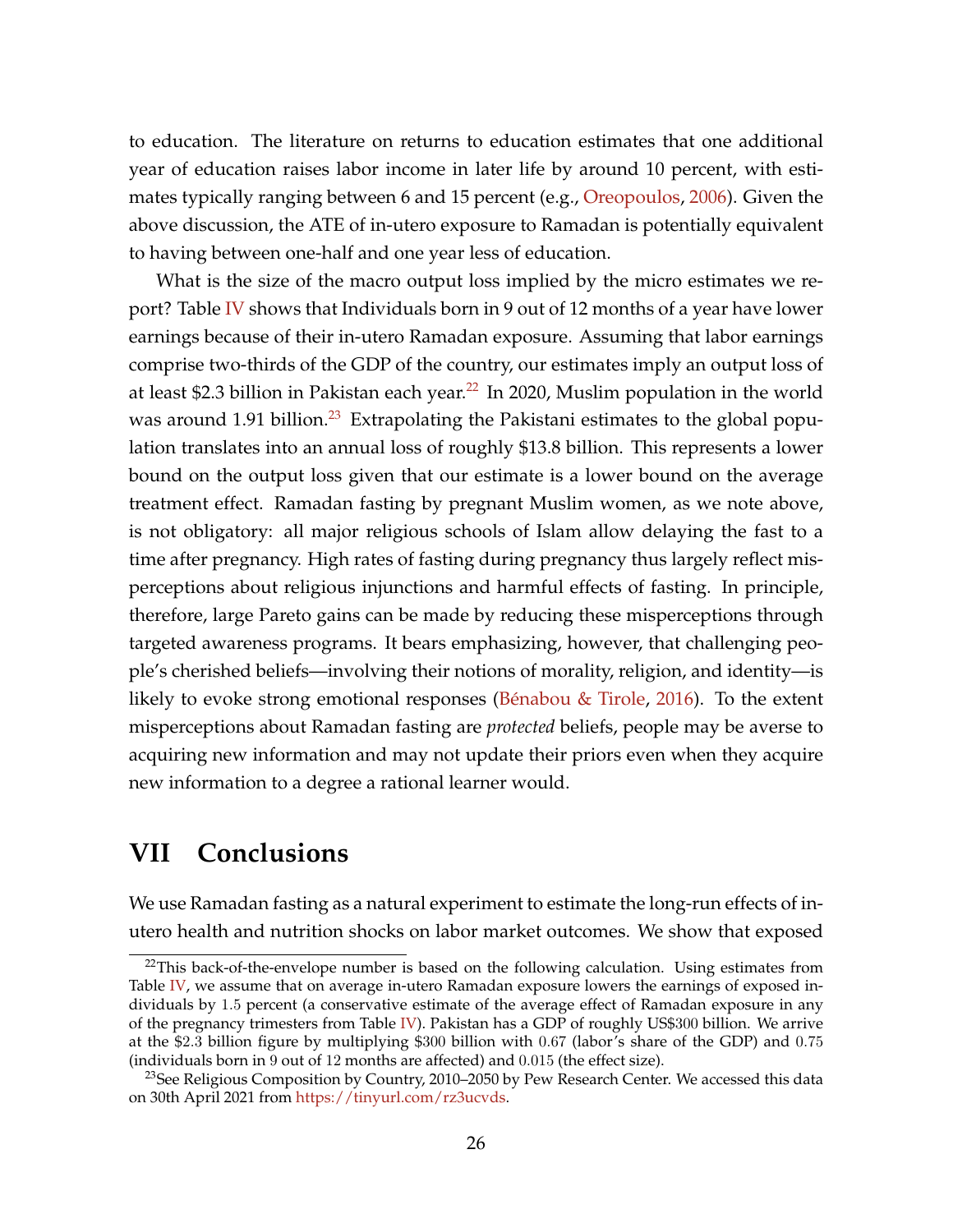to education. The literature on returns to education estimates that one additional year of education raises labor income in later life by around 10 percent, with estimates typically ranging between 6 and 15 percent (e.g., Oreopoulos, 2006). Given the above discussion, the ATE of in-utero exposure to Ramadan is potentially equivalent to having between one-half and one year less of education.

What is the size of the macro output loss implied by the micro estimates we report? Table IV shows that Individuals born in 9 out of 12 months of a year have lower earnings because of their in-utero Ramadan exposure. Assuming that labor earnings comprise two-thirds of the GDP of the country, our estimates imply an output loss of at least $2.3 billion in Pakistan each year.[22] In 2020, Muslim population in the world was around 1.91 billion.[23] Extrapolating the Pakistani estimates to the global population translates into an annual loss of roughly $13.8 billion. This represents a lower bound on the output loss given that our estimate is a lower bound on the average treatment effect. Ramadan fasting by pregnant Muslim women, as we note above, is not obligatory: all major religious schools of Islam allow delaying the fast to a time after pregnancy. High rates of fasting during pregnancy thus largely reflect misperceptions about religious injunctions and harmful effects of fasting. In principle, therefore, large Pareto gains can be made by reducing these misperceptions through targeted awareness programs. It bears emphasizing, however, that challenging people's cherished beliefs—involving their notions of morality, religion, and identity—is likely to evoke strong emotional responses (Bénabou & Tirole, 2016). To the extent misperceptions about Ramadan fasting are *protected* beliefs, people may be averse to acquiring new information and may not update their priors even when they acquire new information to a degree a rational learner would.

# VII Conclusions

We use Ramadan fasting as a natural experiment to estimate the long-run effects of in-utero health and nutrition shocks on labor market outcomes. We show that exposed

---

[22] This back-of-the-envelope number is based on the following calculation. Using estimates from Table IV, we assume that on average in-utero Ramadan exposure lowers the earnings of exposed individuals by 1.5 percent (a conservative estimate of the average effect of Ramadan exposure in any of the pregnancy trimesters from Table IV). Pakistan has a GDP of roughly US$300 billion. We arrive at the $2.3 billion figure by multiplying $300 billion with 0.67 (labor's share of the GDP) and 0.75 (individuals born in 9 out of 12 months are affected) and 0.015 (the effect size).

[23] See Religious Composition by Country, 2010–2050 by Pew Research Center. We accessed this data on 30th April 2021 from https://tinyurl.com/rz3ucvds.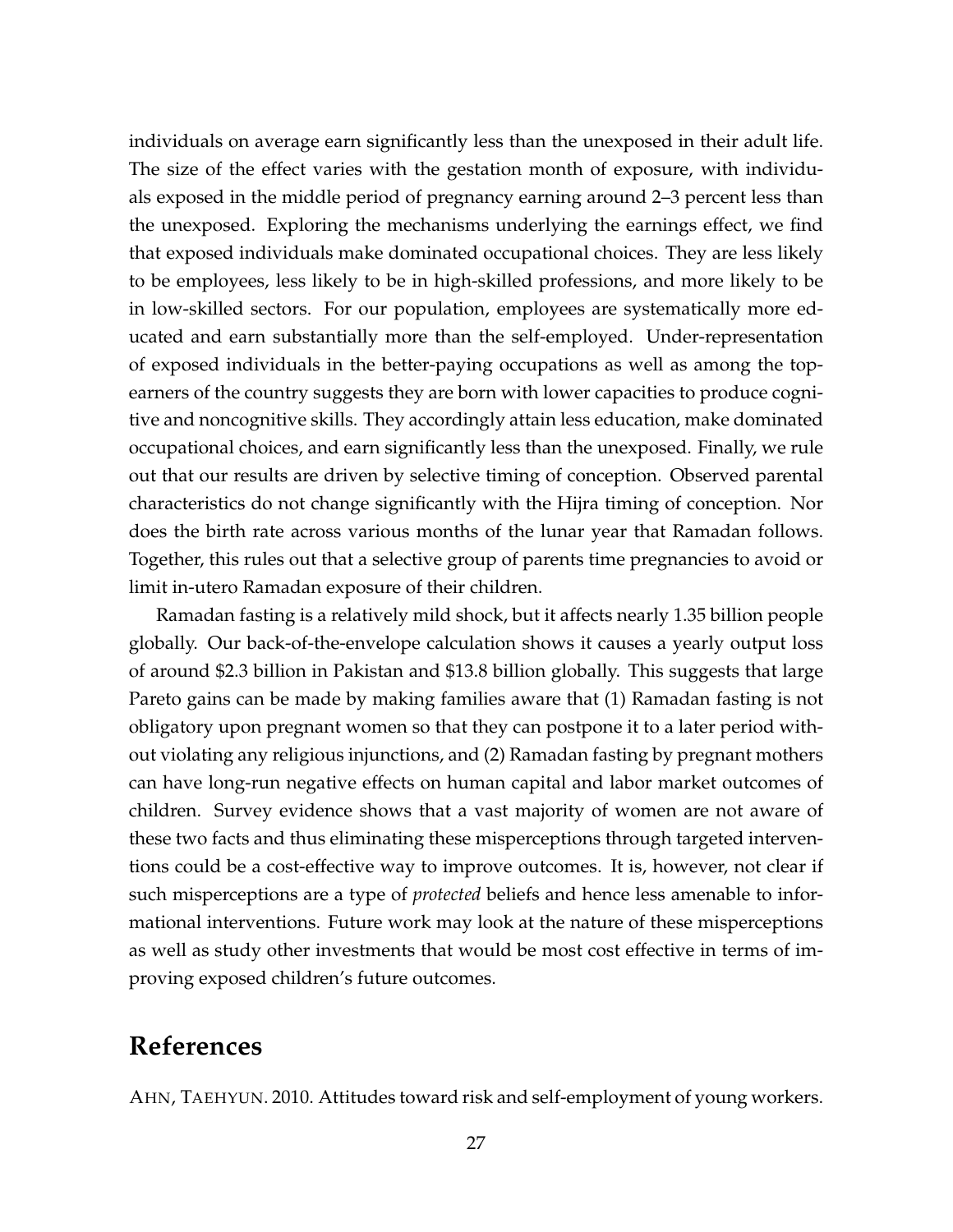individuals on average earn significantly less than the unexposed in their adult life. The size of the effect varies with the gestation month of exposure, with individuals exposed in the middle period of pregnancy earning around 2–3 percent less than the unexposed. Exploring the mechanisms underlying the earnings effect, we find that exposed individuals make dominated occupational choices. They are less likely to be employees, less likely to be in high-skilled professions, and more likely to be in low-skilled sectors. For our population, employees are systematically more educated and earn substantially more than the self-employed. Under-representation of exposed individuals in the better-paying occupations as well as among the top-earners of the country suggests they are born with lower capacities to produce cognitive and noncognitive skills. They accordingly attain less education, make dominated occupational choices, and earn significantly less than the unexposed. Finally, we rule out that our results are driven by selective timing of conception. Observed parental characteristics do not change significantly with the Hijra timing of conception. Nor does the birth rate across various months of the lunar year that Ramadan follows. Together, this rules out that a selective group of parents time pregnancies to avoid or limit in-utero Ramadan exposure of their children.

Ramadan fasting is a relatively mild shock, but it affects nearly 1.35 billion people globally. Our back-of-the-envelope calculation shows it causes a yearly output loss of around \$2.3 billion in Pakistan and \$13.8 billion globally. This suggests that large Pareto gains can be made by making families aware that (1) Ramadan fasting is not obligatory upon pregnant women so that they can postpone it to a later period without violating any religious injunctions, and (2) Ramadan fasting by pregnant mothers can have long-run negative effects on human capital and labor market outcomes of children. Survey evidence shows that a vast majority of women are not aware of these two facts and thus eliminating these misperceptions through targeted interventions could be a cost-effective way to improve outcomes. It is, however, not clear if such misperceptions are a type of *protected* beliefs and hence less amenable to informational interventions. Future work may look at the nature of these misperceptions as well as study other investments that would be most cost effective in terms of improving exposed children's future outcomes.

## References

AHN, TAEHYUN. 2010. Attitudes toward risk and self-employment of young workers.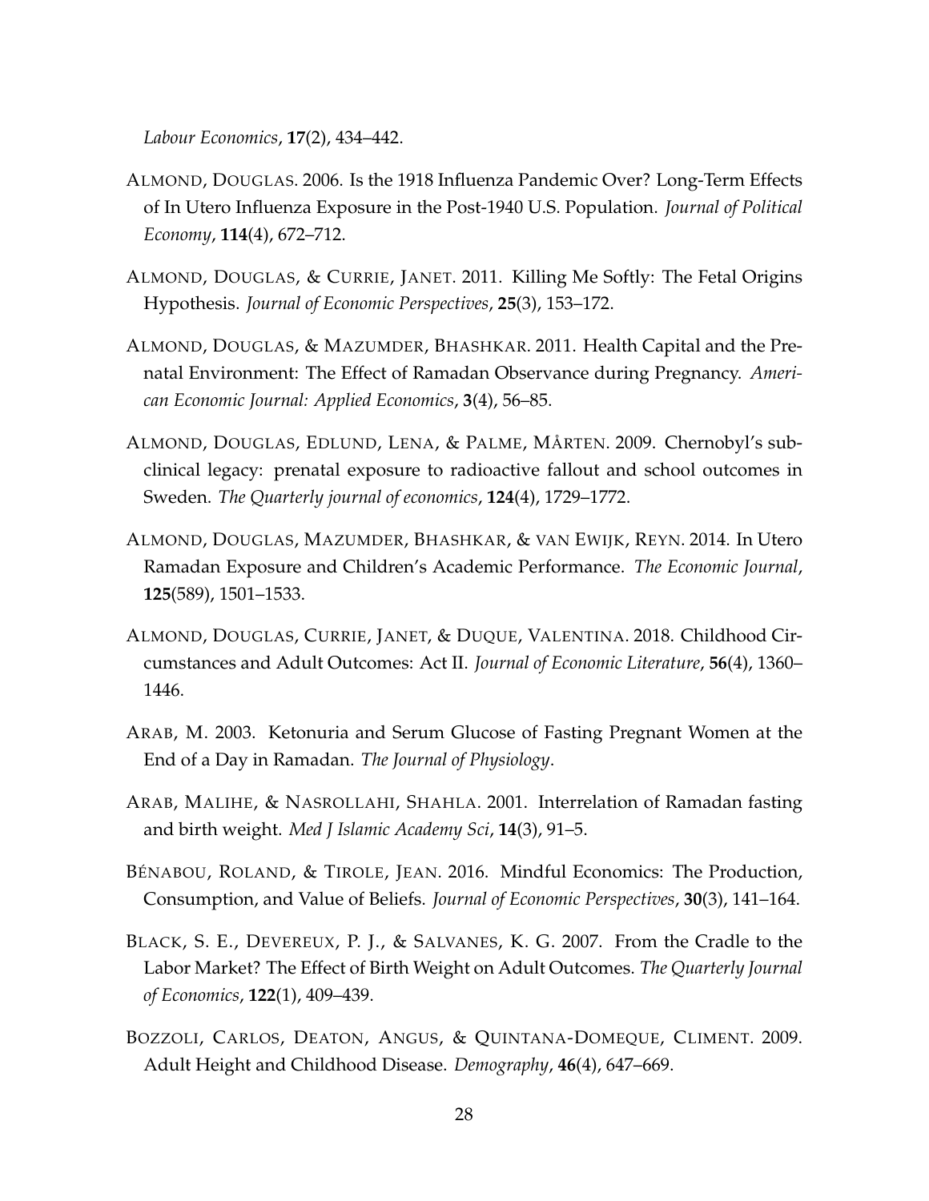*Labour Economics*, **17**(2), 434–442.

ALMOND, DOUGLAS. 2006. Is the 1918 Influenza Pandemic Over? Long-Term Effects of In Utero Influenza Exposure in the Post-1940 U.S. Population. *Journal of Political Economy*, **114**(4), 672–712.

ALMOND, DOUGLAS, & CURRIE, JANET. 2011. Killing Me Softly: The Fetal Origins Hypothesis. *Journal of Economic Perspectives*, **25**(3), 153–172.

ALMOND, DOUGLAS, & MAZUMDER, BHASHKAR. 2011. Health Capital and the Prenatal Environment: The Effect of Ramadan Observance during Pregnancy. *American Economic Journal: Applied Economics*, **3**(4), 56–85.

ALMOND, DOUGLAS, EDLUND, LENA, & PALME, MÅRTEN. 2009. Chernobyl's subclinical legacy: prenatal exposure to radioactive fallout and school outcomes in Sweden. *The Quarterly journal of economics*, **124**(4), 1729–1772.

ALMOND, DOUGLAS, MAZUMDER, BHASHKAR, & VAN EWIJK, REYN. 2014. In Utero Ramadan Exposure and Children's Academic Performance. *The Economic Journal*, **125**(589), 1501–1533.

ALMOND, DOUGLAS, CURRIE, JANET, & DUQUE, VALENTINA. 2018. Childhood Circumstances and Adult Outcomes: Act II. *Journal of Economic Literature*, **56**(4), 1360–1446.

ARAB, M. 2003. Ketonuria and Serum Glucose of Fasting Pregnant Women at the End of a Day in Ramadan. *The Journal of Physiology*.

ARAB, MALIHE, & NASROLLAHI, SHAHLA. 2001. Interrelation of Ramadan fasting and birth weight. *Med J Islamic Academy Sci*, **14**(3), 91–5.

BÉNABOU, ROLAND, & TIROLE, JEAN. 2016. Mindful Economics: The Production, Consumption, and Value of Beliefs. *Journal of Economic Perspectives*, **30**(3), 141–164.

BLACK, S. E., DEVEREUX, P. J., & SALVANES, K. G. 2007. From the Cradle to the Labor Market? The Effect of Birth Weight on Adult Outcomes. *The Quarterly Journal of Economics*, **122**(1), 409–439.

BOZZOLI, CARLOS, DEATON, ANGUS, & QUINTANA-DOMEQUE, CLIMENT. 2009. Adult Height and Childhood Disease. *Demography*, **46**(4), 647–669.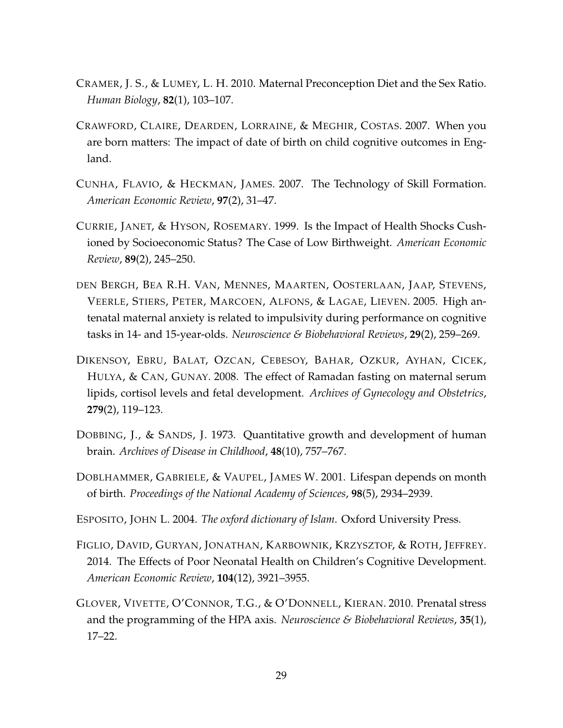CRAMER, J. S., & LUMEY, L. H. 2010. Maternal Preconception Diet and the Sex Ratio. *Human Biology*, **82**(1), 103–107.

CRAWFORD, CLAIRE, DEARDEN, LORRAINE, & MEGHIR, COSTAS. 2007. When you are born matters: The impact of date of birth on child cognitive outcomes in England.

CUNHA, FLAVIO, & HECKMAN, JAMES. 2007. The Technology of Skill Formation. *American Economic Review*, **97**(2), 31–47.

CURRIE, JANET, & HYSON, ROSEMARY. 1999. Is the Impact of Health Shocks Cushioned by Socioeconomic Status? The Case of Low Birthweight. *American Economic Review*, **89**(2), 245–250.

DEN BERGH, BEA R.H. VAN, MENNES, MAARTEN, OOSTERLAAN, JAAP, STEVENS, VEERLE, STIERS, PETER, MARCOEN, ALFONS, & LAGAE, LIEVEN. 2005. High antenatal maternal anxiety is related to impulsivity during performance on cognitive tasks in 14- and 15-year-olds. *Neuroscience & Biobehavioral Reviews*, **29**(2), 259–269.

DIKENSOY, EBRU, BALAT, OZCAN, CEBESOY, BAHAR, OZKUR, AYHAN, CICEK, HULYA, & CAN, GUNAY. 2008. The effect of Ramadan fasting on maternal serum lipids, cortisol levels and fetal development. *Archives of Gynecology and Obstetrics*, **279**(2), 119–123.

DOBBING, J., & SANDS, J. 1973. Quantitative growth and development of human brain. *Archives of Disease in Childhood*, **48**(10), 757–767.

DOBLHAMMER, GABRIELE, & VAUPEL, JAMES W. 2001. Lifespan depends on month of birth. *Proceedings of the National Academy of Sciences*, **98**(5), 2934–2939.

ESPOSITO, JOHN L. 2004. *The oxford dictionary of Islam*. Oxford University Press.

FIGLIO, DAVID, GURYAN, JONATHAN, KARBOWNIK, KRZYSZTOF, & ROTH, JEFFREY. 2014. The Effects of Poor Neonatal Health on Children's Cognitive Development. *American Economic Review*, **104**(12), 3921–3955.

GLOVER, VIVETTE, O'CONNOR, T.G., & O'DONNELL, KIERAN. 2010. Prenatal stress and the programming of the HPA axis. *Neuroscience & Biobehavioral Reviews*, **35**(1), 17–22.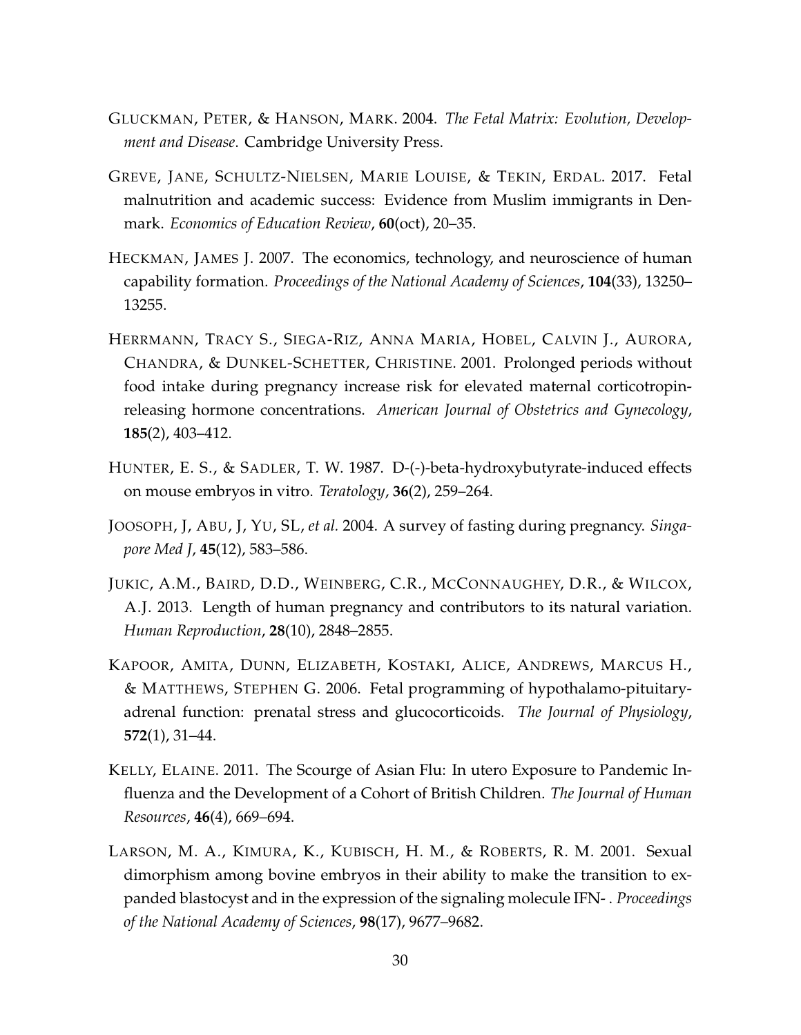GLUCKMAN, PETER, & HANSON, MARK. 2004. *The Fetal Matrix: Evolution, Development and Disease*. Cambridge University Press.

GREVE, JANE, SCHULTZ-NIELSEN, MARIE LOUISE, & TEKIN, ERDAL. 2017. Fetal malnutrition and academic success: Evidence from Muslim immigrants in Denmark. *Economics of Education Review*, **60**(oct), 20–35.

HECKMAN, JAMES J. 2007. The economics, technology, and neuroscience of human capability formation. *Proceedings of the National Academy of Sciences*, **104**(33), 13250–13255.

HERRMANN, TRACY S., SIEGA-RIZ, ANNA MARIA, HOBEL, CALVIN J., AURORA, CHANDRA, & DUNKEL-SCHETTER, CHRISTINE. 2001. Prolonged periods without food intake during pregnancy increase risk for elevated maternal corticotropin-releasing hormone concentrations. *American Journal of Obstetrics and Gynecology*, **185**(2), 403–412.

HUNTER, E. S., & SADLER, T. W. 1987. D-(-)-beta-hydroxybutyrate-induced effects on mouse embryos in vitro. *Teratology*, **36**(2), 259–264.

JOOSOPH, J, ABU, J, YU, SL, *et al.* 2004. A survey of fasting during pregnancy. *Singapore Med J*, **45**(12), 583–586.

JUKIC, A.M., BAIRD, D.D., WEINBERG, C.R., MCCONNAUGHEY, D.R., & WILCOX, A.J. 2013. Length of human pregnancy and contributors to its natural variation. *Human Reproduction*, **28**(10), 2848–2855.

KAPOOR, AMITA, DUNN, ELIZABETH, KOSTAKI, ALICE, ANDREWS, MARCUS H., & MATTHEWS, STEPHEN G. 2006. Fetal programming of hypothalamo-pituitary-adrenal function: prenatal stress and glucocorticoids. *The Journal of Physiology*, **572**(1), 31–44.

KELLY, ELAINE. 2011. The Scourge of Asian Flu: In utero Exposure to Pandemic Influenza and the Development of a Cohort of British Children. *The Journal of Human Resources*, **46**(4), 669–694.

LARSON, M. A., KIMURA, K., KUBISCH, H. M., & ROBERTS, R. M. 2001. Sexual dimorphism among bovine embryos in their ability to make the transition to expanded blastocyst and in the expression of the signaling molecule IFN- . *Proceedings of the National Academy of Sciences*, **98**(17), 9677–9682.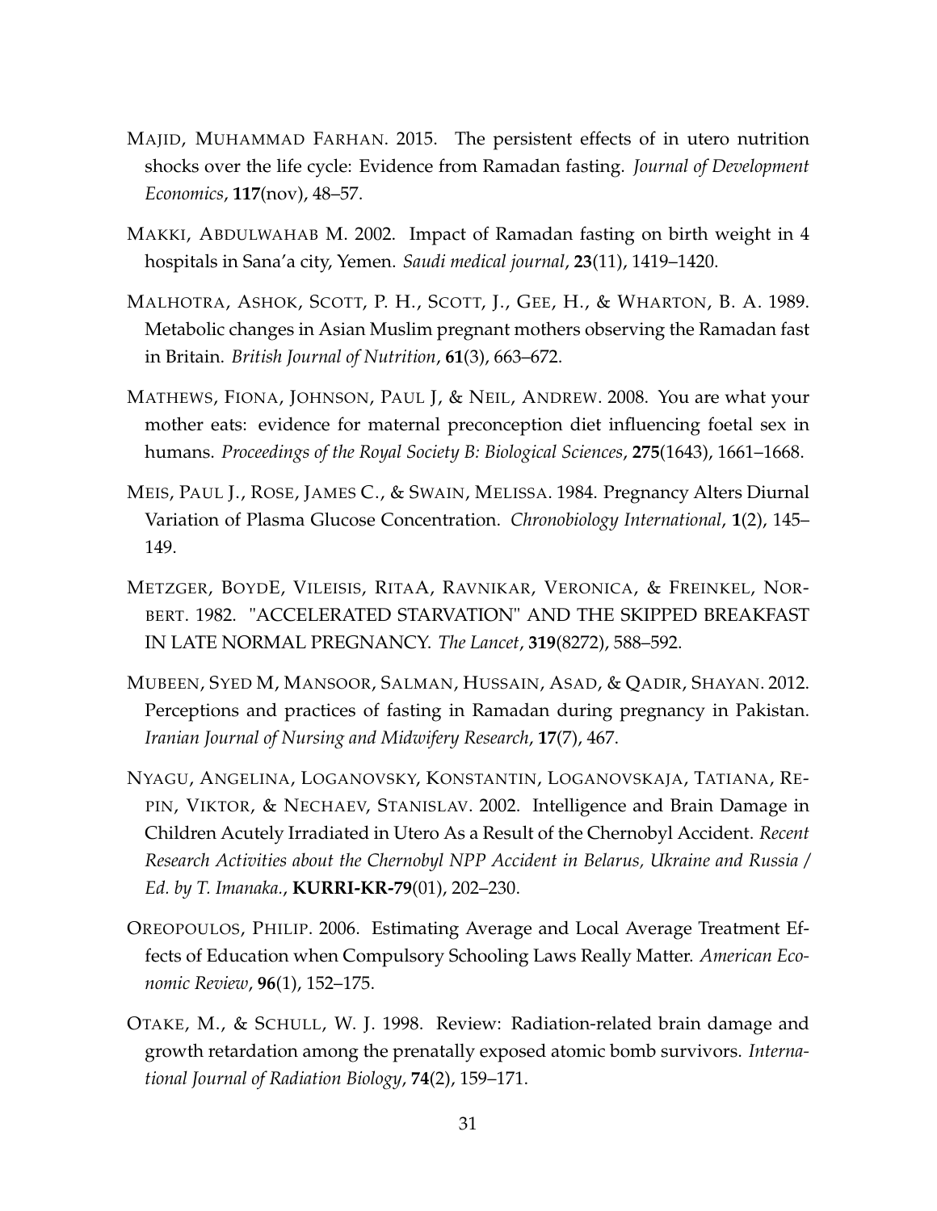MAJID, MUHAMMAD FARHAN. 2015. The persistent effects of in utero nutrition shocks over the life cycle: Evidence from Ramadan fasting. *Journal of Development Economics*, **117**(nov), 48–57.

MAKKI, ABDULWAHAB M. 2002. Impact of Ramadan fasting on birth weight in 4 hospitals in Sana'a city, Yemen. *Saudi medical journal*, **23**(11), 1419–1420.

MALHOTRA, ASHOK, SCOTT, P. H., SCOTT, J., GEE, H., & WHARTON, B. A. 1989. Metabolic changes in Asian Muslim pregnant mothers observing the Ramadan fast in Britain. *British Journal of Nutrition*, **61**(3), 663–672.

MATHEWS, FIONA, JOHNSON, PAUL J, & NEIL, ANDREW. 2008. You are what your mother eats: evidence for maternal preconception diet influencing foetal sex in humans. *Proceedings of the Royal Society B: Biological Sciences*, **275**(1643), 1661–1668.

MEIS, PAUL J., ROSE, JAMES C., & SWAIN, MELISSA. 1984. Pregnancy Alters Diurnal Variation of Plasma Glucose Concentration. *Chronobiology International*, **1**(2), 145–149.

METZGER, BOYDE, VILEISIS, RITAA, RAVNIKAR, VERONICA, & FREINKEL, NORBERT. 1982. "ACCELERATED STARVATION" AND THE SKIPPED BREAKFAST IN LATE NORMAL PREGNANCY. *The Lancet*, **319**(8272), 588–592.

MUBEEN, SYED M, MANSOOR, SALMAN, HUSSAIN, ASAD, & QADIR, SHAYAN. 2012. Perceptions and practices of fasting in Ramadan during pregnancy in Pakistan. *Iranian Journal of Nursing and Midwifery Research*, **17**(7), 467.

NYAGU, ANGELINA, LOGANOVSKY, KONSTANTIN, LOGANOVSKAJA, TATIANA, REPIN, VIKTOR, & NECHAEV, STANISLAV. 2002. Intelligence and Brain Damage in Children Acutely Irradiated in Utero As a Result of the Chernobyl Accident. *Recent Research Activities about the Chernobyl NPP Accident in Belarus, Ukraine and Russia / Ed. by T. Imanaka.*, **KURRI-KR-79**(01), 202–230.

OREOPOULOS, PHILIP. 2006. Estimating Average and Local Average Treatment Effects of Education when Compulsory Schooling Laws Really Matter. *American Economic Review*, **96**(1), 152–175.

OTAKE, M., & SCHULL, W. J. 1998. Review: Radiation-related brain damage and growth retardation among the prenatally exposed atomic bomb survivors. *International Journal of Radiation Biology*, **74**(2), 159–171.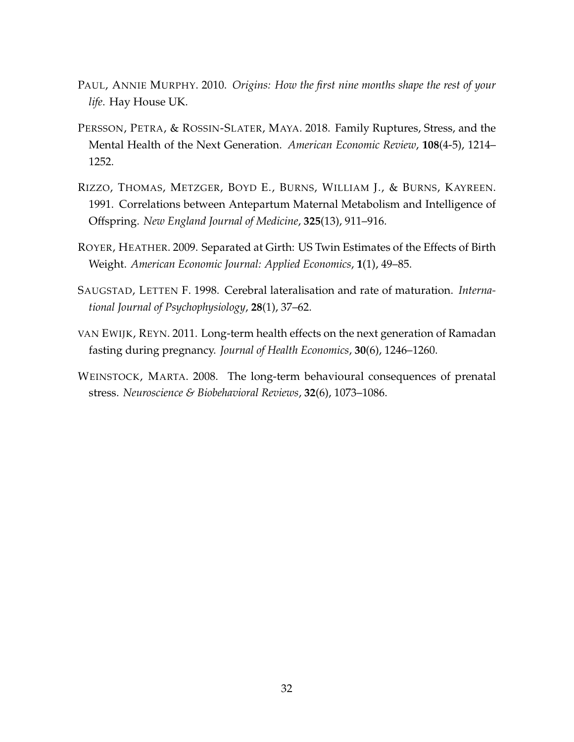PAUL, ANNIE MURPHY. 2010. *Origins: How the first nine months shape the rest of your life*. Hay House UK.

PERSSON, PETRA, & ROSSIN-SLATER, MAYA. 2018. Family Ruptures, Stress, and the Mental Health of the Next Generation. *American Economic Review*, **108**(4-5), 1214–1252.

RIZZO, THOMAS, METZGER, BOYD E., BURNS, WILLIAM J., & BURNS, KAYREEN. 1991. Correlations between Antepartum Maternal Metabolism and Intelligence of Offspring. *New England Journal of Medicine*, **325**(13), 911–916.

ROYER, HEATHER. 2009. Separated at Girth: US Twin Estimates of the Effects of Birth Weight. *American Economic Journal: Applied Economics*, **1**(1), 49–85.

SAUGSTAD, LETTEN F. 1998. Cerebral lateralisation and rate of maturation. *International Journal of Psychophysiology*, **28**(1), 37–62.

VAN EWIJK, REYN. 2011. Long-term health effects on the next generation of Ramadan fasting during pregnancy. *Journal of Health Economics*, **30**(6), 1246–1260.

WEINSTOCK, MARTA. 2008. The long-term behavioural consequences of prenatal stress. *Neuroscience & Biobehavioral Reviews*, **32**(6), 1073–1086.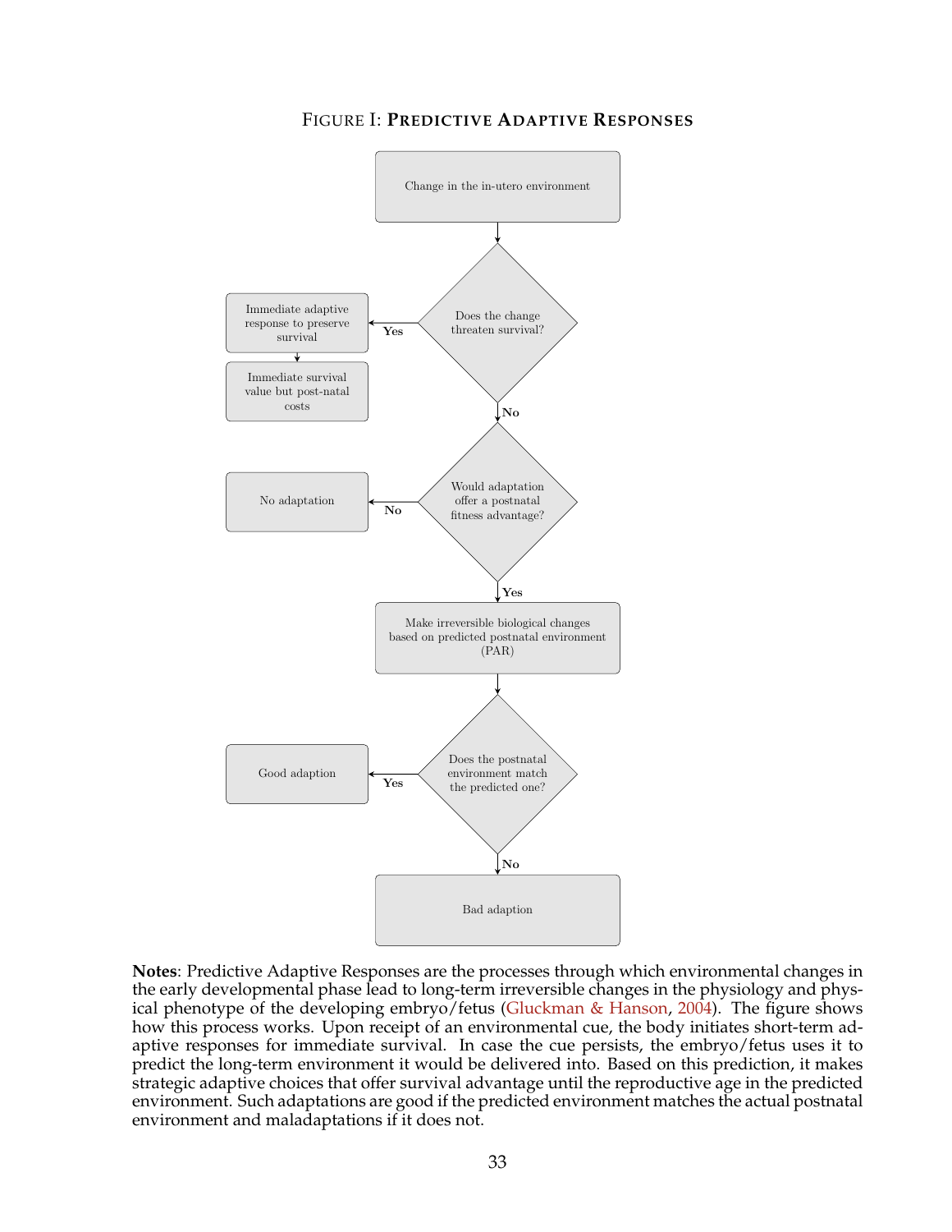FIGURE I: **PREDICTIVE ADAPTIVE RESPONSES**

Change in the in-utero environment

Does the change threaten survival?

**Yes** → Immediate adaptive response to preserve survival → Immediate survival value but post-natal costs

**No** ↓

Would adaptation offer a postnatal fitness advantage?

**No** → No adaptation

**Yes** ↓

Make irreversible biological changes based on predicted postnatal environment (PAR)

Does the postnatal environment match the predicted one?

**Yes** → Good adaption

**No** ↓

Bad adaption

**Notes**: Predictive Adaptive Responses are the processes through which environmental changes in the early developmental phase lead to long-term irreversible changes in the physiology and physical phenotype of the developing embryo/fetus (Gluckman & Hanson, 2004). The figure shows how this process works. Upon receipt of an environmental cue, the body initiates short-term adaptive responses for immediate survival. In case the cue persists, the embryo/fetus uses it to predict the long-term environment it would be delivered into. Based on this prediction, it makes strategic adaptive choices that offer survival advantage until the reproductive age in the predicted environment. Such adaptations are good if the predicted environment matches the actual postnatal environment and maladaptations if it does not.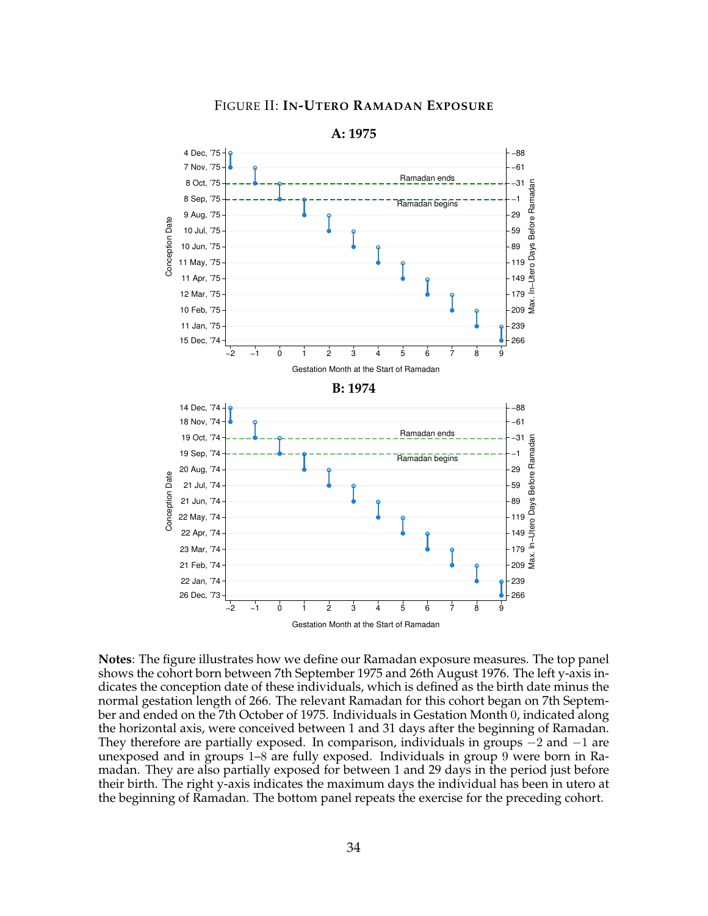# Figure II: In-Utero Ramadan Exposure

**Notes**: The figure illustrates how we define our Ramadan exposure measures. The top panel shows the cohort born between 7th September 1975 and 26th August 1976. The left y-axis indicates the conception date of these individuals, which is defined as the birth date minus the normal gestation length of 266. The relevant Ramadan for this cohort began on 7th September and ended on the 7th October of 1975. Individuals in Gestation Month 0, indicated along the horizontal axis, were conceived between 1 and 31 days after the beginning of Ramadan. They therefore are partially exposed. In comparison, individuals in groups $-2$ and $-1$ are unexposed and in groups 1–8 are fully exposed. Individuals in group 9 were born in Ramadan. They are also partially exposed for between 1 and 29 days in the period just before their birth. The right y-axis indicates the maximum days the individual has been in utero at the beginning of Ramadan. The bottom panel repeats the exercise for the preceding cohort.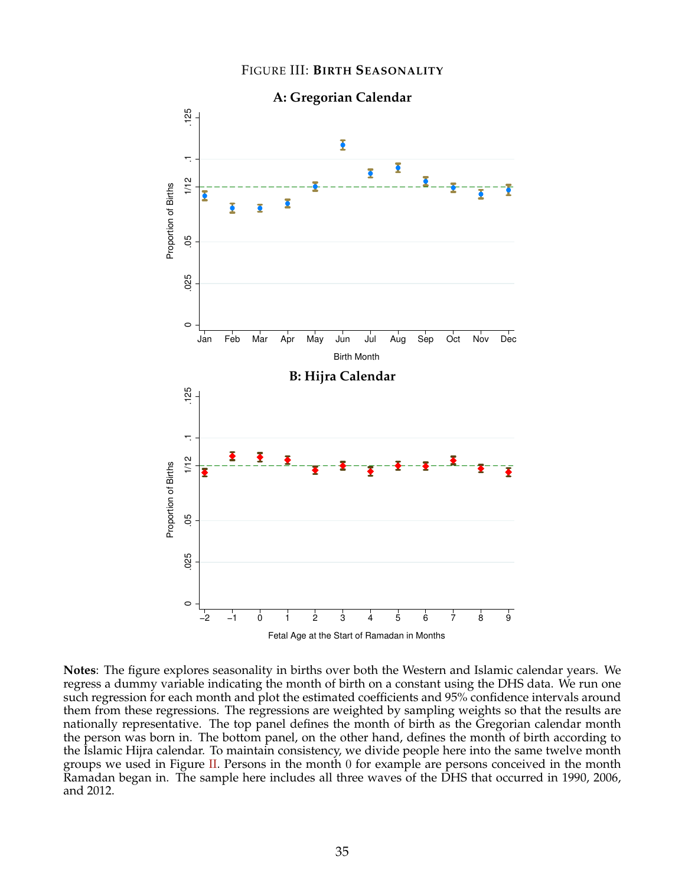Figure III: **Birth Seasonality**

**Notes**: The figure explores seasonality in births over both the Western and Islamic calendar years. We regress a dummy variable indicating the month of birth on a constant using the DHS data. We run one such regression for each month and plot the estimated coefficients and 95% confidence intervals around them from these regressions. The regressions are weighted by sampling weights so that the results are nationally representative. The top panel defines the month of birth as the Gregorian calendar month the person was born in. The bottom panel, on the other hand, defines the month of birth according to the Islamic Hijra calendar. To maintain consistency, we divide people here into the same twelve month groups we used in Figure II. Persons in the month 0 for example are persons conceived in the month Ramadan began in. The sample here includes all three waves of the DHS that occurred in 1990, 2006, and 2012.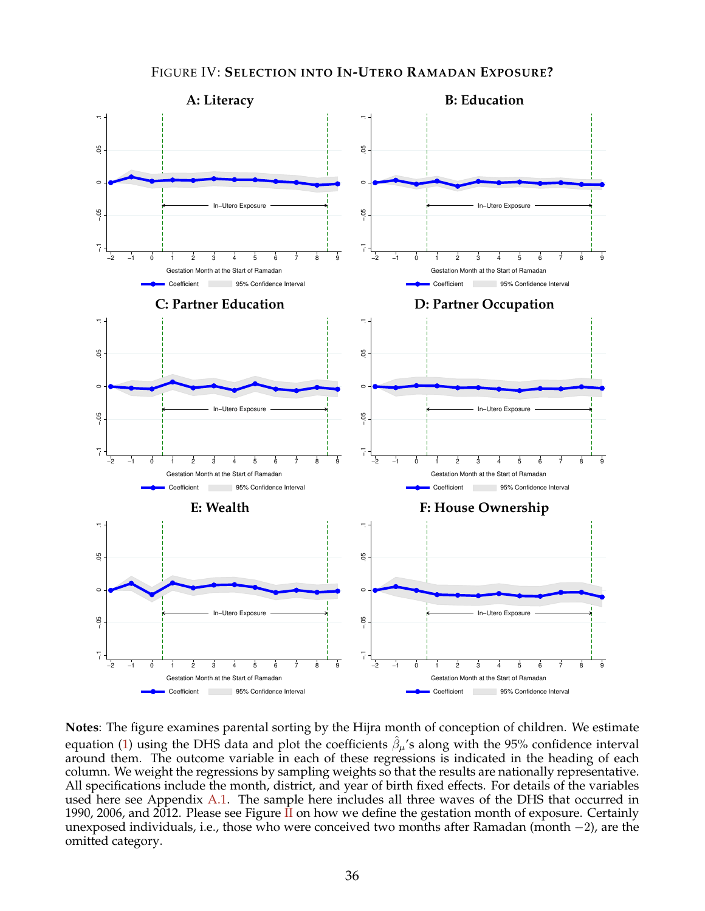FIGURE IV: **SELECTION INTO IN-UTERO RAMADAN EXPOSURE?**

**A: Literacy**

**B: Education**

**C: Partner Education**

**D: Partner Occupation**

**E: Wealth**

**F: House Ownership**

**Notes**: The figure examines parental sorting by the Hijra month of conception of children. We estimate equation (1) using the DHS data and plot the coefficients $\hat{\beta}_{\mu}$'s along with the 95% confidence interval around them. The outcome variable in each of these regressions is indicated in the heading of each column. We weight the regressions by sampling weights so that the results are nationally representative. All specifications include the month, district, and year of birth fixed effects. For details of the variables used here see Appendix A.1. The sample here includes all three waves of the DHS that occurred in 1990, 2006, and 2012. Please see Figure II on how we define the gestation month of exposure. Certainly unexposed individuals, i.e., those who were conceived two months after Ramadan (month $-2$), are the omitted category.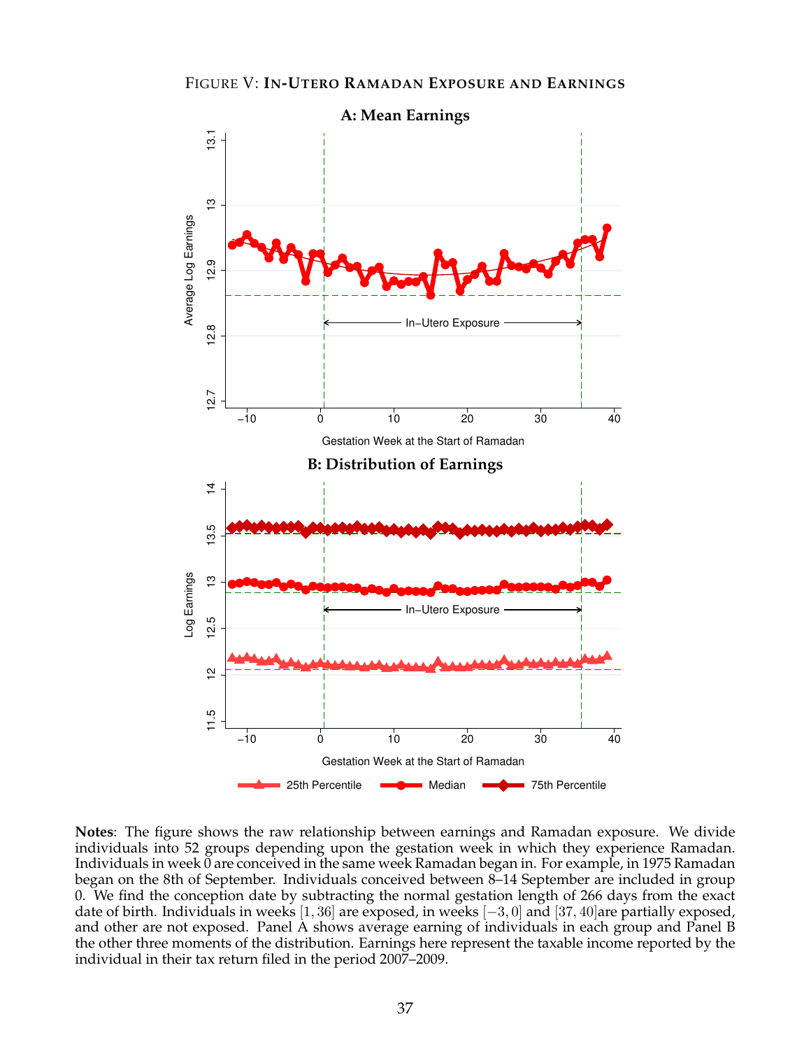FIGURE V: **IN-UTERO RAMADAN EXPOSURE AND EARNINGS**

**Notes**: The figure shows the raw relationship between earnings and Ramadan exposure. We divide individuals into 52 groups depending upon the gestation week in which they experience Ramadan. Individuals in week 0 are conceived in the same week Ramadan began in. For example, in 1975 Ramadan began on the 8th of September. Individuals conceived between 8–14 September are included in group 0. We find the conception date by subtracting the normal gestation length of 266 days from the exact date of birth. Individuals in weeks $[1, 36]$ are exposed, in weeks $[-3, 0]$ and $[37, 40]$are partially exposed, and other are not exposed. Panel A shows average earning of individuals in each group and Panel B the other three moments of the distribution. Earnings here represent the taxable income reported by the individual in their tax return filed in the period 2007–2009.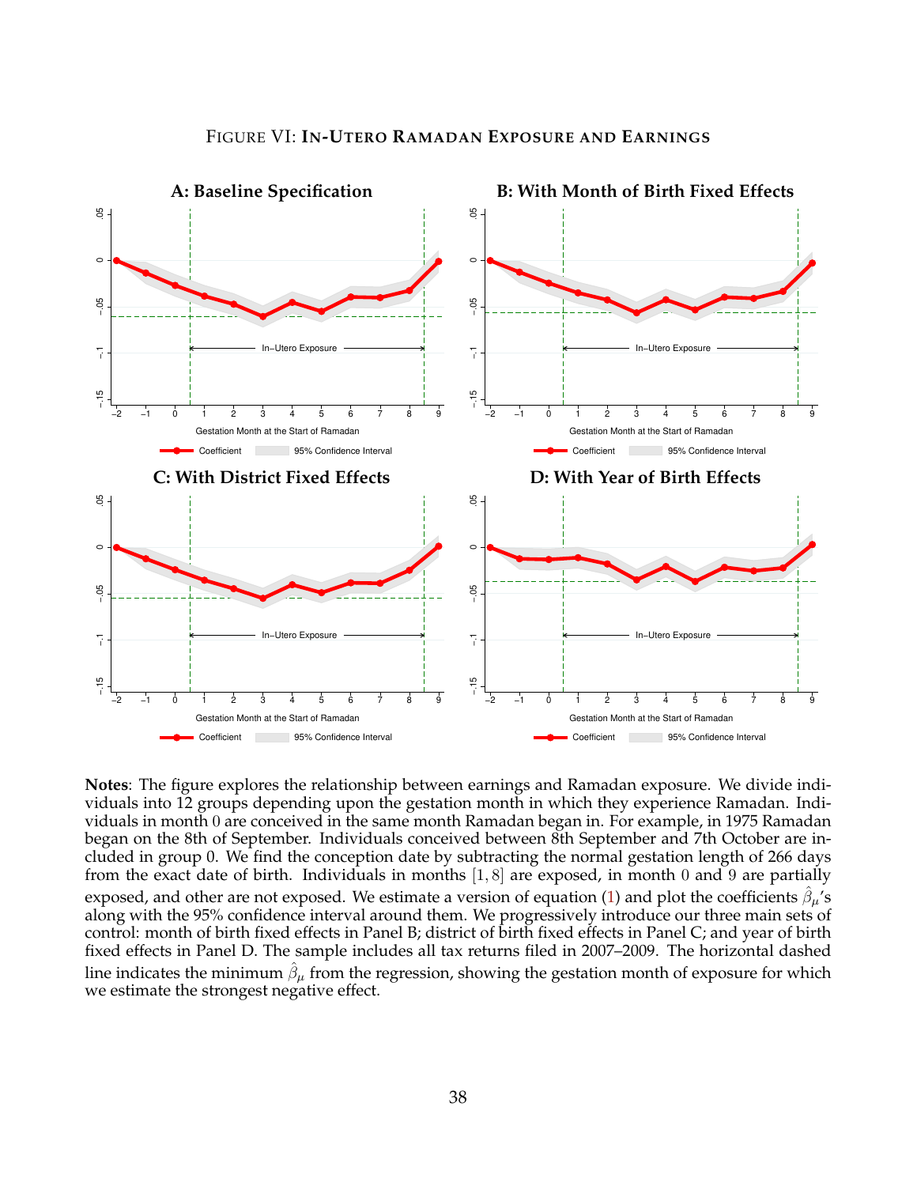FIGURE VI: **IN-UTERO RAMADAN EXPOSURE AND EARNINGS**

**A: Baseline Specification**

**B: With Month of Birth Fixed Effects**

**C: With District Fixed Effects**

**D: With Year of Birth Effects**

**Notes**: The figure explores the relationship between earnings and Ramadan exposure. We divide individuals into 12 groups depending upon the gestation month in which they experience Ramadan. Individuals in month 0 are conceived in the same month Ramadan began in. For example, in 1975 Ramadan began on the 8th of September. Individuals conceived between 8th September and 7th October are included in group 0. We find the conception date by subtracting the normal gestation length of 266 days from the exact date of birth. Individuals in months $[1, 8]$ are exposed, in month 0 and 9 are partially exposed, and other are not exposed. We estimate a version of equation (1) and plot the coefficients $\hat{\beta}_\mu$'s along with the 95% confidence interval around them. We progressively introduce our three main sets of control: month of birth fixed effects in Panel B; district of birth fixed effects in Panel C; and year of birth fixed effects in Panel D. The sample includes all tax returns filed in 2007–2009. The horizontal dashed line indicates the minimum $\hat{\beta}_\mu$ from the regression, showing the gestation month of exposure for which we estimate the strongest negative effect.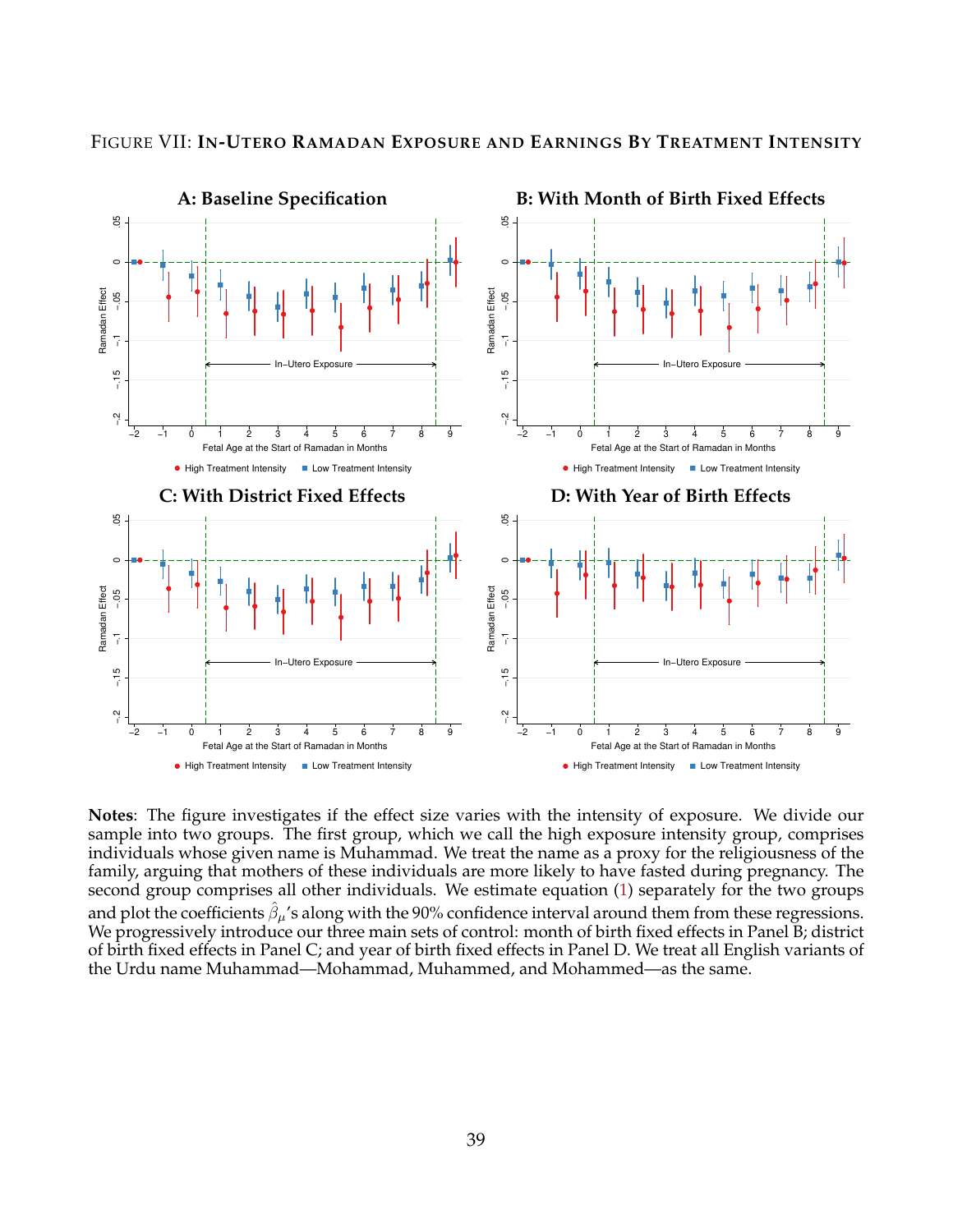FIGURE VII: **IN-UTERO RAMADAN EXPOSURE AND EARNINGS BY TREATMENT INTENSITY**

**A: Baseline Specification**

**B: With Month of Birth Fixed Effects**

**C: With District Fixed Effects**

**D: With Year of Birth Effects**

**Notes**: The figure investigates if the effect size varies with the intensity of exposure. We divide our sample into two groups. The first group, which we call the high exposure intensity group, comprises individuals whose given name is Muhammad. We treat the name as a proxy for the religiousness of the family, arguing that mothers of these individuals are more likely to have fasted during pregnancy. The second group comprises all other individuals. We estimate equation (1) separately for the two groups and plot the coefficients $\hat{\beta}_{\mu}$'s along with the 90% confidence interval around them from these regressions. We progressively introduce our three main sets of control: month of birth fixed effects in Panel B; district of birth fixed effects in Panel C; and year of birth fixed effects in Panel D. We treat all English variants of the Urdu name Muhammad—Mohammad, Muhammed, and Mohammed—as the same.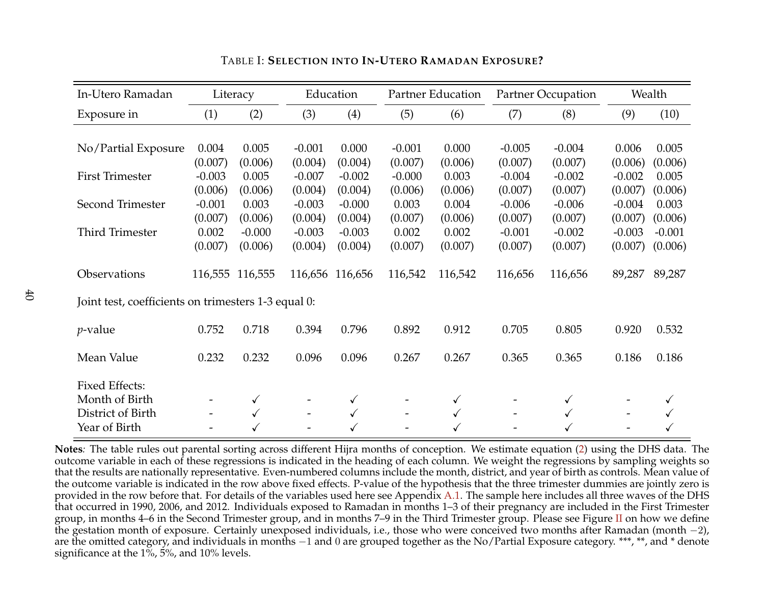TABLE I: **SELECTION INTO IN-UTERO RAMADAN EXPOSURE?**

| In-Utero Ramadan | Literacy | | Education | | Partner Education | | Partner Occupation | | Wealth | |
|---|---|---|---|---|---|---|---|---|---|---|
| Exposure in | (1) | (2) | (3) | (4) | (5) | (6) | (7) | (8) | (9) | (10) |
| No/Partial Exposure | 0.004 | 0.005 | -0.001 | 0.000 | -0.001 | 0.000 | -0.005 | -0.004 | 0.006 | 0.005 |
| | (0.007) | (0.006) | (0.004) | (0.004) | (0.007) | (0.006) | (0.007) | (0.007) | (0.006) | (0.006) |
| First Trimester | -0.003 | 0.005 | -0.007 | -0.002 | -0.000 | 0.003 | -0.004 | -0.002 | -0.002 | 0.005 |
| | (0.006) | (0.006) | (0.004) | (0.004) | (0.006) | (0.006) | (0.007) | (0.007) | (0.007) | (0.006) |
| Second Trimester | -0.001 | 0.003 | -0.003 | -0.000 | 0.003 | 0.004 | -0.006 | -0.006 | -0.004 | 0.003 |
| | (0.007) | (0.006) | (0.004) | (0.004) | (0.007) | (0.006) | (0.007) | (0.007) | (0.007) | (0.006) |
| Third Trimester | 0.002 | -0.000 | -0.003 | -0.003 | 0.002 | 0.002 | -0.001 | -0.002 | -0.003 | -0.001 |
| | (0.007) | (0.006) | (0.004) | (0.004) | (0.007) | (0.007) | (0.007) | (0.007) | (0.007) | (0.006) |
| Observations | 116,555 | 116,555 | 116,656 | 116,656 | 116,542 | 116,542 | 116,656 | 116,656 | 89,287 | 89,287 |
| Joint test, coefficients on trimesters 1-3 equal 0: | | | | | | | | | | |
| $p$-value | 0.752 | 0.718 | 0.394 | 0.796 | 0.892 | 0.912 | 0.705 | 0.805 | 0.920 | 0.532 |
| Mean Value | 0.232 | 0.232 | 0.096 | 0.096 | 0.267 | 0.267 | 0.365 | 0.365 | 0.186 | 0.186 |
| Fixed Effects: | | | | | | | | | | |
| Month of Birth | - | ✓ | - | ✓ | - | ✓ | - | ✓ | - | ✓ |
| District of Birth | - | ✓ | - | ✓ | - | ✓ | - | ✓ | - | ✓ |
| Year of Birth | - | ✓ | - | ✓ | - | ✓ | - | ✓ | - | ✓ |

**Notes**: The table rules out parental sorting across different Hijra months of conception. We estimate equation (2) using the DHS data. The outcome variable in each of these regressions is indicated in the heading of each column. We weight the regressions by sampling weights so that the results are nationally representative. Even-numbered columns include the month, district, and year of birth as controls. Mean value of the outcome variable is indicated in the row above fixed effects. P-value of the hypothesis that the three trimester dummies are jointly zero is provided in the row before that. For details of the variables used here see Appendix A.1. The sample here includes all three waves of the DHS that occurred in 1990, 2006, and 2012. Individuals exposed to Ramadan in months 1–3 of their pregnancy are included in the First Trimester group, in months 4–6 in the Second Trimester group, and in months 7–9 in the Third Trimester group. Please see Figure II on how we define the gestation month of exposure. Certainly unexposed individuals, i.e., those who were conceived two months after Ramadan (month $-2$), are the omitted category, and individuals in months $-1$ and $0$ are grouped together as the No/Partial Exposure category. \*\*\*, \*\*, and \* denote significance at the 1%, 5%, and 10% levels.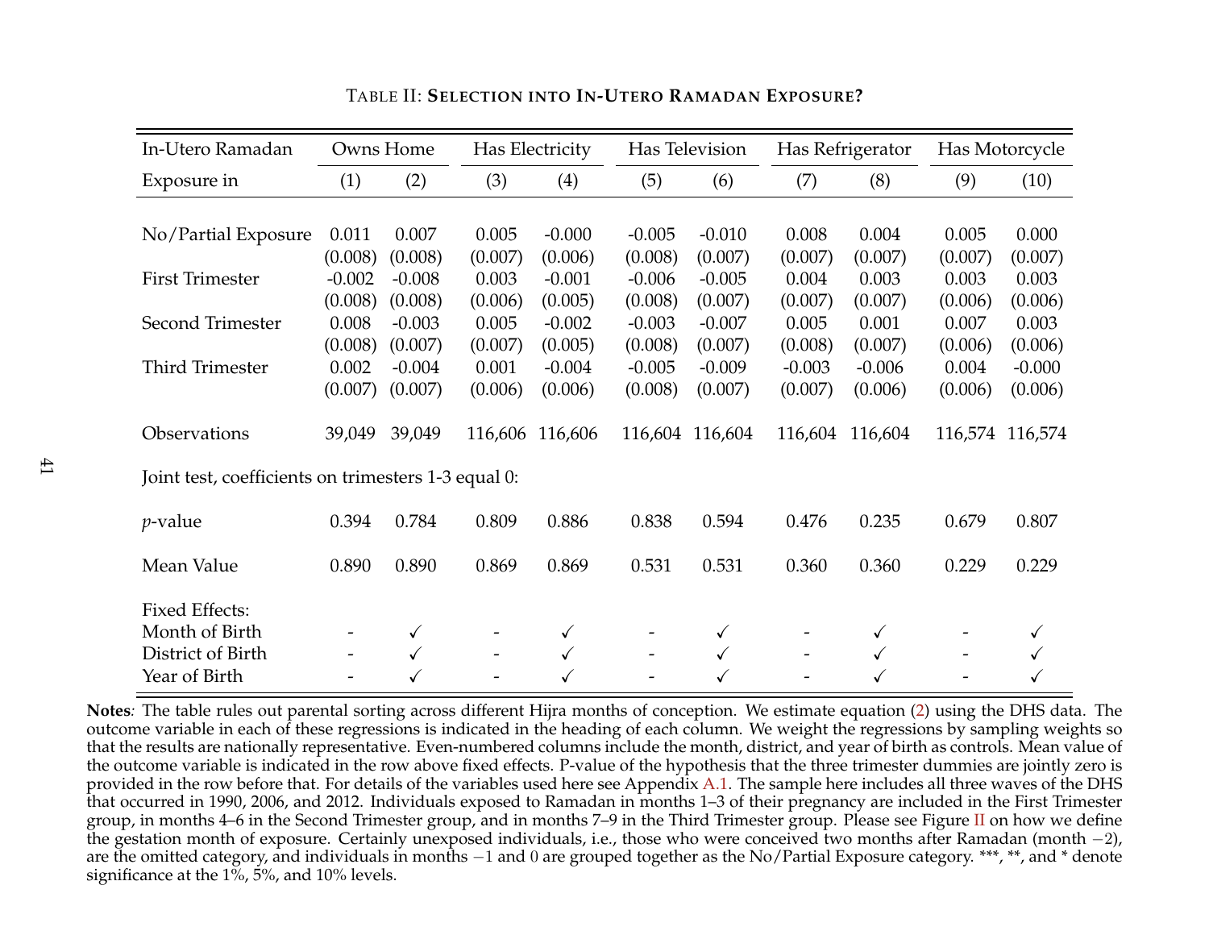TABLE II: **SELECTION INTO IN-UTERO RAMADAN EXPOSURE?**

| In-Utero Ramadan | Owns Home | | Has Electricity | | Has Television | | Has Refrigerator | | Has Motorcycle | |
|---|---|---|---|---|---|---|---|---|---|---|
| Exposure in | (1) | (2) | (3) | (4) | (5) | (6) | (7) | (8) | (9) | (10) |
| No/Partial Exposure | 0.011 | 0.007 | 0.005 | -0.000 | -0.005 | -0.010 | 0.008 | 0.004 | 0.005 | 0.000 |
| | (0.008) | (0.008) | (0.007) | (0.006) | (0.008) | (0.007) | (0.007) | (0.007) | (0.007) | (0.007) |
| First Trimester | -0.002 | -0.008 | 0.003 | -0.001 | -0.006 | -0.005 | 0.004 | 0.003 | 0.003 | 0.003 |
| | (0.008) | (0.008) | (0.006) | (0.005) | (0.008) | (0.007) | (0.007) | (0.007) | (0.006) | (0.006) |
| Second Trimester | 0.008 | -0.003 | 0.005 | -0.002 | -0.003 | -0.007 | 0.005 | 0.001 | 0.007 | 0.003 |
| | (0.008) | (0.007) | (0.007) | (0.005) | (0.008) | (0.007) | (0.008) | (0.007) | (0.006) | (0.006) |
| Third Trimester | 0.002 | -0.004 | 0.001 | -0.004 | -0.005 | -0.009 | -0.003 | -0.006 | 0.004 | -0.000 |
| | (0.007) | (0.007) | (0.006) | (0.006) | (0.008) | (0.007) | (0.007) | (0.006) | (0.006) | (0.006) |
| Observations | 39,049 | 39,049 | 116,606 | 116,606 | 116,604 | 116,604 | 116,604 | 116,604 | 116,574 | 116,574 |
| Joint test, coefficients on trimesters 1-3 equal 0: | | | | | | | | | | |
| $p$-value | 0.394 | 0.784 | 0.809 | 0.886 | 0.838 | 0.594 | 0.476 | 0.235 | 0.679 | 0.807 |
| Mean Value | 0.890 | 0.890 | 0.869 | 0.869 | 0.531 | 0.531 | 0.360 | 0.360 | 0.229 | 0.229 |
| Fixed Effects: | | | | | | | | | | |
| Month of Birth | - | ✓ | - | ✓ | - | ✓ | - | ✓ | - | ✓ |
| District of Birth | - | ✓ | - | ✓ | - | ✓ | - | ✓ | - | ✓ |
| Year of Birth | - | ✓ | - | ✓ | - | ✓ | - | ✓ | - | ✓ |

**Notes***:* The table rules out parental sorting across different Hijra months of conception. We estimate equation (2) using the DHS data. The outcome variable in each of these regressions is indicated in the heading of each column. We weight the regressions by sampling weights so that the results are nationally representative. Even-numbered columns include the month, district, and year of birth as controls. Mean value of the outcome variable is indicated in the row above fixed effects. P-value of the hypothesis that the three trimester dummies are jointly zero is provided in the row before that. For details of the variables used here see Appendix A.1. The sample here includes all three waves of the DHS that occurred in 1990, 2006, and 2012. Individuals exposed to Ramadan in months 1–3 of their pregnancy are included in the First Trimester group, in months 4–6 in the Second Trimester group, and in months 7–9 in the Third Trimester group. Please see Figure II on how we define the gestation month of exposure. Certainly unexposed individuals, i.e., those who were conceived two months after Ramadan (month $-2$), are the omitted category, and individuals in months $-1$ and $0$ are grouped together as the No/Partial Exposure category. ***, **, and * denote significance at the 1%, 5%, and 10% levels.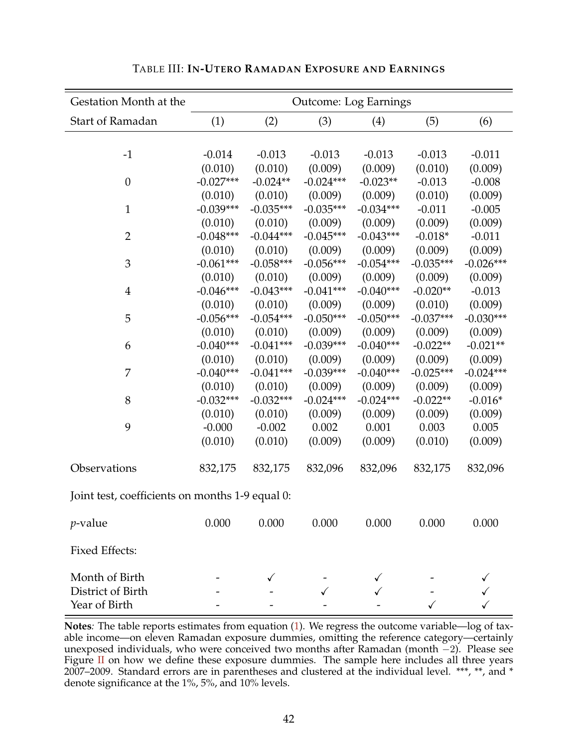TABLE III: **IN-UTERO RAMADAN EXPOSURE AND EARNINGS**

| Gestation Month at the | Outcome: Log Earnings | | | | | |
|---|---|---|---|---|---|---|
| Start of Ramadan | (1) | (2) | (3) | (4) | (5) | (6) |
| -1 | -0.014 | -0.013 | -0.013 | -0.013 | -0.013 | -0.011 |
| | (0.010) | (0.010) | (0.009) | (0.009) | (0.010) | (0.009) |
| 0 | -0.027*** | -0.024** | -0.024*** | -0.023** | -0.013 | -0.008 |
| | (0.010) | (0.010) | (0.009) | (0.009) | (0.010) | (0.009) |
| 1 | -0.039*** | -0.035*** | -0.035*** | -0.034*** | -0.011 | -0.005 |
| | (0.010) | (0.010) | (0.009) | (0.009) | (0.009) | (0.009) |
| 2 | -0.048*** | -0.044*** | -0.045*** | -0.043*** | -0.018* | -0.011 |
| | (0.010) | (0.010) | (0.009) | (0.009) | (0.009) | (0.009) |
| 3 | -0.061*** | -0.058*** | -0.056*** | -0.054*** | -0.035*** | -0.026*** |
| | (0.010) | (0.010) | (0.009) | (0.009) | (0.009) | (0.009) |
| 4 | -0.046*** | -0.043*** | -0.041*** | -0.040*** | -0.020** | -0.013 |
| | (0.010) | (0.010) | (0.009) | (0.009) | (0.010) | (0.009) |
| 5 | -0.056*** | -0.054*** | -0.050*** | -0.050*** | -0.037*** | -0.030*** |
| | (0.010) | (0.010) | (0.009) | (0.009) | (0.009) | (0.009) |
| 6 | -0.040*** | -0.041*** | -0.039*** | -0.040*** | -0.022** | -0.021** |
| | (0.010) | (0.010) | (0.009) | (0.009) | (0.009) | (0.009) |
| 7 | -0.040*** | -0.041*** | -0.039*** | -0.040*** | -0.025*** | -0.024*** |
| | (0.010) | (0.010) | (0.009) | (0.009) | (0.009) | (0.009) |
| 8 | -0.032*** | -0.032*** | -0.024*** | -0.024*** | -0.022** | -0.016* |
| | (0.010) | (0.010) | (0.009) | (0.009) | (0.009) | (0.009) |
| 9 | -0.000 | -0.002 | 0.002 | 0.001 | 0.003 | 0.005 |
| | (0.010) | (0.010) | (0.009) | (0.009) | (0.010) | (0.009) |
| Observations | 832,175 | 832,175 | 832,096 | 832,096 | 832,175 | 832,096 |
| Joint test, coefficients on months 1-9 equal 0: | | | | | | |
| *p*-value | 0.000 | 0.000 | 0.000 | 0.000 | 0.000 | 0.000 |
| Fixed Effects: | | | | | | |
| Month of Birth | - | ✓ | - | ✓ | - | ✓ |
| District of Birth | - | - | ✓ | ✓ | - | ✓ |
| Year of Birth | - | - | - | - | ✓ | ✓ |

**Notes***:* The table reports estimates from equation (1). We regress the outcome variable—log of taxable income—on eleven Ramadan exposure dummies, omitting the reference category—certainly unexposed individuals, who were conceived two months after Ramadan (month $-2$). Please see Figure II on how we define these exposure dummies. The sample here includes all three years 2007–2009. Standard errors are in parentheses and clustered at the individual level. ***, **, and * denote significance at the 1%, 5%, and 10% levels.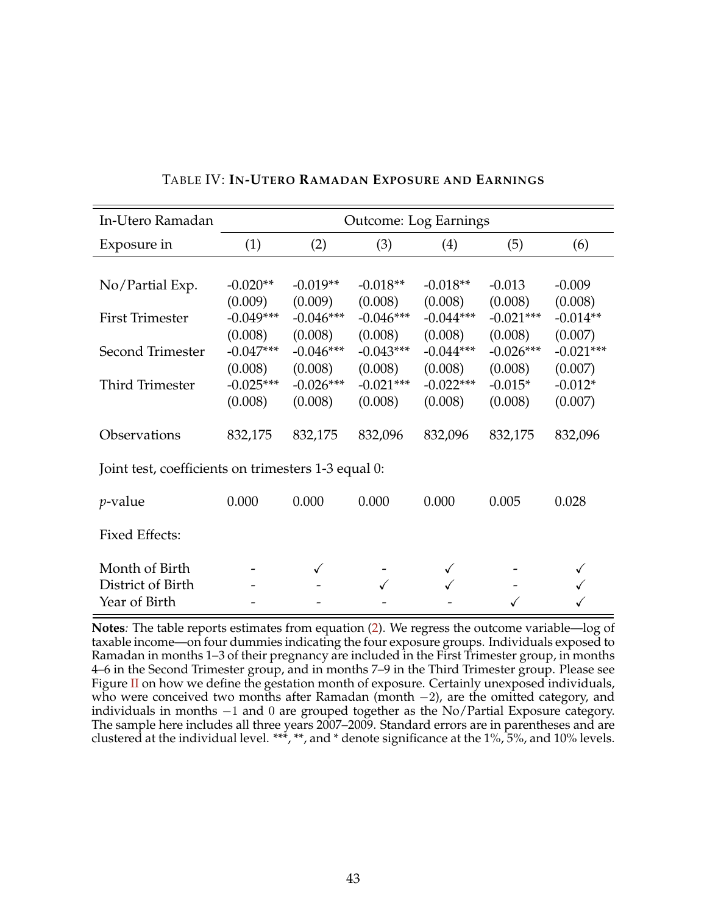TABLE IV: **IN-UTERO RAMADAN EXPOSURE AND EARNINGS**

| In-Utero Ramadan | Outcome: Log Earnings | | | | | |
|---|---|---|---|---|---|---|
| Exposure in | (1) | (2) | (3) | (4) | (5) | (6) |
| No/Partial Exp. | -0.020** | -0.019** | -0.018** | -0.018** | -0.013 | -0.009 |
| | (0.009) | (0.009) | (0.008) | (0.008) | (0.008) | (0.008) |
| First Trimester | -0.049*** | -0.046*** | -0.046*** | -0.044*** | -0.021*** | -0.014** |
| | (0.008) | (0.008) | (0.008) | (0.008) | (0.008) | (0.007) |
| Second Trimester | -0.047*** | -0.046*** | -0.043*** | -0.044*** | -0.026*** | -0.021*** |
| | (0.008) | (0.008) | (0.008) | (0.008) | (0.008) | (0.007) |
| Third Trimester | -0.025*** | -0.026*** | -0.021*** | -0.022*** | -0.015* | -0.012* |
| | (0.008) | (0.008) | (0.008) | (0.008) | (0.008) | (0.007) |
| Observations | 832,175 | 832,175 | 832,096 | 832,096 | 832,175 | 832,096 |
| Joint test, coefficients on trimesters 1-3 equal 0: | | | | | | |
| *p*-value | 0.000 | 0.000 | 0.000 | 0.000 | 0.005 | 0.028 |
| Fixed Effects: | | | | | | |
| Month of Birth | - | ✓ | - | ✓ | - | ✓ |
| District of Birth | - | - | ✓ | ✓ | - | ✓ |
| Year of Birth | - | - | - | - | ✓ | ✓ |

**Notes**: The table reports estimates from equation (2). We regress the outcome variable—log of taxable income—on four dummies indicating the four exposure groups. Individuals exposed to Ramadan in months 1–3 of their pregnancy are included in the First Trimester group, in months 4–6 in the Second Trimester group, and in months 7–9 in the Third Trimester group. Please see Figure II on how we define the gestation month of exposure. Certainly unexposed individuals, who were conceived two months after Ramadan (month $-2$), are the omitted category, and individuals in months $-1$ and 0 are grouped together as the No/Partial Exposure category. The sample here includes all three years 2007–2009. Standard errors are in parentheses and are clustered at the individual level. ***, **, and * denote significance at the 1%, 5%, and 10% levels.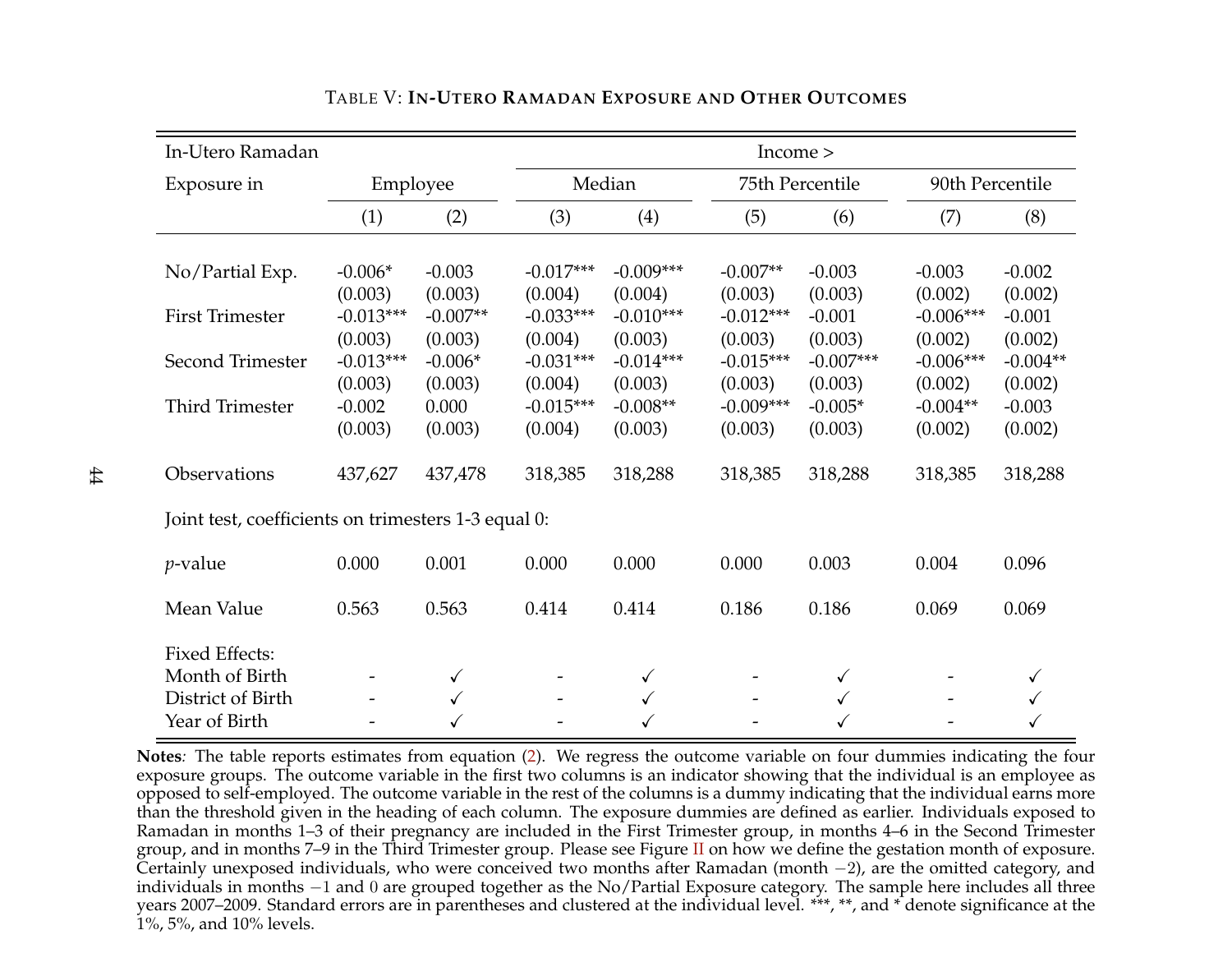TABLE V: **IN-UTERO RAMADAN EXPOSURE AND OTHER OUTCOMES**

| In-Utero Ramadan | | | Income > | | | | | |
|---|---|---|---|---|---|---|---|---|
| Exposure in | Employee | | Median | | 75th Percentile | | 90th Percentile | |
| | (1) | (2) | (3) | (4) | (5) | (6) | (7) | (8) |
| No/Partial Exp. | -0.006* | -0.003 | -0.017*** | -0.009*** | -0.007** | -0.003 | -0.003 | -0.002 |
| | (0.003) | (0.003) | (0.004) | (0.004) | (0.003) | (0.003) | (0.002) | (0.002) |
| First Trimester | -0.013*** | -0.007** | -0.033*** | -0.010*** | -0.012*** | -0.001 | -0.006*** | -0.001 |
| | (0.003) | (0.003) | (0.004) | (0.003) | (0.003) | (0.003) | (0.002) | (0.002) |
| Second Trimester | -0.013*** | -0.006* | -0.031*** | -0.014*** | -0.015*** | -0.007*** | -0.006*** | -0.004** |
| | (0.003) | (0.003) | (0.004) | (0.003) | (0.003) | (0.003) | (0.002) | (0.002) |
| Third Trimester | -0.002 | 0.000 | -0.015*** | -0.008** | -0.009*** | -0.005* | -0.004** | -0.003 |
| | (0.003) | (0.003) | (0.004) | (0.003) | (0.003) | (0.003) | (0.002) | (0.002) |
| Observations | 437,627 | 437,478 | 318,385 | 318,288 | 318,385 | 318,288 | 318,385 | 318,288 |
| Joint test, coefficients on trimesters 1-3 equal 0: | | | | | | | | |
| *p*-value | 0.000 | 0.001 | 0.000 | 0.000 | 0.000 | 0.003 | 0.004 | 0.096 |
| Mean Value | 0.563 | 0.563 | 0.414 | 0.414 | 0.186 | 0.186 | 0.069 | 0.069 |
| Fixed Effects: | | | | | | | | |
| Month of Birth | - | ✓ | - | ✓ | - | ✓ | - | ✓ |
| District of Birth | - | ✓ | - | ✓ | - | ✓ | - | ✓ |
| Year of Birth | - | ✓ | - | ✓ | - | ✓ | - | ✓ |

**Notes**: The table reports estimates from equation (2). We regress the outcome variable on four dummies indicating the four exposure groups. The outcome variable in the first two columns is an indicator showing that the individual is an employee as opposed to self-employed. The outcome variable in the rest of the columns is a dummy indicating that the individual earns more than the threshold given in the heading of each column. The exposure dummies are defined as earlier. Individuals exposed to Ramadan in months 1–3 of their pregnancy are included in the First Trimester group, in months 4–6 in the Second Trimester group, and in months 7–9 in the Third Trimester group. Please see Figure II on how we define the gestation month of exposure. Certainly unexposed individuals, who were conceived two months after Ramadan (month $-2$), are the omitted category, and individuals in months $-1$ and $0$ are grouped together as the No/Partial Exposure category. The sample here includes all three years 2007–2009. Standard errors are in parentheses and clustered at the individual level. ***, **, and * denote significance at the 1%, 5%, and 10% levels.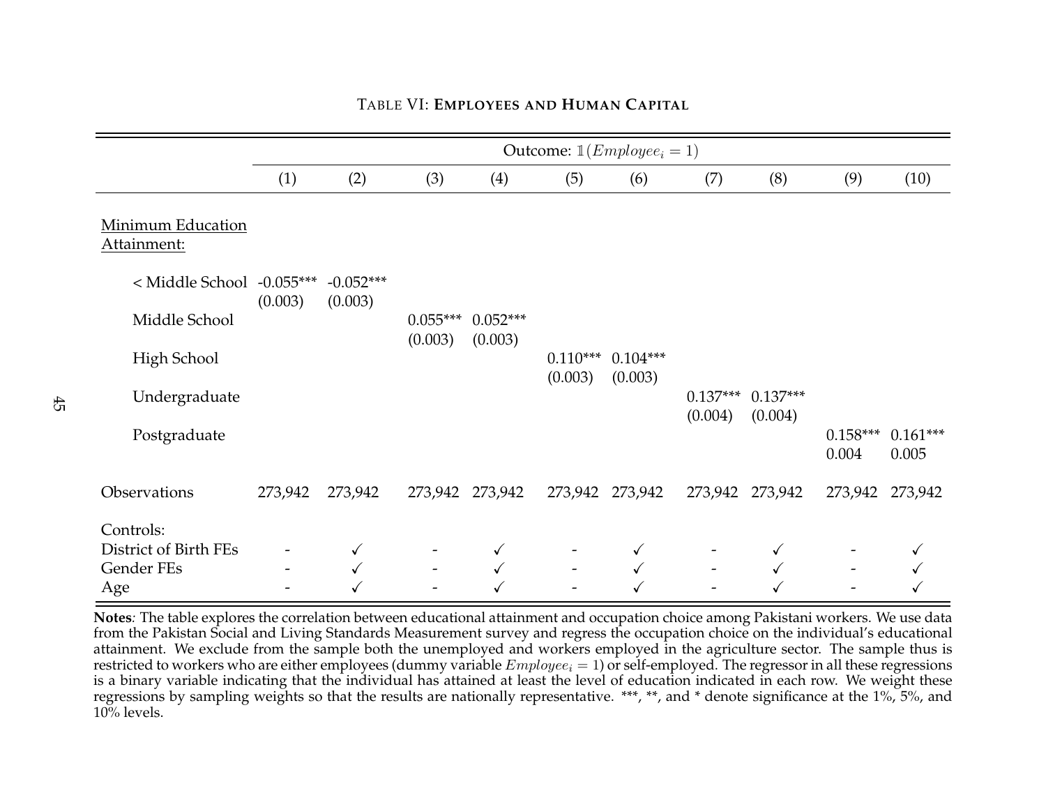TABLE VI: **EMPLOYEES AND HUMAN CAPITAL**

| | Outcome: $\mathbb{1}(Employee_i = 1)$ | | | | | | | | | |
|---|---|---|---|---|---|---|---|---|---|---|
| | (1) | (2) | (3) | (4) | (5) | (6) | (7) | (8) | (9) | (10) |
| Minimum Education Attainment: | | | | | | | | | | |
| < Middle School | -0.055*** | -0.052*** | | | | | | | | |
| | (0.003) | (0.003) | | | | | | | | |
| Middle School | | | 0.055*** | 0.052*** | | | | | | |
| | | | (0.003) | (0.003) | | | | | | |
| High School | | | | | 0.110*** | 0.104*** | | | | |
| | | | | | (0.003) | (0.003) | | | | |
| Undergraduate | | | | | | | 0.137*** | 0.137*** | | |
| | | | | | | | (0.004) | (0.004) | | |
| Postgraduate | | | | | | | | | 0.158*** | 0.161*** |
| | | | | | | | | | 0.004 | 0.005 |
| Observations | 273,942 | 273,942 | 273,942 | 273,942 | 273,942 | 273,942 | 273,942 | 273,942 | 273,942 | 273,942 |
| Controls: | | | | | | | | | | |
| District of Birth FEs | - | ✓ | - | ✓ | - | ✓ | - | ✓ | - | ✓ |
| Gender FEs | - | ✓ | - | ✓ | - | ✓ | - | ✓ | - | ✓ |
| Age | - | ✓ | - | ✓ | - | ✓ | - | ✓ | - | ✓ |

**Notes**: The table explores the correlation between educational attainment and occupation choice among Pakistani workers. We use data from the Pakistan Social and Living Standards Measurement survey and regress the occupation choice on the individual's educational attainment. We exclude from the sample both the unemployed and workers employed in the agriculture sector. The sample thus is restricted to workers who are either employees (dummy variable $Employee_i = 1$) or self-employed. The regressor in all these regressions is a binary variable indicating that the individual has attained at least the level of education indicated in each row. We weight these regressions by sampling weights so that the results are nationally representative. ***, **, and * denote significance at the 1%, 5%, and 10% levels.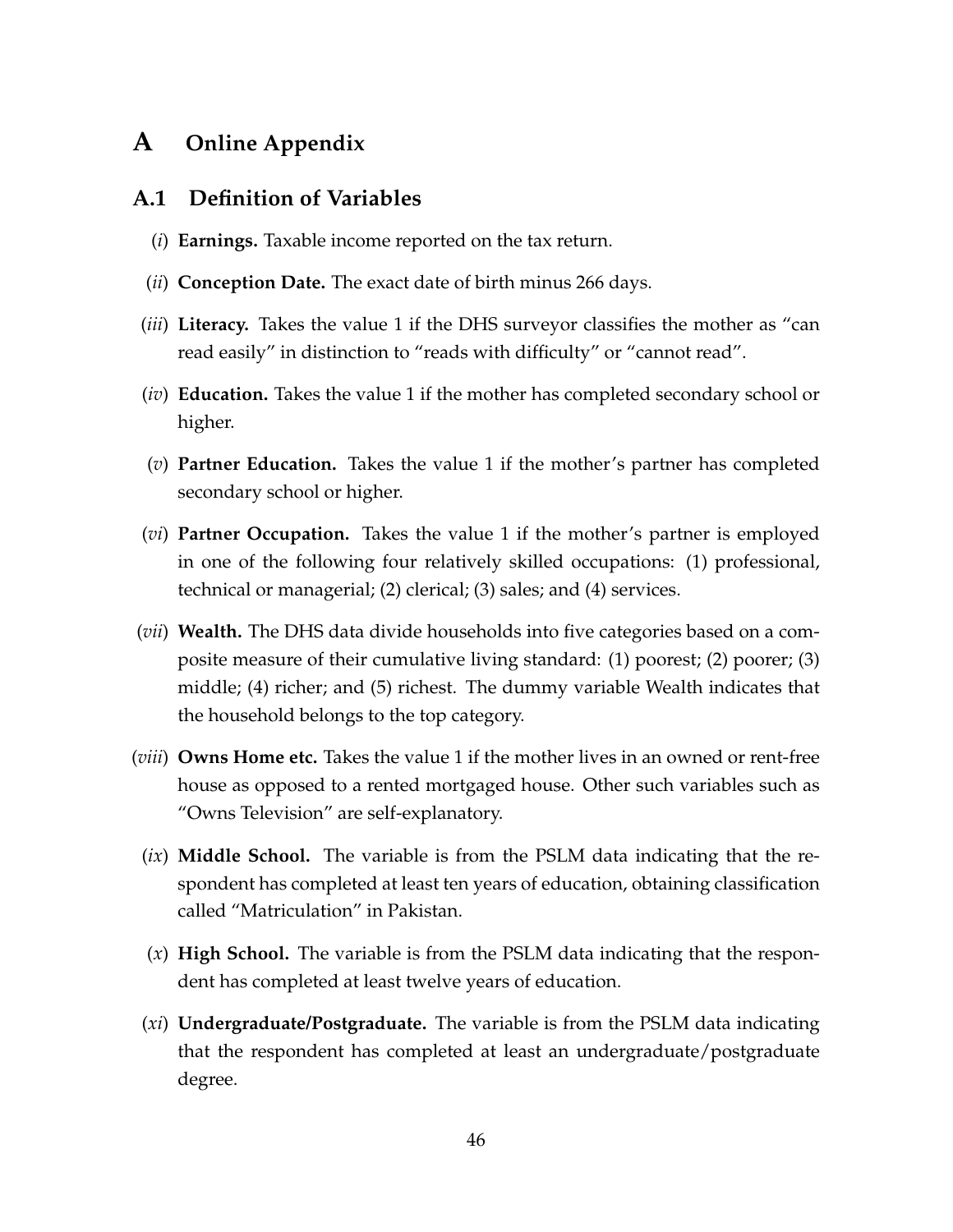# A Online Appendix

## A.1 Definition of Variables

(*i*) **Earnings.** Taxable income reported on the tax return.

(*ii*) **Conception Date.** The exact date of birth minus 266 days.

(*iii*) **Literacy.** Takes the value 1 if the DHS surveyor classifies the mother as "can read easily" in distinction to "reads with difficulty" or "cannot read".

(*iv*) **Education.** Takes the value 1 if the mother has completed secondary school or higher.

(*v*) **Partner Education.** Takes the value 1 if the mother's partner has completed secondary school or higher.

(*vi*) **Partner Occupation.** Takes the value 1 if the mother's partner is employed in one of the following four relatively skilled occupations: (1) professional, technical or managerial; (2) clerical; (3) sales; and (4) services.

(*vii*) **Wealth.** The DHS data divide households into five categories based on a composite measure of their cumulative living standard: (1) poorest; (2) poorer; (3) middle; (4) richer; and (5) richest. The dummy variable Wealth indicates that the household belongs to the top category.

(*viii*) **Owns Home etc.** Takes the value 1 if the mother lives in an owned or rent-free house as opposed to a rented mortgaged house. Other such variables such as "Owns Television" are self-explanatory.

(*ix*) **Middle School.** The variable is from the PSLM data indicating that the respondent has completed at least ten years of education, obtaining classification called "Matriculation" in Pakistan.

(*x*) **High School.** The variable is from the PSLM data indicating that the respondent has completed at least twelve years of education.

(*xi*) **Undergraduate/Postgraduate.** The variable is from the PSLM data indicating that the respondent has completed at least an undergraduate/postgraduate degree.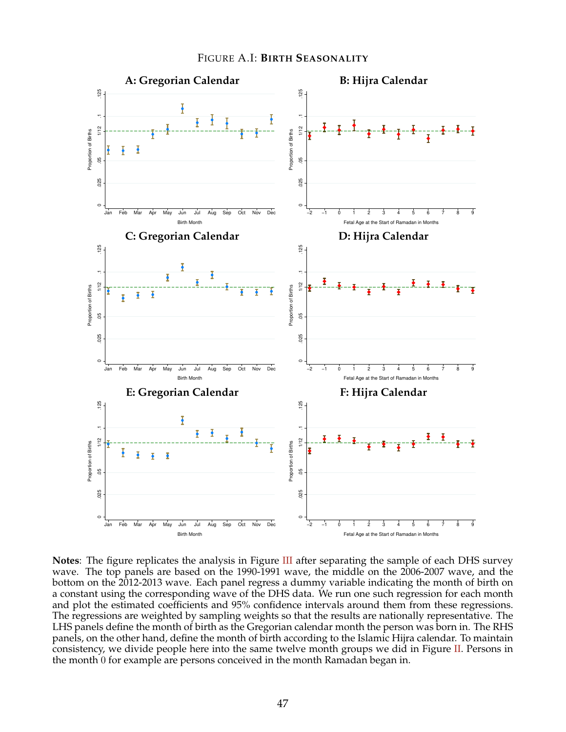# Figure A.I: Birth Seasonality

**A: Gregorian Calendar**

**B: Hijra Calendar**

**C: Gregorian Calendar**

**D: Hijra Calendar**

**E: Gregorian Calendar**

**F: Hijra Calendar**

**Notes**: The figure replicates the analysis in Figure III after separating the sample of each DHS survey wave. The top panels are based on the 1990-1991 wave, the middle on the 2006-2007 wave, and the bottom on the 2012-2013 wave. Each panel regress a dummy variable indicating the month of birth on a constant using the corresponding wave of the DHS data. We run one such regression for each month and plot the estimated coefficients and 95% confidence intervals around them from these regressions. The regressions are weighted by sampling weights so that the results are nationally representative. The LHS panels define the month of birth as the Gregorian calendar month the person was born in. The RHS panels, on the other hand, define the month of birth according to the Islamic Hijra calendar. To maintain consistency, we divide people here into the same twelve month groups we did in Figure II. Persons in the month 0 for example are persons conceived in the month Ramadan began in.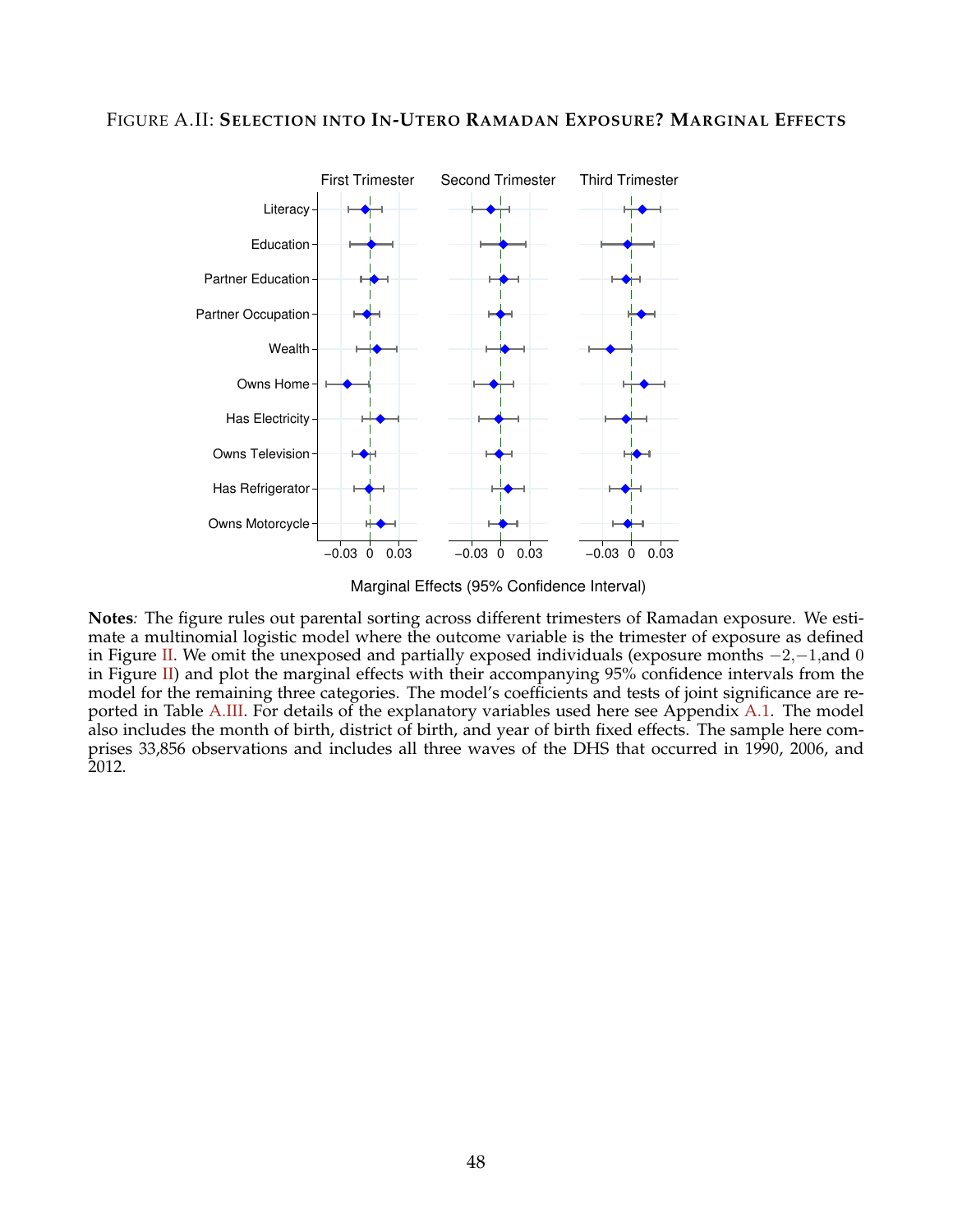FIGURE A.II: **SELECTION INTO IN-UTERO RAMADAN EXPOSURE? MARGINAL EFFECTS**

**Notes***:* The figure rules out parental sorting across different trimesters of Ramadan exposure. We estimate a multinomial logistic model where the outcome variable is the trimester of exposure as defined in Figure II. We omit the unexposed and partially exposed individuals (exposure months $-2$,$-1$,and $0$ in Figure II) and plot the marginal effects with their accompanying 95% confidence intervals from the model for the remaining three categories. The model's coefficients and tests of joint significance are reported in Table A.III. For details of the explanatory variables used here see Appendix A.1. The model also includes the month of birth, district of birth, and year of birth fixed effects. The sample here comprises 33,856 observations and includes all three waves of the DHS that occurred in 1990, 2006, and 2012.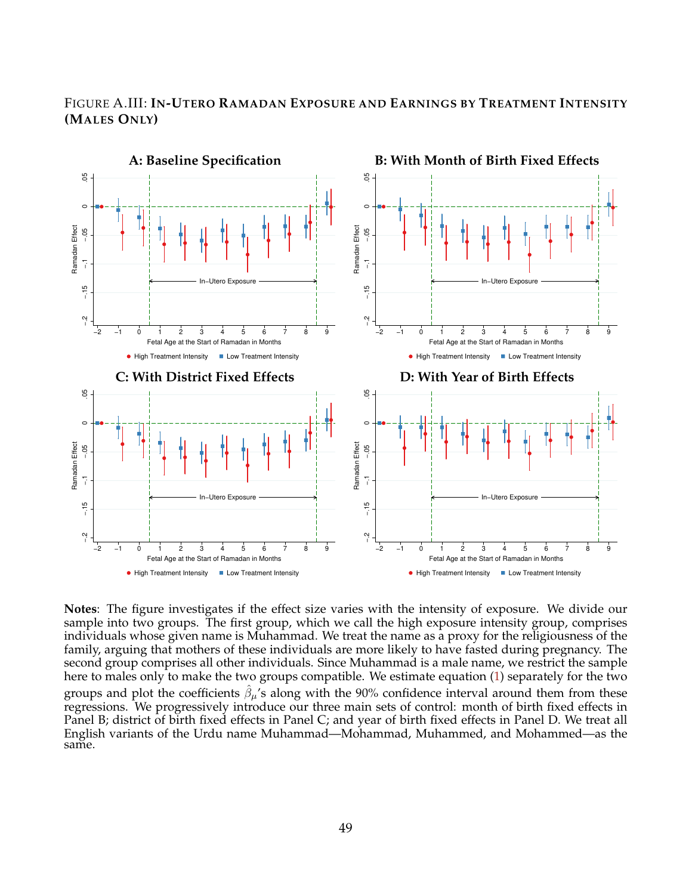FIGURE A.III: **IN-UTERO RAMADAN EXPOSURE AND EARNINGS BY TREATMENT INTENSITY (MALES ONLY)**

**A: Baseline Specification**

**B: With Month of Birth Fixed Effects**

**C: With District Fixed Effects**

**D: With Year of Birth Effects**

**Notes**: The figure investigates if the effect size varies with the intensity of exposure. We divide our sample into two groups. The first group, which we call the high exposure intensity group, comprises individuals whose given name is Muhammad. We treat the name as a proxy for the religiousness of the family, arguing that mothers of these individuals are more likely to have fasted during pregnancy. The second group comprises all other individuals. Since Muhammad is a male name, we restrict the sample here to males only to make the two groups compatible. We estimate equation (1) separately for the two groups and plot the coefficients $\hat{\beta}_{\mu}$'s along with the 90% confidence interval around them from these regressions. We progressively introduce our three main sets of control: month of birth fixed effects in Panel B; district of birth fixed effects in Panel C; and year of birth fixed effects in Panel D. We treat all English variants of the Urdu name Muhammad—Mohammad, Muhammed, and Mohammed—as the same.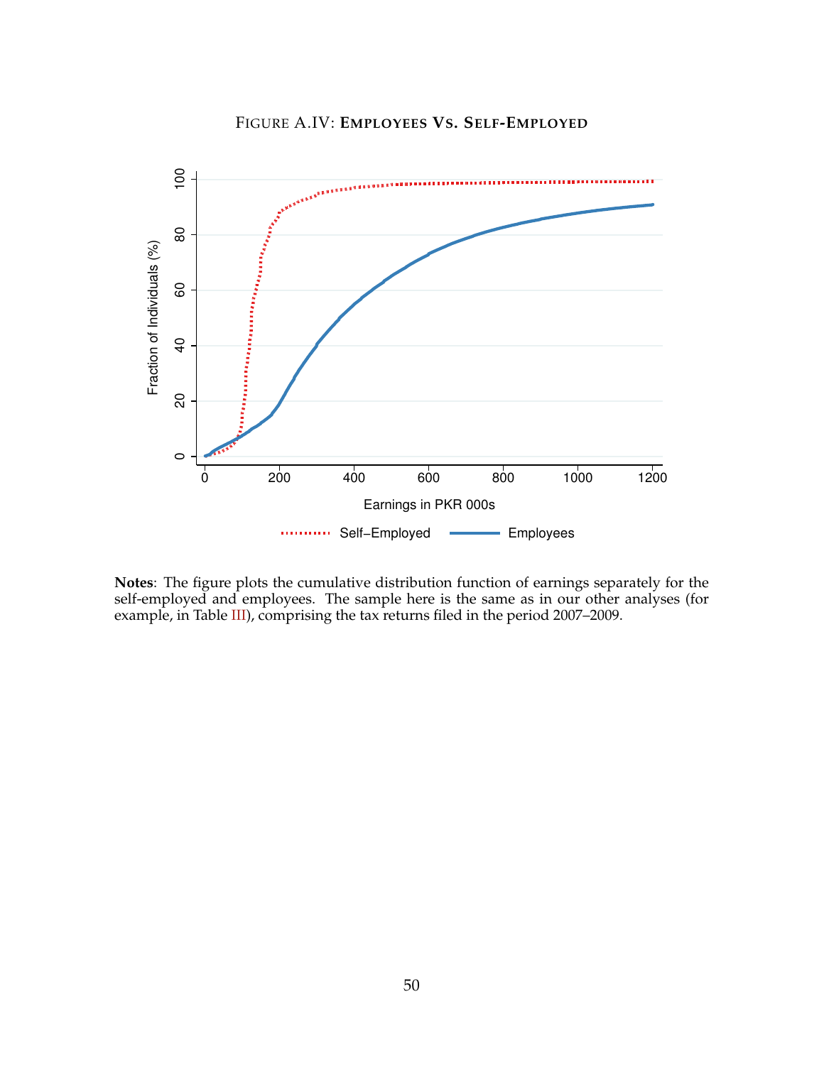FIGURE A.IV: **EMPLOYEES VS. SELF-EMPLOYED**

**Notes**: The figure plots the cumulative distribution function of earnings separately for the self-employed and employees. The sample here is the same as in our other analyses (for example, in Table III), comprising the tax returns filed in the period 2007–2009.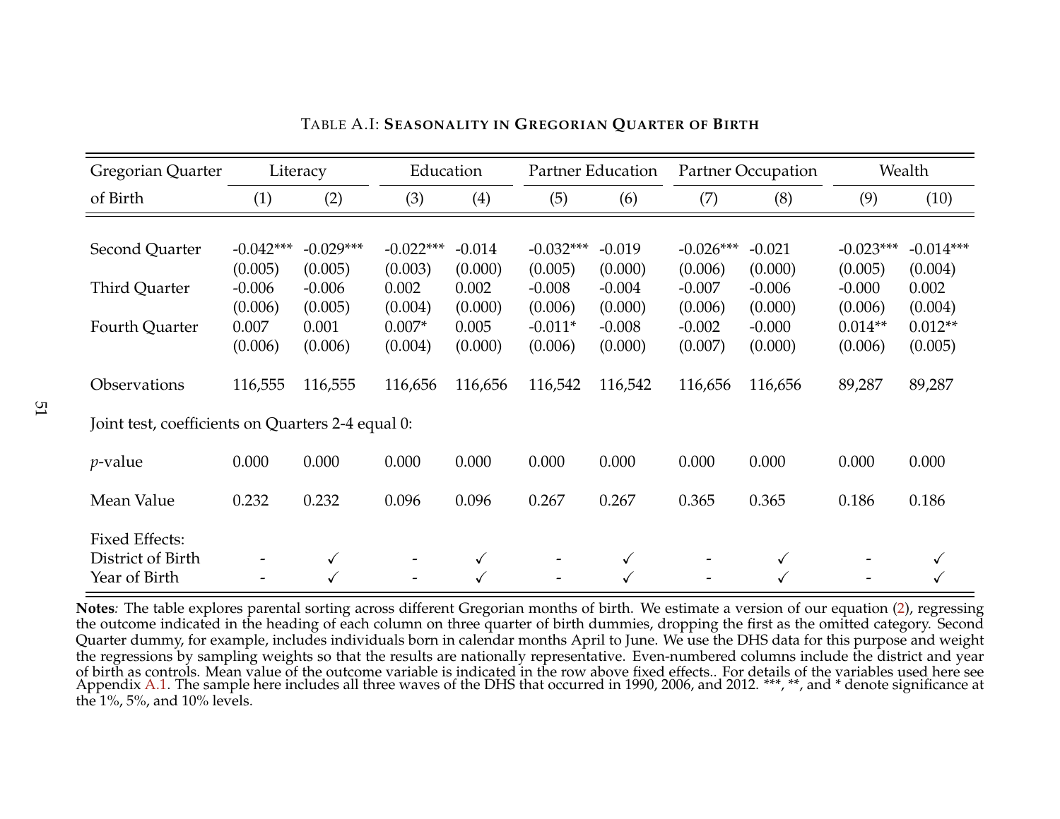Table A.I: **Seasonality in Gregorian Quarter of Birth**

| Gregorian Quarter | Literacy | | Education | | Partner Education | | Partner Occupation | | Wealth | |
|---|---|---|---|---|---|---|---|---|---|---|
| of Birth | (1) | (2) | (3) | (4) | (5) | (6) | (7) | (8) | (9) | (10) |
| Second Quarter | -0.042*** | -0.029*** | -0.022*** | -0.014 | -0.032*** | -0.019 | -0.026*** | -0.021 | -0.023*** | -0.014*** |
| | (0.005) | (0.005) | (0.003) | (0.000) | (0.005) | (0.000) | (0.006) | (0.000) | (0.005) | (0.004) |
| Third Quarter | -0.006 | -0.006 | 0.002 | 0.002 | -0.008 | -0.004 | -0.007 | -0.006 | -0.000 | 0.002 |
| | (0.006) | (0.005) | (0.004) | (0.000) | (0.006) | (0.000) | (0.006) | (0.000) | (0.006) | (0.004) |
| Fourth Quarter | 0.007 | 0.001 | 0.007* | 0.005 | -0.011* | -0.008 | -0.002 | -0.000 | 0.014** | 0.012** |
| | (0.006) | (0.006) | (0.004) | (0.000) | (0.006) | (0.000) | (0.007) | (0.000) | (0.006) | (0.005) |
| Observations | 116,555 | 116,555 | 116,656 | 116,656 | 116,542 | 116,542 | 116,656 | 116,656 | 89,287 | 89,287 |
| Joint test, coefficients on Quarters 2-4 equal 0: | | | | | | | | | | |
| *p*-value | 0.000 | 0.000 | 0.000 | 0.000 | 0.000 | 0.000 | 0.000 | 0.000 | 0.000 | 0.000 |
| Mean Value | 0.232 | 0.232 | 0.096 | 0.096 | 0.267 | 0.267 | 0.365 | 0.365 | 0.186 | 0.186 |
| Fixed Effects: | | | | | | | | | | |
| District of Birth | - | ✓ | - | ✓ | - | ✓ | - | ✓ | - | ✓ |
| Year of Birth | - | ✓ | - | ✓ | - | ✓ | - | ✓ | - | ✓ |

**Notes***:* The table explores parental sorting across different Gregorian months of birth. We estimate a version of our equation (2), regressing the outcome indicated in the heading of each column on three quarter of birth dummies, dropping the first as the omitted category. Second Quarter dummy, for example, includes individuals born in calendar months April to June. We use the DHS data for this purpose and weight the regressions by sampling weights so that the results are nationally representative. Even-numbered columns include the district and year of birth as controls. Mean value of the outcome variable is indicated in the row above fixed effects.. For details of the variables used here see Appendix A.1. The sample here includes all three waves of the DHS that occurred in 1990, 2006, and 2012. ***, **, and * denote significance at the 1%, 5%, and 10% levels.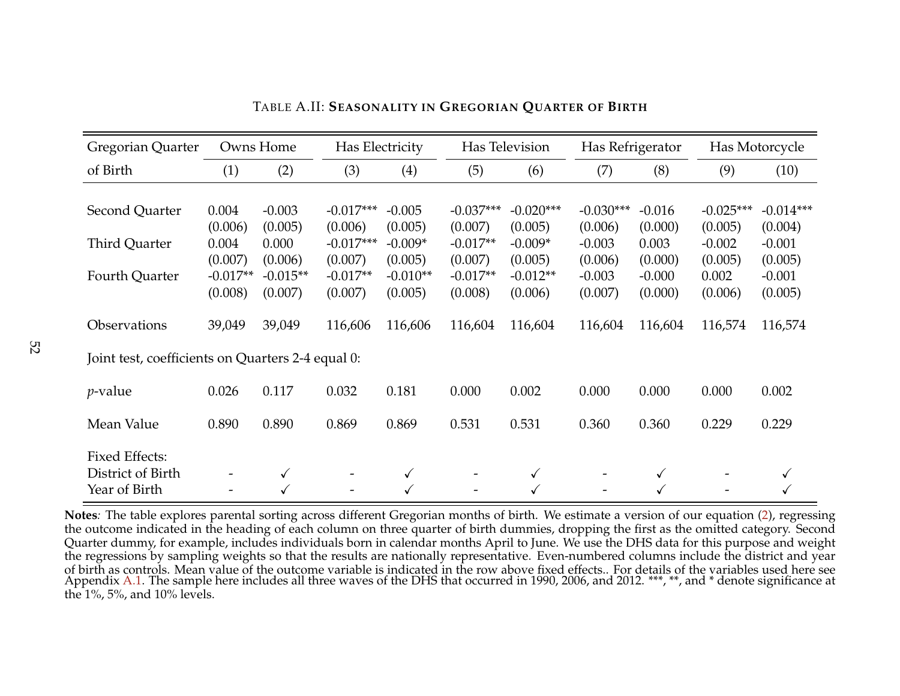Table A.II: **Seasonality in Gregorian Quarter of Birth**

| Gregorian Quarter of Birth | Owns Home (1) | Owns Home (2) | Has Electricity (3) | Has Electricity (4) | Has Television (5) | Has Television (6) | Has Refrigerator (7) | Has Refrigerator (8) | Has Motorcycle (9) | Has Motorcycle (10) |
|---|---|---|---|---|---|---|---|---|---|---|
| Second Quarter | 0.004 | -0.003 | -0.017*** | -0.005 | -0.037*** | -0.020*** | -0.030*** | -0.016 | -0.025*** | -0.014*** |
| | (0.006) | (0.005) | (0.006) | (0.005) | (0.007) | (0.005) | (0.006) | (0.000) | (0.005) | (0.004) |
| Third Quarter | 0.004 | 0.000 | -0.017*** | -0.009* | -0.017** | -0.009* | -0.003 | 0.003 | -0.002 | -0.001 |
| | (0.007) | (0.006) | (0.007) | (0.005) | (0.007) | (0.005) | (0.006) | (0.000) | (0.005) | (0.005) |
| Fourth Quarter | -0.017** | -0.015** | -0.017** | -0.010** | -0.017** | -0.012** | -0.003 | -0.000 | 0.002 | -0.001 |
| | (0.008) | (0.007) | (0.007) | (0.005) | (0.008) | (0.006) | (0.007) | (0.000) | (0.006) | (0.005) |
| Observations | 39,049 | 39,049 | 116,606 | 116,606 | 116,604 | 116,604 | 116,604 | 116,604 | 116,574 | 116,574 |
| Joint test, coefficients on Quarters 2-4 equal 0: | | | | | | | | | | |
| $p$-value | 0.026 | 0.117 | 0.032 | 0.181 | 0.000 | 0.002 | 0.000 | 0.000 | 0.000 | 0.002 |
| Mean Value | 0.890 | 0.890 | 0.869 | 0.869 | 0.531 | 0.531 | 0.360 | 0.360 | 0.229 | 0.229 |
| Fixed Effects: | | | | | | | | | | |
| District of Birth | - | ✓ | - | ✓ | - | ✓ | - | ✓ | - | ✓ |
| Year of Birth | - | ✓ | - | ✓ | - | ✓ | - | ✓ | - | ✓ |

**Notes**: The table explores parental sorting across different Gregorian months of birth. We estimate a version of our equation (2), regressing the outcome indicated in the heading of each column on three quarter of birth dummies, dropping the first as the omitted category. Second Quarter dummy, for example, includes individuals born in calendar months April to June. We use the DHS data for this purpose and weight the regressions by sampling weights so that the results are nationally representative. Even-numbered columns include the district and year of birth as controls. Mean value of the outcome variable is indicated in the row above fixed effects.. For details of the variables used here see Appendix A.1. The sample here includes all three waves of the DHS that occurred in 1990, 2006, and 2012. ***, **, and * denote significance at the 1%, 5%, and 10% levels.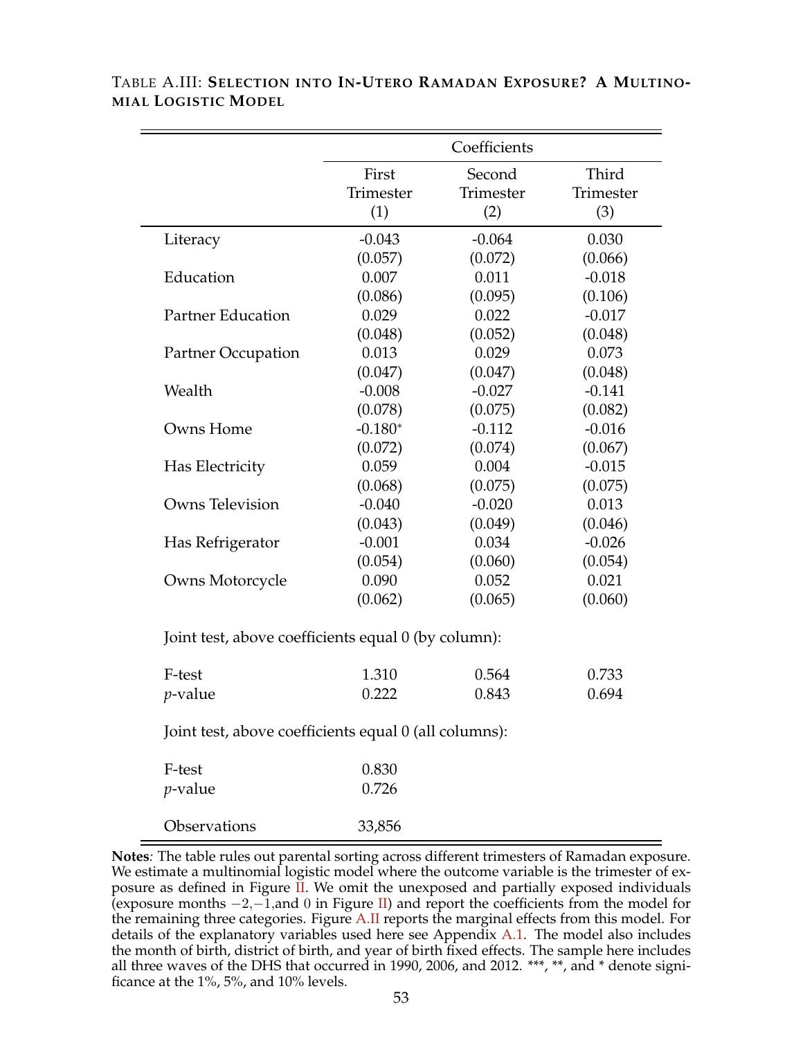TABLE A.III: **SELECTION INTO IN-UTERO RAMADAN EXPOSURE? A MULTINOMIAL LOGISTIC MODEL**

| | Coefficients | | |
|---|---|---|---|
| | First Trimester (1) | Second Trimester (2) | Third Trimester (3) |
| Literacy | -0.043 | -0.064 | 0.030 |
| | (0.057) | (0.072) | (0.066) |
| Education | 0.007 | 0.011 | -0.018 |
| | (0.086) | (0.095) | (0.106) |
| Partner Education | 0.029 | 0.022 | -0.017 |
| | (0.048) | (0.052) | (0.048) |
| Partner Occupation | 0.013 | 0.029 | 0.073 |
| | (0.047) | (0.047) | (0.048) |
| Wealth | -0.008 | -0.027 | -0.141 |
| | (0.078) | (0.075) | (0.082) |
| Owns Home | -0.180* | -0.112 | -0.016 |
| | (0.072) | (0.074) | (0.067) |
| Has Electricity | 0.059 | 0.004 | -0.015 |
| | (0.068) | (0.075) | (0.075) |
| Owns Television | -0.040 | -0.020 | 0.013 |
| | (0.043) | (0.049) | (0.046) |
| Has Refrigerator | -0.001 | 0.034 | -0.026 |
| | (0.054) | (0.060) | (0.054) |
| Owns Motorcycle | 0.090 | 0.052 | 0.021 |
| | (0.062) | (0.065) | (0.060) |
| Joint test, above coefficients equal 0 (by column): | | | |
| F-test | 1.310 | 0.564 | 0.733 |
| *p*-value | 0.222 | 0.843 | 0.694 |
| Joint test, above coefficients equal 0 (all columns): | | | |
| F-test | 0.830 | | |
| *p*-value | 0.726 | | |
| Observations | 33,856 | | |

**Notes**: The table rules out parental sorting across different trimesters of Ramadan exposure. We estimate a multinomial logistic model where the outcome variable is the trimester of exposure as defined in Figure II. We omit the unexposed and partially exposed individuals (exposure months $-2$, $-1$, and $0$ in Figure II) and report the coefficients from the model for the remaining three categories. Figure A.II reports the marginal effects from this model. For details of the explanatory variables used here see Appendix A.1. The model also includes the month of birth, district of birth, and year of birth fixed effects. The sample here includes all three waves of the DHS that occurred in 1990, 2006, and 2012. ***, **, and * denote significance at the 1%, 5%, and 10% levels.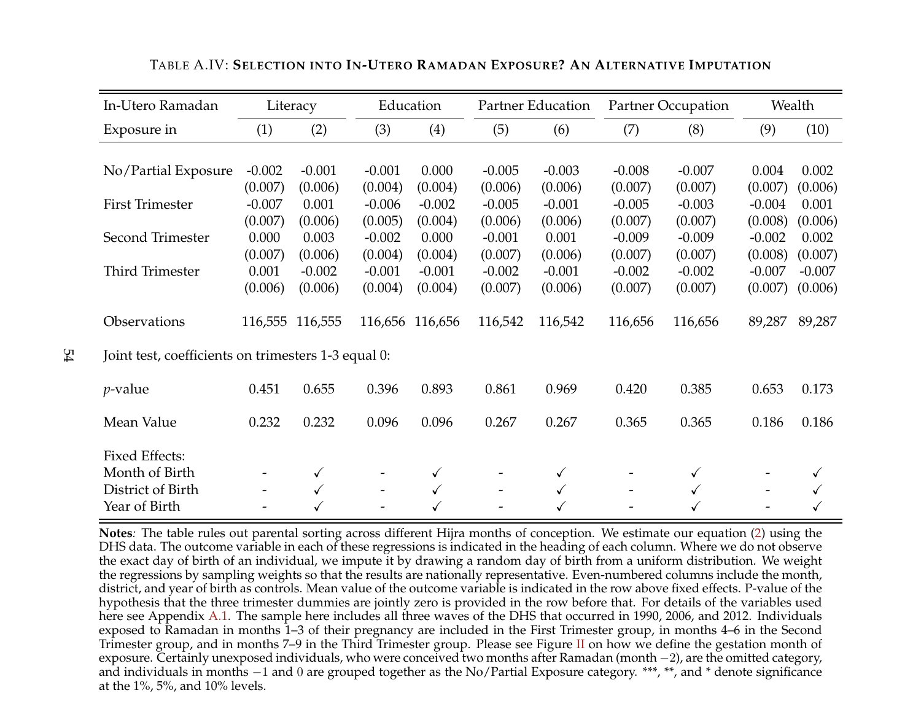TABLE A.IV: **SELECTION INTO IN-UTERO RAMADAN EXPOSURE? AN ALTERNATIVE IMPUTATION**

| In-Utero Ramadan | Literacy | | Education | | Partner Education | | Partner Occupation | | Wealth | |
|---|---|---|---|---|---|---|---|---|---|---|
| Exposure in | (1) | (2) | (3) | (4) | (5) | (6) | (7) | (8) | (9) | (10) |
| No/Partial Exposure | -0.002 | -0.001 | -0.001 | 0.000 | -0.005 | -0.003 | -0.008 | -0.007 | 0.004 | 0.002 |
| | (0.007) | (0.006) | (0.004) | (0.004) | (0.006) | (0.006) | (0.007) | (0.007) | (0.007) | (0.006) |
| First Trimester | -0.007 | 0.001 | -0.006 | -0.002 | -0.005 | -0.001 | -0.005 | -0.003 | -0.004 | 0.001 |
| | (0.007) | (0.006) | (0.005) | (0.004) | (0.006) | (0.006) | (0.007) | (0.007) | (0.008) | (0.006) |
| Second Trimester | 0.000 | 0.003 | -0.002 | 0.000 | -0.001 | 0.001 | -0.009 | -0.009 | -0.002 | 0.002 |
| | (0.007) | (0.006) | (0.004) | (0.004) | (0.007) | (0.006) | (0.007) | (0.007) | (0.008) | (0.007) |
| Third Trimester | 0.001 | -0.002 | -0.001 | -0.001 | -0.002 | -0.001 | -0.002 | -0.002 | -0.007 | -0.007 |
| | (0.006) | (0.006) | (0.004) | (0.004) | (0.007) | (0.006) | (0.007) | (0.007) | (0.007) | (0.006) |
| Observations | 116,555 | 116,555 | 116,656 | 116,656 | 116,542 | 116,542 | 116,656 | 116,656 | 89,287 | 89,287 |
| Joint test, coefficients on trimesters 1-3 equal 0: | | | | | | | | | | |
| *p*-value | 0.451 | 0.655 | 0.396 | 0.893 | 0.861 | 0.969 | 0.420 | 0.385 | 0.653 | 0.173 |
| Mean Value | 0.232 | 0.232 | 0.096 | 0.096 | 0.267 | 0.267 | 0.365 | 0.365 | 0.186 | 0.186 |
| Fixed Effects: | | | | | | | | | | |
| Month of Birth | - | ✓ | - | ✓ | - | ✓ | - | ✓ | - | ✓ |
| District of Birth | - | ✓ | - | ✓ | - | ✓ | - | ✓ | - | ✓ |
| Year of Birth | - | ✓ | - | ✓ | - | ✓ | - | ✓ | - | ✓ |

**Notes**: The table rules out parental sorting across different Hijra months of conception. We estimate our equation (2) using the DHS data. The outcome variable in each of these regressions is indicated in the heading of each column. Where we do not observe the exact day of birth of an individual, we impute it by drawing a random day of birth from a uniform distribution. We weight the regressions by sampling weights so that the results are nationally representative. Even-numbered columns include the month, district, and year of birth as controls. Mean value of the outcome variable is indicated in the row above fixed effects. P-value of the hypothesis that the three trimester dummies are jointly zero is provided in the row before that. For details of the variables used here see Appendix A.1. The sample here includes all three waves of the DHS that occurred in 1990, 2006, and 2012. Individuals exposed to Ramadan in months 1–3 of their pregnancy are included in the First Trimester group, in months 4–6 in the Second Trimester group, and in months 7–9 in the Third Trimester group. Please see Figure II on how we define the gestation month of exposure. Certainly unexposed individuals, who were conceived two months after Ramadan (month $-2$), are the omitted category, and individuals in months $-1$ and $0$ are grouped together as the No/Partial Exposure category. ***, **, and * denote significance at the 1%, 5%, and 10% levels.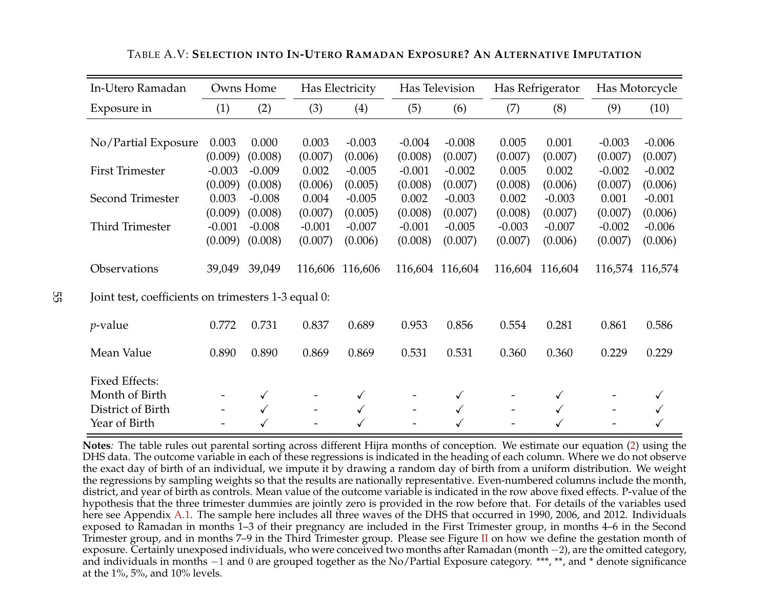TABLE A.V: **SELECTION INTO IN-UTERO RAMADAN EXPOSURE? AN ALTERNATIVE IMPUTATION**

| In-Utero Ramadan | Owns Home | | Has Electricity | | Has Television | | Has Refrigerator | | Has Motorcycle | |
|---|---|---|---|---|---|---|---|---|---|---|
| Exposure in | (1) | (2) | (3) | (4) | (5) | (6) | (7) | (8) | (9) | (10) |
| No/Partial Exposure | 0.003 | 0.000 | 0.003 | -0.003 | -0.004 | -0.008 | 0.005 | 0.001 | -0.003 | -0.006 |
| | (0.009) | (0.008) | (0.007) | (0.006) | (0.008) | (0.007) | (0.007) | (0.007) | (0.007) | (0.007) |
| First Trimester | -0.003 | -0.009 | 0.002 | -0.005 | -0.001 | -0.002 | 0.005 | 0.002 | -0.002 | -0.002 |
| | (0.009) | (0.008) | (0.006) | (0.005) | (0.008) | (0.007) | (0.008) | (0.006) | (0.007) | (0.006) |
| Second Trimester | 0.003 | -0.008 | 0.004 | -0.005 | 0.002 | -0.003 | 0.002 | -0.003 | 0.001 | -0.001 |
| | (0.009) | (0.008) | (0.007) | (0.005) | (0.008) | (0.007) | (0.008) | (0.007) | (0.007) | (0.006) |
| Third Trimester | -0.001 | -0.008 | -0.001 | -0.007 | -0.001 | -0.005 | -0.003 | -0.007 | -0.002 | -0.006 |
| | (0.009) | (0.008) | (0.007) | (0.006) | (0.008) | (0.007) | (0.007) | (0.006) | (0.007) | (0.006) |
| Observations | 39,049 | 39,049 | 116,606 | 116,606 | 116,604 | 116,604 | 116,604 | 116,604 | 116,574 | 116,574 |
| Joint test, coefficients on trimesters 1-3 equal 0: | | | | | | | | | | |
| $p$-value | 0.772 | 0.731 | 0.837 | 0.689 | 0.953 | 0.856 | 0.554 | 0.281 | 0.861 | 0.586 |
| Mean Value | 0.890 | 0.890 | 0.869 | 0.869 | 0.531 | 0.531 | 0.360 | 0.360 | 0.229 | 0.229 |
| Fixed Effects: | | | | | | | | | | |
| Month of Birth | - | ✓ | - | ✓ | - | ✓ | - | ✓ | - | ✓ |
| District of Birth | - | ✓ | - | ✓ | - | ✓ | - | ✓ | - | ✓ |
| Year of Birth | - | ✓ | - | ✓ | - | ✓ | - | ✓ | - | ✓ |

**Notes**: The table rules out parental sorting across different Hijra months of conception. We estimate our equation (2) using the DHS data. The outcome variable in each of these regressions is indicated in the heading of each column. Where we do not observe the exact day of birth of an individual, we impute it by drawing a random day of birth from a uniform distribution. We weight the regressions by sampling weights so that the results are nationally representative. Even-numbered columns include the month, district, and year of birth as controls. Mean value of the outcome variable is indicated in the row above fixed effects. P-value of the hypothesis that the three trimester dummies are jointly zero is provided in the row before that. For details of the variables used here see Appendix A.1. The sample here includes all three waves of the DHS that occurred in 1990, 2006, and 2012. Individuals exposed to Ramadan in months 1–3 of their pregnancy are included in the First Trimester group, in months 4–6 in the Second Trimester group, and in months 7–9 in the Third Trimester group. Please see Figure II on how we define the gestation month of exposure. Certainly unexposed individuals, who were conceived two months after Ramadan (month $-2$), are the omitted category, and individuals in months $-1$ and $0$ are grouped together as the No/Partial Exposure category. ***, **, and * denote significance at the 1%, 5%, and 10% levels.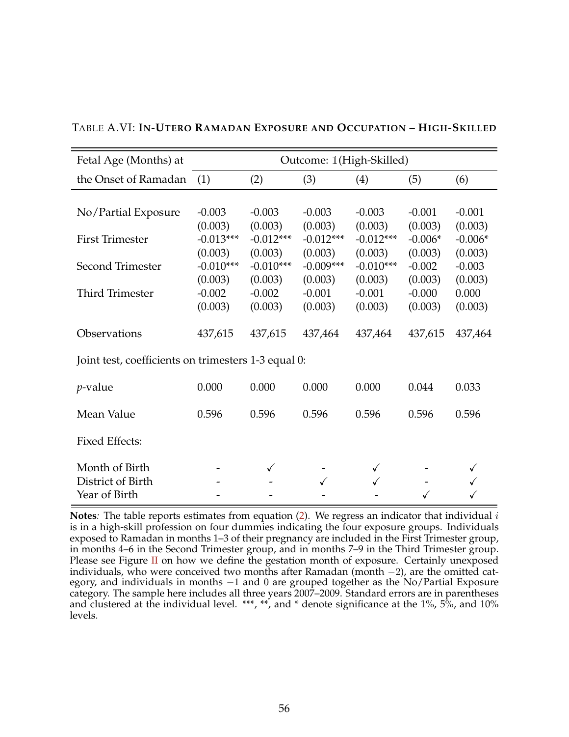TABLE A.VI: **IN-UTERO RAMADAN EXPOSURE AND OCCUPATION – HIGH-SKILLED**

| Fetal Age (Months) at | Outcome: $\mathbb{1}$(High-Skilled) | | | | | |
|---|---|---|---|---|---|---|
| the Onset of Ramadan | (1) | (2) | (3) | (4) | (5) | (6) |
| No/Partial Exposure | -0.003 | -0.003 | -0.003 | -0.003 | -0.001 | -0.001 |
| | (0.003) | (0.003) | (0.003) | (0.003) | (0.003) | (0.003) |
| First Trimester | -0.013*** | -0.012*** | -0.012*** | -0.012*** | -0.006* | -0.006* |
| | (0.003) | (0.003) | (0.003) | (0.003) | (0.003) | (0.003) |
| Second Trimester | -0.010*** | -0.010*** | -0.009*** | -0.010*** | -0.002 | -0.003 |
| | (0.003) | (0.003) | (0.003) | (0.003) | (0.003) | (0.003) |
| Third Trimester | -0.002 | -0.002 | -0.001 | -0.001 | -0.000 | 0.000 |
| | (0.003) | (0.003) | (0.003) | (0.003) | (0.003) | (0.003) |
| Observations | 437,615 | 437,615 | 437,464 | 437,464 | 437,615 | 437,464 |
| Joint test, coefficients on trimesters 1-3 equal 0: | | | | | | |
| $p$-value | 0.000 | 0.000 | 0.000 | 0.000 | 0.044 | 0.033 |
| Mean Value | 0.596 | 0.596 | 0.596 | 0.596 | 0.596 | 0.596 |
| Fixed Effects: | | | | | | |
| Month of Birth | - | ✓ | - | ✓ | - | ✓ |
| District of Birth | - | - | ✓ | ✓ | - | ✓ |
| Year of Birth | - | - | - | - | ✓ | ✓ |

**Notes***:* The table reports estimates from equation (2). We regress an indicator that individual $i$ is in a high-skill profession on four dummies indicating the four exposure groups. Individuals exposed to Ramadan in months 1–3 of their pregnancy are included in the First Trimester group, in months 4–6 in the Second Trimester group, and in months 7–9 in the Third Trimester group. Please see Figure II on how we define the gestation month of exposure. Certainly unexposed individuals, who were conceived two months after Ramadan (month $-2$), are the omitted category, and individuals in months $-1$ and $0$ are grouped together as the No/Partial Exposure category. The sample here includes all three years 2007–2009. Standard errors are in parentheses and clustered at the individual level. ***, **, and * denote significance at the 1%, 5%, and 10% levels.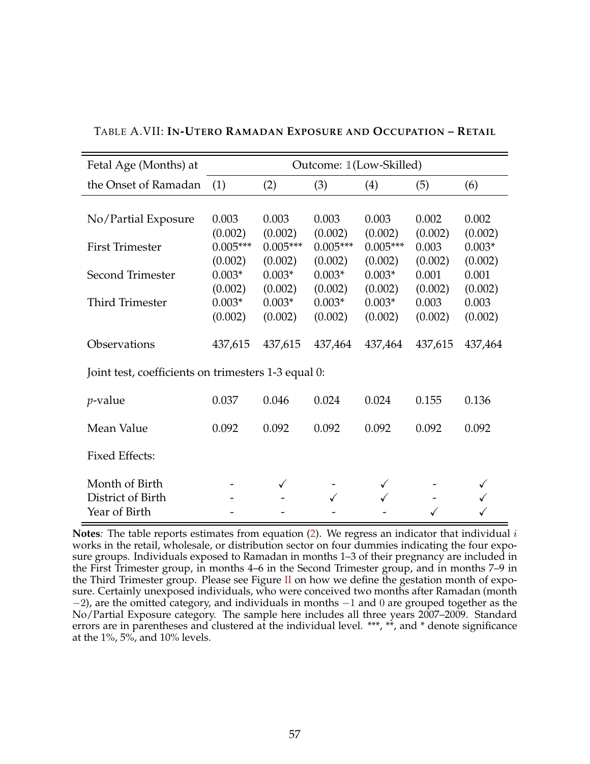TABLE A.VII: **IN-UTERO RAMADAN EXPOSURE AND OCCUPATION – RETAIL**

| Fetal Age (Months) at | Outcome: $\mathbb{1}$(Low-Skilled) | | | | | |
|---|---|---|---|---|---|---|
| the Onset of Ramadan | (1) | (2) | (3) | (4) | (5) | (6) |
| No/Partial Exposure | 0.003 | 0.003 | 0.003 | 0.003 | 0.002 | 0.002 |
| | (0.002) | (0.002) | (0.002) | (0.002) | (0.002) | (0.002) |
| First Trimester | 0.005*** | 0.005*** | 0.005*** | 0.005*** | 0.003 | 0.003* |
| | (0.002) | (0.002) | (0.002) | (0.002) | (0.002) | (0.002) |
| Second Trimester | 0.003* | 0.003* | 0.003* | 0.003* | 0.001 | 0.001 |
| | (0.002) | (0.002) | (0.002) | (0.002) | (0.002) | (0.002) |
| Third Trimester | 0.003* | 0.003* | 0.003* | 0.003* | 0.003 | 0.003 |
| | (0.002) | (0.002) | (0.002) | (0.002) | (0.002) | (0.002) |
| Observations | 437,615 | 437,615 | 437,464 | 437,464 | 437,615 | 437,464 |
| Joint test, coefficients on trimesters 1-3 equal 0: | | | | | | |
| $p$-value | 0.037 | 0.046 | 0.024 | 0.024 | 0.155 | 0.136 |
| Mean Value | 0.092 | 0.092 | 0.092 | 0.092 | 0.092 | 0.092 |
| Fixed Effects: | | | | | | |
| Month of Birth | - | ✓ | - | ✓ | - | ✓ |
| District of Birth | - | - | ✓ | ✓ | - | ✓ |
| Year of Birth | - | - | - | - | ✓ | ✓ |

**Notes***:* The table reports estimates from equation (2). We regress an indicator that individual $i$ works in the retail, wholesale, or distribution sector on four dummies indicating the four exposure groups. Individuals exposed to Ramadan in months 1–3 of their pregnancy are included in the First Trimester group, in months 4–6 in the Second Trimester group, and in months 7–9 in the Third Trimester group. Please see Figure II on how we define the gestation month of exposure. Certainly unexposed individuals, who were conceived two months after Ramadan (month $-2$), are the omitted category, and individuals in months $-1$ and $0$ are grouped together as the No/Partial Exposure category. The sample here includes all three years 2007–2009. Standard errors are in parentheses and clustered at the individual level. ***, **, and * denote significance at the 1%, 5%, and 10% levels.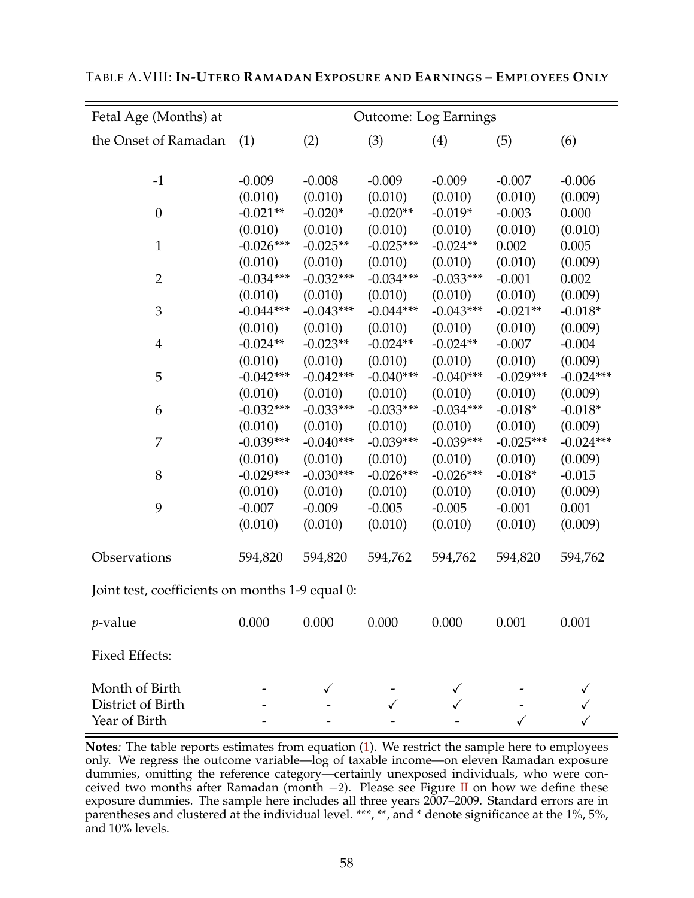TABLE A.VIII: **IN-UTERO RAMADAN EXPOSURE AND EARNINGS – EMPLOYEES ONLY**

| Fetal Age (Months) at | Outcome: Log Earnings | | | | | |
|---|---|---|---|---|---|---|
| the Onset of Ramadan | (1) | (2) | (3) | (4) | (5) | (6) |
| -1 | -0.009 | -0.008 | -0.009 | -0.009 | -0.007 | -0.006 |
| | (0.010) | (0.010) | (0.010) | (0.010) | (0.010) | (0.009) |
| 0 | -0.021** | -0.020* | -0.020** | -0.019* | -0.003 | 0.000 |
| | (0.010) | (0.010) | (0.010) | (0.010) | (0.010) | (0.010) |
| 1 | -0.026*** | -0.025** | -0.025*** | -0.024** | 0.002 | 0.005 |
| | (0.010) | (0.010) | (0.010) | (0.010) | (0.010) | (0.009) |
| 2 | -0.034*** | -0.032*** | -0.034*** | -0.033*** | -0.001 | 0.002 |
| | (0.010) | (0.010) | (0.010) | (0.010) | (0.010) | (0.009) |
| 3 | -0.044*** | -0.043*** | -0.044*** | -0.043*** | -0.021** | -0.018* |
| | (0.010) | (0.010) | (0.010) | (0.010) | (0.010) | (0.009) |
| 4 | -0.024** | -0.023** | -0.024** | -0.024** | -0.007 | -0.004 |
| | (0.010) | (0.010) | (0.010) | (0.010) | (0.010) | (0.009) |
| 5 | -0.042*** | -0.042*** | -0.040*** | -0.040*** | -0.029*** | -0.024*** |
| | (0.010) | (0.010) | (0.010) | (0.010) | (0.010) | (0.009) |
| 6 | -0.032*** | -0.033*** | -0.033*** | -0.034*** | -0.018* | -0.018* |
| | (0.010) | (0.010) | (0.010) | (0.010) | (0.010) | (0.009) |
| 7 | -0.039*** | -0.040*** | -0.039*** | -0.039*** | -0.025*** | -0.024*** |
| | (0.010) | (0.010) | (0.010) | (0.010) | (0.010) | (0.009) |
| 8 | -0.029*** | -0.030*** | -0.026*** | -0.026*** | -0.018* | -0.015 |
| | (0.010) | (0.010) | (0.010) | (0.010) | (0.010) | (0.009) |
| 9 | -0.007 | -0.009 | -0.005 | -0.005 | -0.001 | 0.001 |
| | (0.010) | (0.010) | (0.010) | (0.010) | (0.010) | (0.009) |
| Observations | 594,820 | 594,820 | 594,762 | 594,762 | 594,820 | 594,762 |
| Joint test, coefficients on months 1-9 equal 0: | | | | | | |
| *p*-value | 0.000 | 0.000 | 0.000 | 0.000 | 0.001 | 0.001 |
| Fixed Effects: | | | | | | |
| Month of Birth | - | ✓ | - | ✓ | - | ✓ |
| District of Birth | - | - | ✓ | ✓ | - | ✓ |
| Year of Birth | - | - | - | - | ✓ | ✓ |

**Notes***:* The table reports estimates from equation (1). We restrict the sample here to employees only. We regress the outcome variable—log of taxable income—on eleven Ramadan exposure dummies, omitting the reference category—certainly unexposed individuals, who were conceived two months after Ramadan (month $-2$). Please see Figure II on how we define these exposure dummies. The sample here includes all three years 2007–2009. Standard errors are in parentheses and clustered at the individual level. ***, **, and * denote significance at the 1%, 5%, and 10% levels.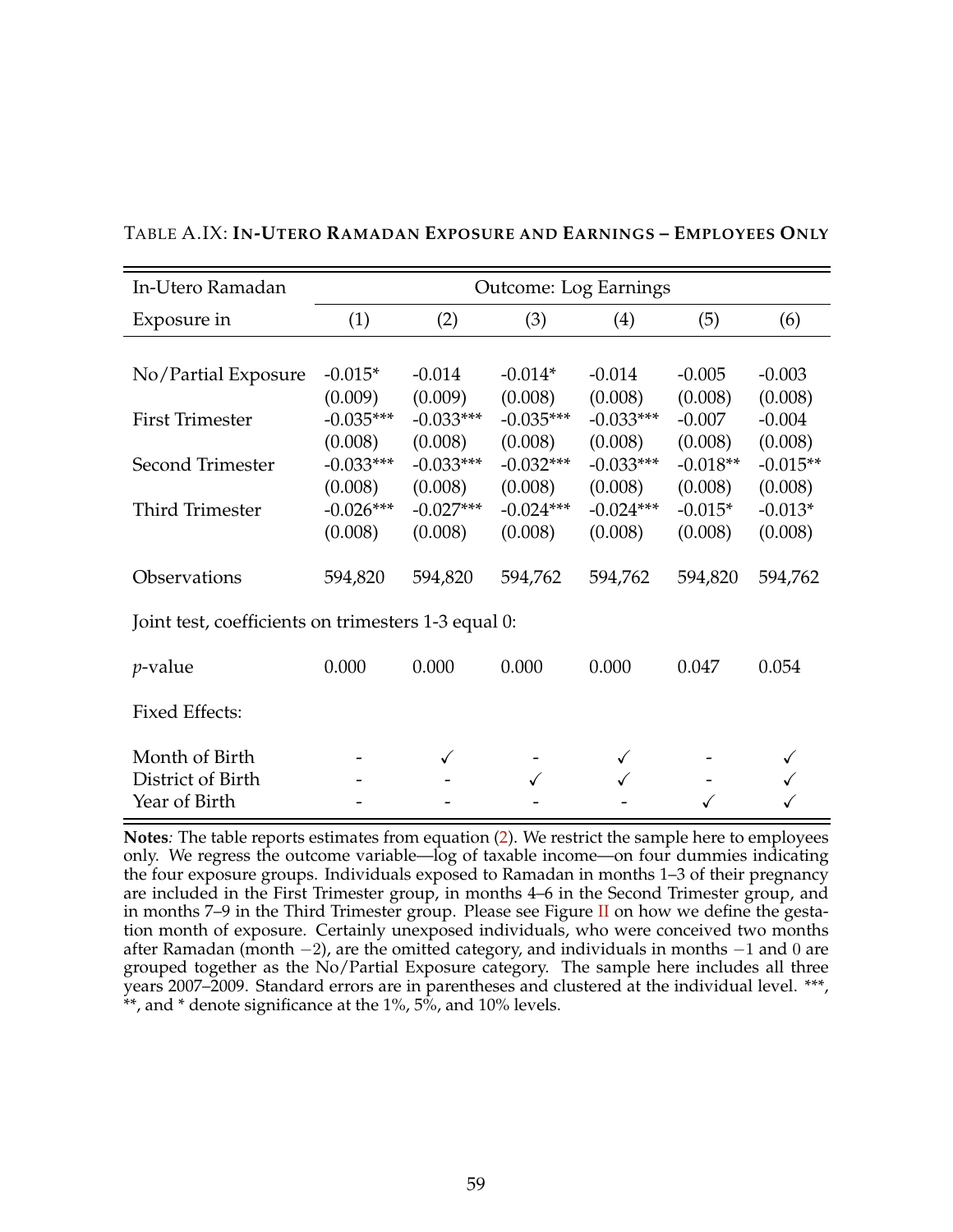TABLE A.IX: **IN-UTERO RAMADAN EXPOSURE AND EARNINGS – EMPLOYEES ONLY**

| In-Utero Ramadan | Outcome: Log Earnings | | | | | |
|---|---|---|---|---|---|---|
| Exposure in | (1) | (2) | (3) | (4) | (5) | (6) |
| No/Partial Exposure | -0.015* | -0.014 | -0.014* | -0.014 | -0.005 | -0.003 |
| | (0.009) | (0.009) | (0.008) | (0.008) | (0.008) | (0.008) |
| First Trimester | -0.035*** | -0.033*** | -0.035*** | -0.033*** | -0.007 | -0.004 |
| | (0.008) | (0.008) | (0.008) | (0.008) | (0.008) | (0.008) |
| Second Trimester | -0.033*** | -0.033*** | -0.032*** | -0.033*** | -0.018** | -0.015** |
| | (0.008) | (0.008) | (0.008) | (0.008) | (0.008) | (0.008) |
| Third Trimester | -0.026*** | -0.027*** | -0.024*** | -0.024*** | -0.015* | -0.013* |
| | (0.008) | (0.008) | (0.008) | (0.008) | (0.008) | (0.008) |
| Observations | 594,820 | 594,820 | 594,762 | 594,762 | 594,820 | 594,762 |
| Joint test, coefficients on trimesters 1-3 equal 0: | | | | | | |
| *p*-value | 0.000 | 0.000 | 0.000 | 0.000 | 0.047 | 0.054 |
| Fixed Effects: | | | | | | |
| Month of Birth | - | ✓ | - | ✓ | - | ✓ |
| District of Birth | - | - | ✓ | ✓ | - | ✓ |
| Year of Birth | - | - | - | - | ✓ | ✓ |

**Notes***:* The table reports estimates from equation (2). We restrict the sample here to employees only. We regress the outcome variable—log of taxable income—on four dummies indicating the four exposure groups. Individuals exposed to Ramadan in months 1–3 of their pregnancy are included in the First Trimester group, in months 4–6 in the Second Trimester group, and in months 7–9 in the Third Trimester group. Please see Figure II on how we define the gestation month of exposure. Certainly unexposed individuals, who were conceived two months after Ramadan (month $-2$), are the omitted category, and individuals in months $-1$ and $0$ are grouped together as the No/Partial Exposure category. The sample here includes all three years 2007–2009. Standard errors are in parentheses and clustered at the individual level. ***, **, and * denote significance at the 1%, 5%, and 10% levels.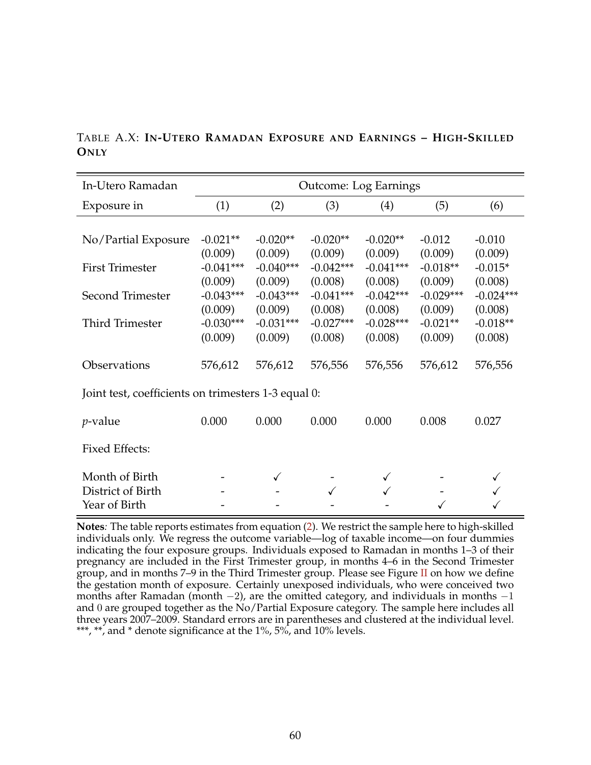TABLE A.X: **IN-UTERO RAMADAN EXPOSURE AND EARNINGS – HIGH-SKILLED ONLY**

| In-Utero Ramadan | Outcome: Log Earnings | | | | | |
|---|---|---|---|---|---|---|
| Exposure in | (1) | (2) | (3) | (4) | (5) | (6) |
| No/Partial Exposure | -0.021** | -0.020** | -0.020** | -0.020** | -0.012 | -0.010 |
| | (0.009) | (0.009) | (0.009) | (0.009) | (0.009) | (0.009) |
| First Trimester | −0.041*** | −0.040*** | −0.042*** | −0.041*** | −0.018** | −0.015* |
| | (0.009) | (0.009) | (0.008) | (0.008) | (0.009) | (0.008) |
| Second Trimester | −0.043*** | −0.043*** | −0.041*** | −0.042*** | −0.029*** | −0.024*** |
| | (0.009) | (0.009) | (0.008) | (0.008) | (0.009) | (0.008) |
| Third Trimester | −0.030*** | −0.031*** | −0.027*** | −0.028*** | −0.021** | −0.018** |
| | (0.009) | (0.009) | (0.008) | (0.008) | (0.009) | (0.008) |
| Observations | 576,612 | 576,612 | 576,556 | 576,556 | 576,612 | 576,556 |
| Joint test, coefficients on trimesters 1-3 equal 0: | | | | | | |
| $p$-value | 0.000 | 0.000 | 0.000 | 0.000 | 0.008 | 0.027 |
| Fixed Effects: | | | | | | |
| Month of Birth | - | ✓ | - | ✓ | - | ✓ |
| District of Birth | - | - | ✓ | ✓ | - | ✓ |
| Year of Birth | - | - | - | - | ✓ | ✓ |

**Notes***:* The table reports estimates from equation (2). We restrict the sample here to high-skilled individuals only. We regress the outcome variable—log of taxable income—on four dummies indicating the four exposure groups. Individuals exposed to Ramadan in months 1–3 of their pregnancy are included in the First Trimester group, in months 4–6 in the Second Trimester group, and in months 7–9 in the Third Trimester group. Please see Figure II on how we define the gestation month of exposure. Certainly unexposed individuals, who were conceived two months after Ramadan (month $-2$), are the omitted category, and individuals in months $-1$ and 0 are grouped together as the No/Partial Exposure category. The sample here includes all three years 2007–2009. Standard errors are in parentheses and clustered at the individual level. ***, **, and * denote significance at the 1%, 5%, and 10% levels.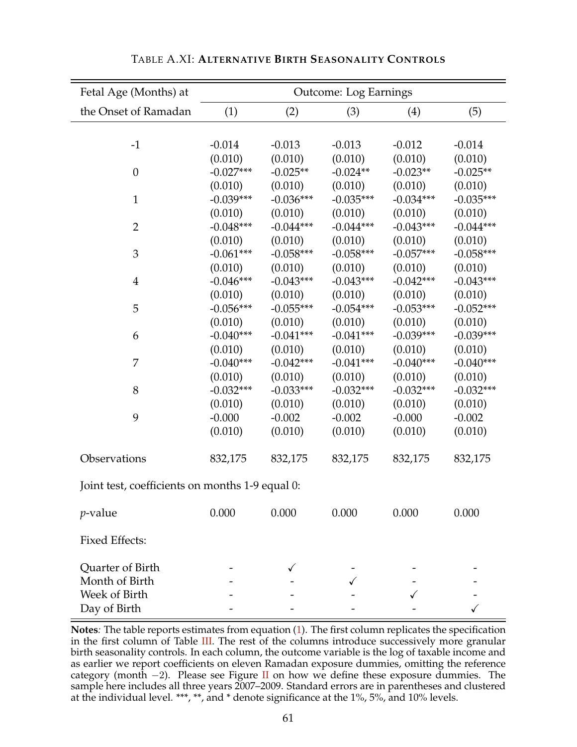TABLE A.XI: **ALTERNATIVE BIRTH SEASONALITY CONTROLS**

| Fetal Age (Months) at | Outcome: Log Earnings | | | | |
|---|---|---|---|---|---|
| the Onset of Ramadan | (1) | (2) | (3) | (4) | (5) |
| -1 | -0.014 | -0.013 | -0.013 | -0.012 | -0.014 |
| | (0.010) | (0.010) | (0.010) | (0.010) | (0.010) |
| 0 | -0.027*** | -0.025** | -0.024** | -0.023** | -0.025** |
| | (0.010) | (0.010) | (0.010) | (0.010) | (0.010) |
| 1 | -0.039*** | -0.036*** | -0.035*** | -0.034*** | -0.035*** |
| | (0.010) | (0.010) | (0.010) | (0.010) | (0.010) |
| 2 | -0.048*** | -0.044*** | -0.044*** | -0.043*** | -0.044*** |
| | (0.010) | (0.010) | (0.010) | (0.010) | (0.010) |
| 3 | -0.061*** | -0.058*** | -0.058*** | -0.057*** | -0.058*** |
| | (0.010) | (0.010) | (0.010) | (0.010) | (0.010) |
| 4 | -0.046*** | -0.043*** | -0.043*** | -0.042*** | -0.043*** |
| | (0.010) | (0.010) | (0.010) | (0.010) | (0.010) |
| 5 | -0.056*** | -0.055*** | -0.054*** | -0.053*** | -0.052*** |
| | (0.010) | (0.010) | (0.010) | (0.010) | (0.010) |
| 6 | -0.040*** | -0.041*** | -0.041*** | -0.039*** | -0.039*** |
| | (0.010) | (0.010) | (0.010) | (0.010) | (0.010) |
| 7 | -0.040*** | -0.042*** | -0.041*** | -0.040*** | -0.040*** |
| | (0.010) | (0.010) | (0.010) | (0.010) | (0.010) |
| 8 | -0.032*** | -0.033*** | -0.032*** | -0.032*** | -0.032*** |
| | (0.010) | (0.010) | (0.010) | (0.010) | (0.010) |
| 9 | -0.000 | -0.002 | -0.002 | -0.000 | -0.002 |
| | (0.010) | (0.010) | (0.010) | (0.010) | (0.010) |
| Observations | 832,175 | 832,175 | 832,175 | 832,175 | 832,175 |
| Joint test, coefficients on months 1-9 equal 0: | | | | | |
| *p*-value | 0.000 | 0.000 | 0.000 | 0.000 | 0.000 |
| Fixed Effects: | | | | | |
| Quarter of Birth | - | ✓ | - | - | - |
| Month of Birth | - | - | ✓ | - | - |
| Week of Birth | - | - | - | ✓ | - |
| Day of Birth | - | - | - | - | ✓ |

**Notes***:* The table reports estimates from equation (1). The first column replicates the specification in the first column of Table III. The rest of the columns introduce successively more granular birth seasonality controls. In each column, the outcome variable is the log of taxable income and as earlier we report coefficients on eleven Ramadan exposure dummies, omitting the reference category (month $-2$). Please see Figure II on how we define these exposure dummies. The sample here includes all three years 2007–2009. Standard errors are in parentheses and clustered at the individual level. ***, **, and * denote significance at the 1%, 5%, and 10% levels.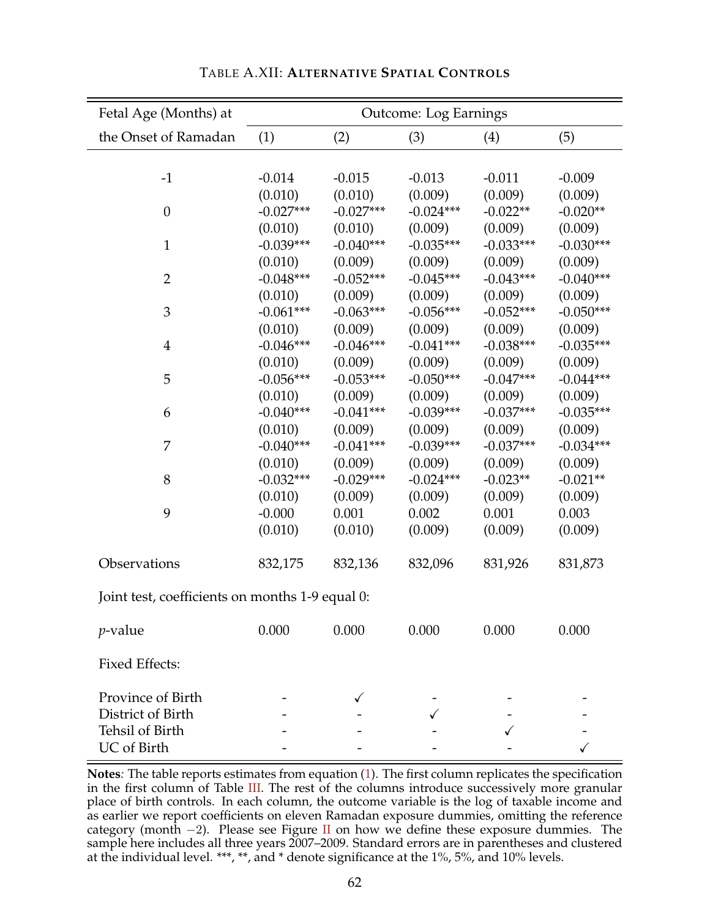TABLE A.XII: **ALTERNATIVE SPATIAL CONTROLS**

| Fetal Age (Months) at | Outcome: Log Earnings | | | | |
|---|---|---|---|---|---|
| the Onset of Ramadan | (1) | (2) | (3) | (4) | (5) |
| -1 | -0.014 | -0.015 | -0.013 | -0.011 | -0.009 |
| | (0.010) | (0.010) | (0.009) | (0.009) | (0.009) |
| 0 | -0.027*** | -0.027*** | -0.024*** | -0.022** | -0.020** |
| | (0.010) | (0.010) | (0.009) | (0.009) | (0.009) |
| 1 | -0.039*** | -0.040*** | -0.035*** | -0.033*** | -0.030*** |
| | (0.010) | (0.009) | (0.009) | (0.009) | (0.009) |
| 2 | -0.048*** | -0.052*** | -0.045*** | -0.043*** | -0.040*** |
| | (0.010) | (0.009) | (0.009) | (0.009) | (0.009) |
| 3 | -0.061*** | -0.063*** | -0.056*** | -0.052*** | -0.050*** |
| | (0.010) | (0.009) | (0.009) | (0.009) | (0.009) |
| 4 | -0.046*** | -0.046*** | -0.041*** | -0.038*** | -0.035*** |
| | (0.010) | (0.009) | (0.009) | (0.009) | (0.009) |
| 5 | -0.056*** | -0.053*** | -0.050*** | -0.047*** | -0.044*** |
| | (0.010) | (0.009) | (0.009) | (0.009) | (0.009) |
| 6 | -0.040*** | -0.041*** | -0.039*** | -0.037*** | -0.035*** |
| | (0.010) | (0.009) | (0.009) | (0.009) | (0.009) |
| 7 | -0.040*** | -0.041*** | -0.039*** | -0.037*** | -0.034*** |
| | (0.010) | (0.009) | (0.009) | (0.009) | (0.009) |
| 8 | -0.032*** | -0.029*** | -0.024*** | -0.023** | -0.021** |
| | (0.010) | (0.009) | (0.009) | (0.009) | (0.009) |
| 9 | -0.000 | 0.001 | 0.002 | 0.001 | 0.003 |
| | (0.010) | (0.010) | (0.009) | (0.009) | (0.009) |
| Observations | 832,175 | 832,136 | 832,096 | 831,926 | 831,873 |
| Joint test, coefficients on months 1-9 equal 0: | | | | | |
| *p*-value | 0.000 | 0.000 | 0.000 | 0.000 | 0.000 |
| Fixed Effects: | | | | | |
| Province of Birth | - | ✓ | - | - | - |
| District of Birth | - | - | ✓ | - | - |
| Tehsil of Birth | - | - | - | ✓ | - |
| UC of Birth | - | - | - | - | ✓ |

**Notes***:* The table reports estimates from equation (1). The first column replicates the specification in the first column of Table III. The rest of the columns introduce successively more granular place of birth controls. In each column, the outcome variable is the log of taxable income and as earlier we report coefficients on eleven Ramadan exposure dummies, omitting the reference category (month $-2$). Please see Figure II on how we define these exposure dummies. The sample here includes all three years 2007–2009. Standard errors are in parentheses and clustered at the individual level. ***, **, and * denote significance at the 1%, 5%, and 10% levels.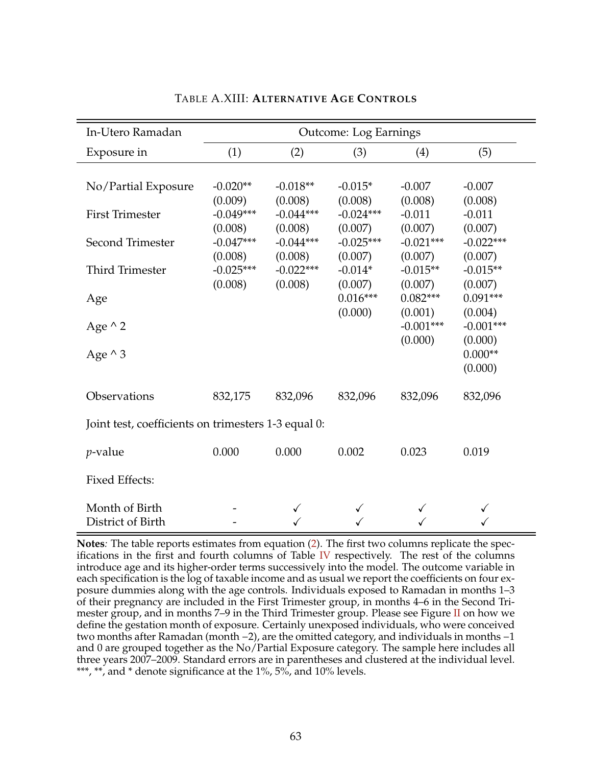TABLE A.XIII: **ALTERNATIVE AGE CONTROLS**

| In-Utero Ramadan | Outcome: Log Earnings | | | | |
|---|---|---|---|---|---|
| Exposure in | (1) | (2) | (3) | (4) | (5) |
| No/Partial Exposure | -0.020** | -0.018** | -0.015* | -0.007 | -0.007 |
| | (0.009) | (0.008) | (0.008) | (0.008) | (0.008) |
| First Trimester | -0.049*** | -0.044*** | -0.024*** | -0.011 | -0.011 |
| | (0.008) | (0.008) | (0.007) | (0.007) | (0.007) |
| Second Trimester | -0.047*** | -0.044*** | -0.025*** | -0.021*** | -0.022*** |
| | (0.008) | (0.008) | (0.007) | (0.007) | (0.007) |
| Third Trimester | -0.025*** | -0.022*** | -0.014* | -0.015** | -0.015** |
| | (0.008) | (0.008) | (0.007) | (0.007) | (0.007) |
| Age | | | 0.016*** | 0.082*** | 0.091*** |
| | | | (0.000) | (0.001) | (0.004) |
| Age ^ 2 | | | | -0.001*** | -0.001*** |
| | | | | (0.000) | (0.000) |
| Age ^ 3 | | | | | 0.000** |
| | | | | | (0.000) |
| Observations | 832,175 | 832,096 | 832,096 | 832,096 | 832,096 |
| Joint test, coefficients on trimesters 1-3 equal 0: | | | | | |
| *p*-value | 0.000 | 0.000 | 0.002 | 0.023 | 0.019 |
| Fixed Effects: | | | | | |
| Month of Birth | - | ✓ | ✓ | ✓ | ✓ |
| District of Birth | - | ✓ | ✓ | ✓ | ✓ |

**Notes***:* The table reports estimates from equation (2). The first two columns replicate the specifications in the first and fourth columns of Table IV respectively. The rest of the columns introduce age and its higher-order terms successively into the model. The outcome variable in each specification is the log of taxable income and as usual we report the coefficients on four exposure dummies along with the age controls. Individuals exposed to Ramadan in months 1–3 of their pregnancy are included in the First Trimester group, in months 4–6 in the Second Trimester group, and in months 7–9 in the Third Trimester group. Please see Figure II on how we define the gestation month of exposure. Certainly unexposed individuals, who were conceived two months after Ramadan (month −2), are the omitted category, and individuals in months −1 and 0 are grouped together as the No/Partial Exposure category. The sample here includes all three years 2007–2009. Standard errors are in parentheses and clustered at the individual level. ***, **, and * denote significance at the 1%, 5%, and 10% levels.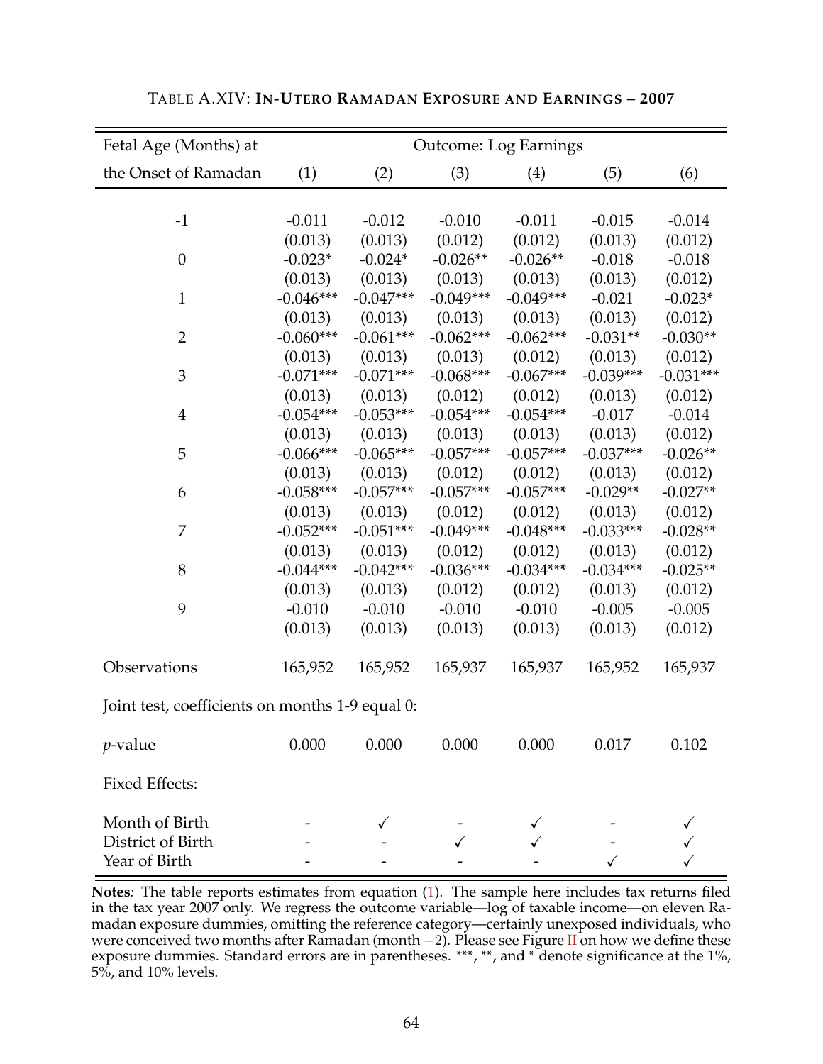TABLE A.XIV: **IN-UTERO RAMADAN EXPOSURE AND EARNINGS – 2007**

| Fetal Age (Months) at | Outcome: Log Earnings | | | | | |
|---|---|---|---|---|---|---|
| the Onset of Ramadan | (1) | (2) | (3) | (4) | (5) | (6) |
| -1 | -0.011 | -0.012 | -0.010 | -0.011 | -0.015 | -0.014 |
| | (0.013) | (0.013) | (0.012) | (0.012) | (0.013) | (0.012) |
| 0 | -0.023* | -0.024* | -0.026** | -0.026** | -0.018 | -0.018 |
| | (0.013) | (0.013) | (0.013) | (0.013) | (0.013) | (0.012) |
| 1 | -0.046*** | -0.047*** | -0.049*** | -0.049*** | -0.021 | -0.023* |
| | (0.013) | (0.013) | (0.013) | (0.013) | (0.013) | (0.012) |
| 2 | -0.060*** | -0.061*** | -0.062*** | -0.062*** | -0.031** | -0.030** |
| | (0.013) | (0.013) | (0.013) | (0.012) | (0.013) | (0.012) |
| 3 | -0.071*** | -0.071*** | -0.068*** | -0.067*** | -0.039*** | -0.031*** |
| | (0.013) | (0.013) | (0.012) | (0.012) | (0.013) | (0.012) |
| 4 | -0.054*** | -0.053*** | -0.054*** | -0.054*** | -0.017 | -0.014 |
| | (0.013) | (0.013) | (0.013) | (0.013) | (0.013) | (0.012) |
| 5 | -0.066*** | -0.065*** | -0.057*** | -0.057*** | -0.037*** | -0.026** |
| | (0.013) | (0.013) | (0.012) | (0.012) | (0.013) | (0.012) |
| 6 | -0.058*** | -0.057*** | -0.057*** | -0.057*** | -0.029** | -0.027** |
| | (0.013) | (0.013) | (0.012) | (0.012) | (0.013) | (0.012) |
| 7 | -0.052*** | -0.051*** | -0.049*** | -0.048*** | -0.033*** | -0.028** |
| | (0.013) | (0.013) | (0.012) | (0.012) | (0.013) | (0.012) |
| 8 | -0.044*** | -0.042*** | -0.036*** | -0.034*** | -0.034*** | -0.025** |
| | (0.013) | (0.013) | (0.012) | (0.012) | (0.013) | (0.012) |
| 9 | -0.010 | -0.010 | -0.010 | -0.010 | -0.005 | -0.005 |
| | (0.013) | (0.013) | (0.013) | (0.013) | (0.013) | (0.012) |
| Observations | 165,952 | 165,952 | 165,937 | 165,937 | 165,952 | 165,937 |
| Joint test, coefficients on months 1-9 equal 0: | | | | | | |
| *p*-value | 0.000 | 0.000 | 0.000 | 0.000 | 0.017 | 0.102 |
| Fixed Effects: | | | | | | |
| Month of Birth | - | ✓ | - | ✓ | - | ✓ |
| District of Birth | - | - | ✓ | ✓ | - | ✓ |
| Year of Birth | - | - | - | - | ✓ | ✓ |

**Notes**: The table reports estimates from equation (1). The sample here includes tax returns filed in the tax year 2007 only. We regress the outcome variable—log of taxable income—on eleven Ramadan exposure dummies, omitting the reference category—certainly unexposed individuals, who were conceived two months after Ramadan (month $-2$). Please see Figure II on how we define these exposure dummies. Standard errors are in parentheses. ***, **, and * denote significance at the 1%, 5%, and 10% levels.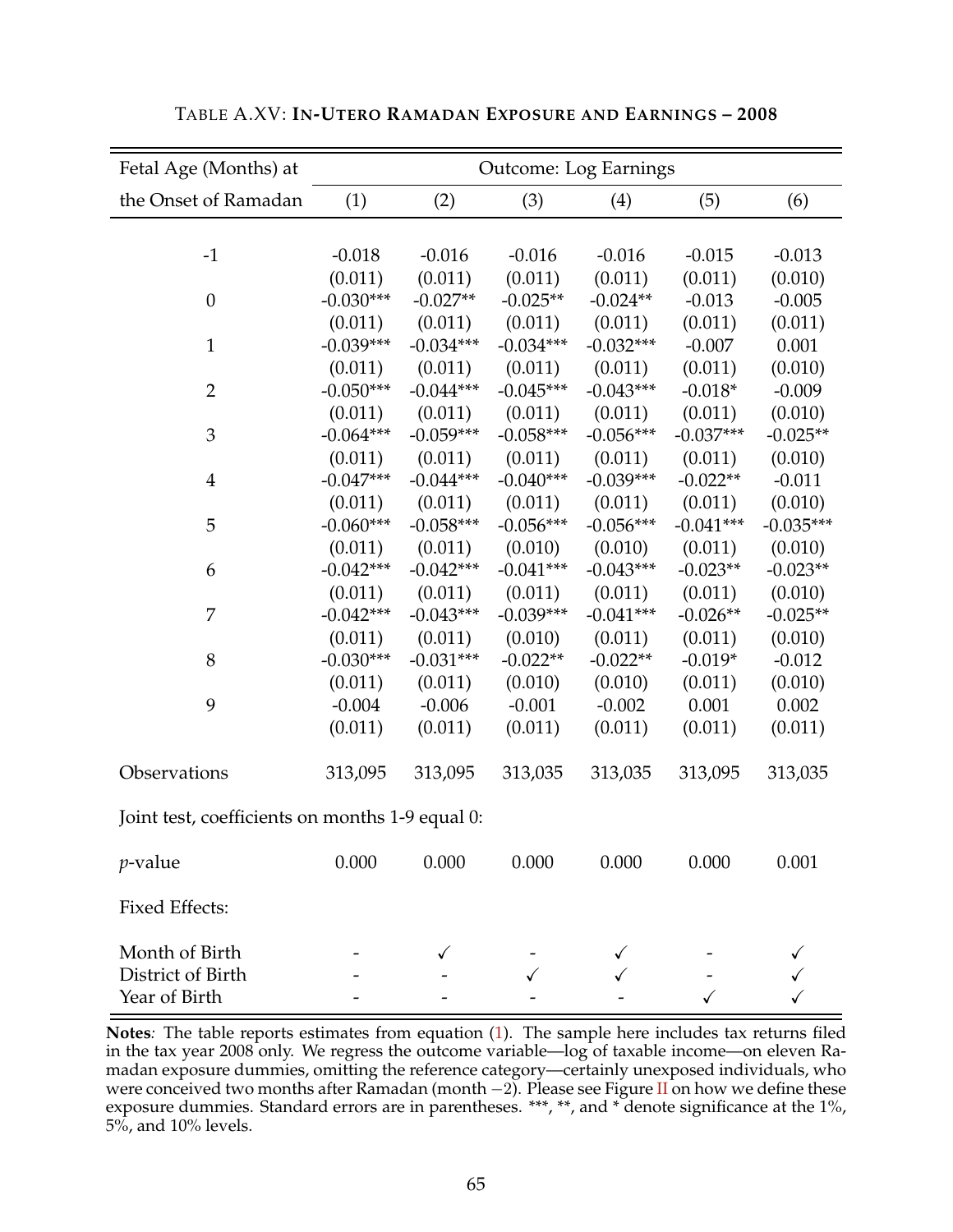TABLE A.XV: **IN-UTERO RAMADAN EXPOSURE AND EARNINGS – 2008**

| Fetal Age (Months) at | Outcome: Log Earnings | | | | | |
|---|---|---|---|---|---|---|
| the Onset of Ramadan | (1) | (2) | (3) | (4) | (5) | (6) |
| -1 | -0.018 | -0.016 | -0.016 | -0.016 | -0.015 | -0.013 |
| | (0.011) | (0.011) | (0.011) | (0.011) | (0.011) | (0.010) |
| 0 | -0.030*** | -0.027** | -0.025** | -0.024** | -0.013 | -0.005 |
| | (0.011) | (0.011) | (0.011) | (0.011) | (0.011) | (0.011) |
| 1 | -0.039*** | -0.034*** | -0.034*** | -0.032*** | -0.007 | 0.001 |
| | (0.011) | (0.011) | (0.011) | (0.011) | (0.011) | (0.010) |
| 2 | -0.050*** | -0.044*** | -0.045*** | -0.043*** | -0.018* | -0.009 |
| | (0.011) | (0.011) | (0.011) | (0.011) | (0.011) | (0.010) |
| 3 | -0.064*** | -0.059*** | -0.058*** | -0.056*** | -0.037*** | -0.025** |
| | (0.011) | (0.011) | (0.011) | (0.011) | (0.011) | (0.010) |
| 4 | -0.047*** | -0.044*** | -0.040*** | -0.039*** | -0.022** | -0.011 |
| | (0.011) | (0.011) | (0.011) | (0.011) | (0.011) | (0.010) |
| 5 | -0.060*** | -0.058*** | -0.056*** | -0.056*** | -0.041*** | -0.035*** |
| | (0.011) | (0.011) | (0.010) | (0.010) | (0.011) | (0.010) |
| 6 | -0.042*** | -0.042*** | -0.041*** | -0.043*** | -0.023** | -0.023** |
| | (0.011) | (0.011) | (0.011) | (0.011) | (0.011) | (0.010) |
| 7 | -0.042*** | -0.043*** | -0.039*** | -0.041*** | -0.026** | -0.025** |
| | (0.011) | (0.011) | (0.010) | (0.011) | (0.011) | (0.010) |
| 8 | -0.030*** | -0.031*** | -0.022** | -0.022** | -0.019* | -0.012 |
| | (0.011) | (0.011) | (0.010) | (0.010) | (0.011) | (0.010) |
| 9 | -0.004 | -0.006 | -0.001 | -0.002 | 0.001 | 0.002 |
| | (0.011) | (0.011) | (0.011) | (0.011) | (0.011) | (0.011) |
| Observations | 313,095 | 313,095 | 313,035 | 313,035 | 313,095 | 313,035 |
| Joint test, coefficients on months 1-9 equal 0: | | | | | | |
| *p*-value | 0.000 | 0.000 | 0.000 | 0.000 | 0.000 | 0.001 |
| Fixed Effects: | | | | | | |
| Month of Birth | - | ✓ | - | ✓ | - | ✓ |
| District of Birth | - | - | ✓ | ✓ | - | ✓ |
| Year of Birth | - | - | - | - | ✓ | ✓ |

**Notes***:* The table reports estimates from equation (1). The sample here includes tax returns filed in the tax year 2008 only. We regress the outcome variable—log of taxable income—on eleven Ramadan exposure dummies, omitting the reference category—certainly unexposed individuals, who were conceived two months after Ramadan (month $-2$). Please see Figure II on how we define these exposure dummies. Standard errors are in parentheses. ***, **, and * denote significance at the 1%, 5%, and 10% levels.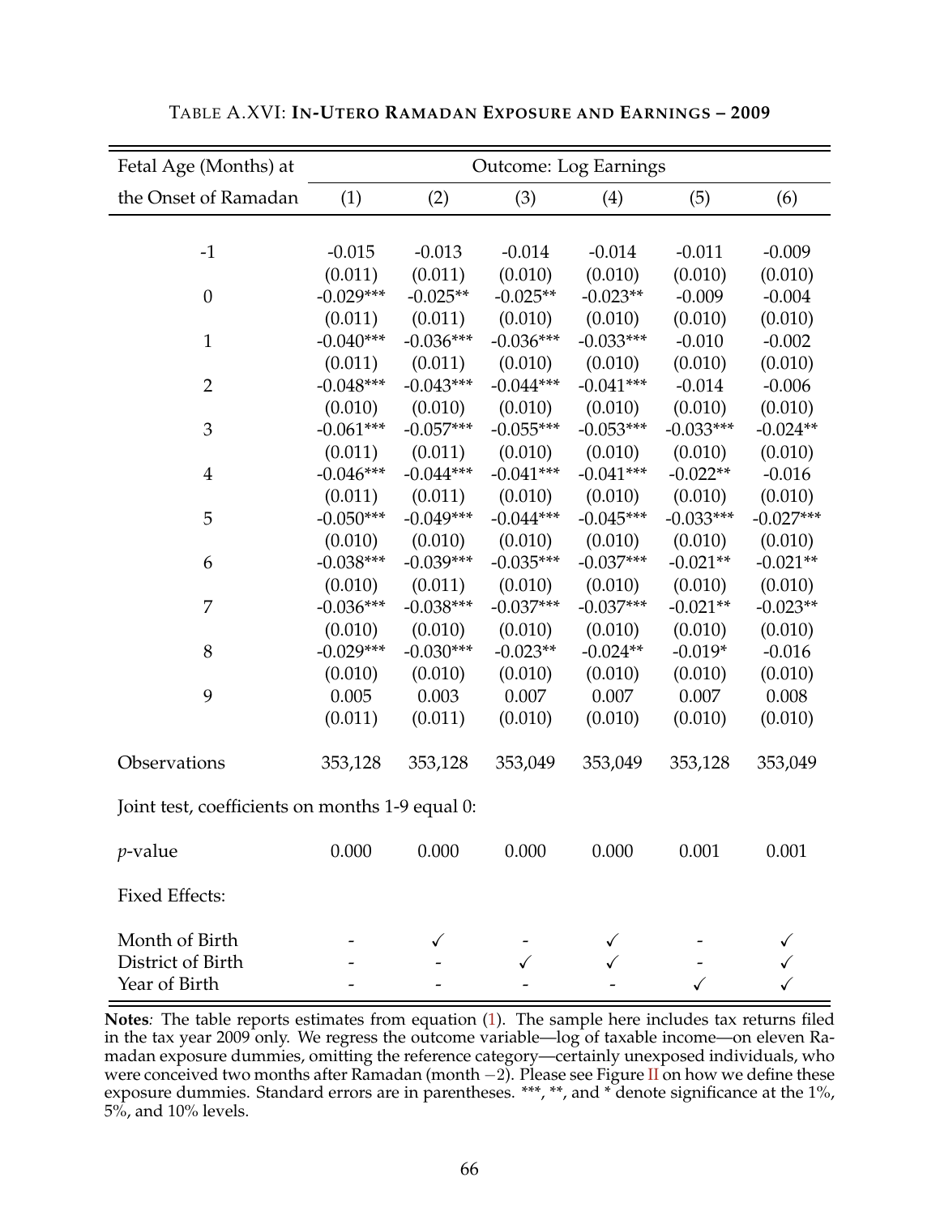TABLE A.XVI: **IN-UTERO RAMADAN EXPOSURE AND EARNINGS – 2009**

| Fetal Age (Months) at | Outcome: Log Earnings | | | | | |
|---|---|---|---|---|---|---|
| the Onset of Ramadan | (1) | (2) | (3) | (4) | (5) | (6) |
| -1 | -0.015 | -0.013 | -0.014 | -0.014 | -0.011 | -0.009 |
| | (0.011) | (0.011) | (0.010) | (0.010) | (0.010) | (0.010) |
| 0 | -0.029*** | -0.025** | -0.025** | -0.023** | -0.009 | -0.004 |
| | (0.011) | (0.011) | (0.010) | (0.010) | (0.010) | (0.010) |
| 1 | -0.040*** | -0.036*** | -0.036*** | -0.033*** | -0.010 | -0.002 |
| | (0.011) | (0.011) | (0.010) | (0.010) | (0.010) | (0.010) |
| 2 | -0.048*** | -0.043*** | -0.044*** | -0.041*** | -0.014 | -0.006 |
| | (0.010) | (0.010) | (0.010) | (0.010) | (0.010) | (0.010) |
| 3 | -0.061*** | -0.057*** | -0.055*** | -0.053*** | -0.033*** | -0.024** |
| | (0.011) | (0.011) | (0.010) | (0.010) | (0.010) | (0.010) |
| 4 | -0.046*** | -0.044*** | -0.041*** | -0.041*** | -0.022** | -0.016 |
| | (0.011) | (0.011) | (0.010) | (0.010) | (0.010) | (0.010) |
| 5 | -0.050*** | -0.049*** | -0.044*** | -0.045*** | -0.033*** | -0.027*** |
| | (0.010) | (0.010) | (0.010) | (0.010) | (0.010) | (0.010) |
| 6 | -0.038*** | -0.039*** | -0.035*** | -0.037*** | -0.021** | -0.021** |
| | (0.010) | (0.011) | (0.010) | (0.010) | (0.010) | (0.010) |
| 7 | -0.036*** | -0.038*** | -0.037*** | -0.037*** | -0.021** | -0.023** |
| | (0.010) | (0.010) | (0.010) | (0.010) | (0.010) | (0.010) |
| 8 | -0.029*** | -0.030*** | -0.023** | -0.024** | -0.019* | -0.016 |
| | (0.010) | (0.010) | (0.010) | (0.010) | (0.010) | (0.010) |
| 9 | 0.005 | 0.003 | 0.007 | 0.007 | 0.007 | 0.008 |
| | (0.011) | (0.011) | (0.010) | (0.010) | (0.010) | (0.010) |
| Observations | 353,128 | 353,128 | 353,049 | 353,049 | 353,128 | 353,049 |
| Joint test, coefficients on months 1-9 equal 0: | | | | | | |
| $p$-value | 0.000 | 0.000 | 0.000 | 0.000 | 0.001 | 0.001 |
| Fixed Effects: | | | | | | |
| Month of Birth | - | ✓ | - | ✓ | - | ✓ |
| District of Birth | - | - | ✓ | ✓ | - | ✓ |
| Year of Birth | - | - | - | - | ✓ | ✓ |

**Notes**: The table reports estimates from equation (1). The sample here includes tax returns filed in the tax year 2009 only. We regress the outcome variable—log of taxable income—on eleven Ramadan exposure dummies, omitting the reference category—certainly unexposed individuals, who were conceived two months after Ramadan (month $-2$). Please see Figure II on how we define these exposure dummies. Standard errors are in parentheses. ***, **, and * denote significance at the 1%, 5%, and 10% levels.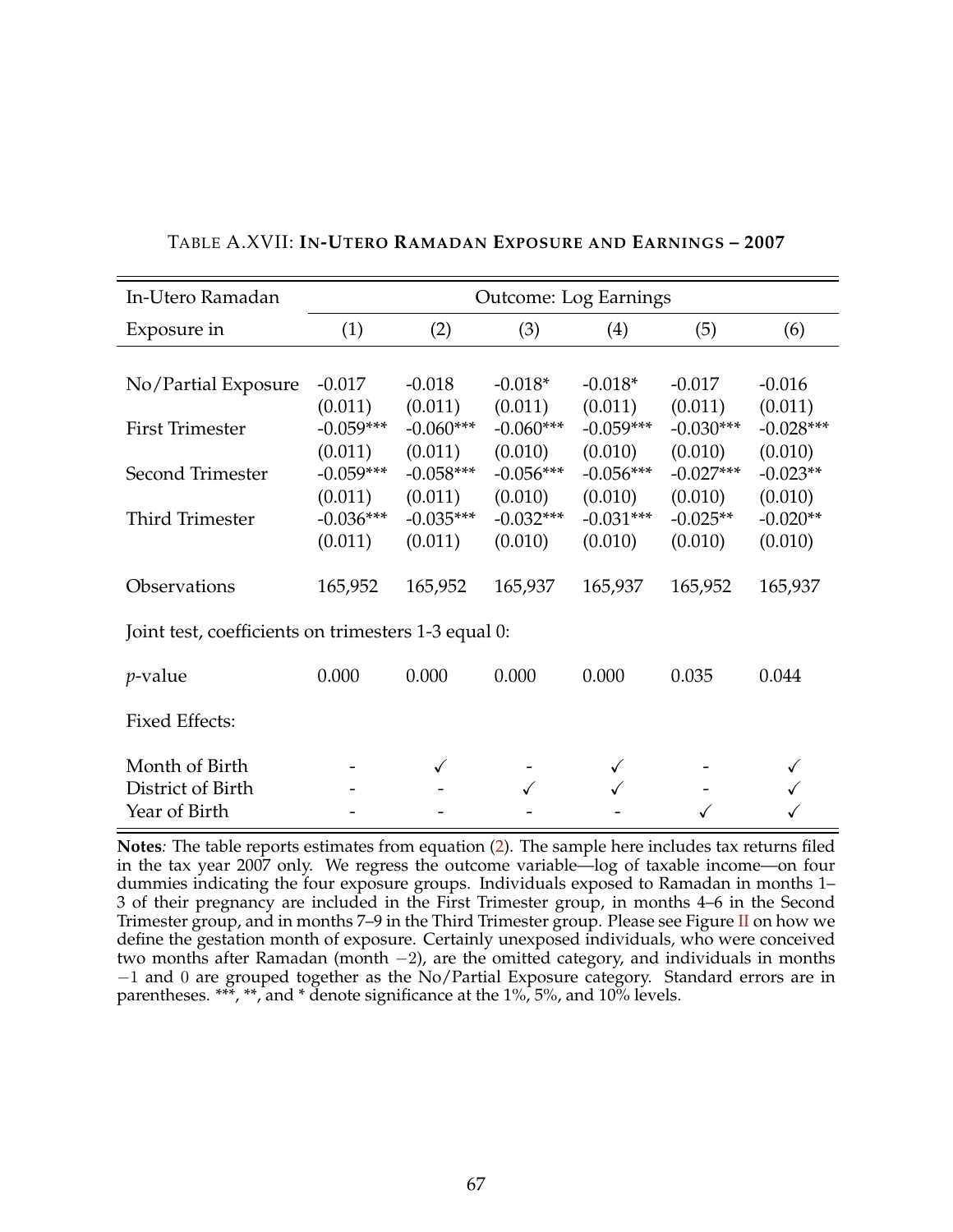TABLE A.XVII: **IN-UTERO RAMADAN EXPOSURE AND EARNINGS – 2007**

| In-Utero Ramadan | Outcome: Log Earnings | | | | | |
|---|---|---|---|---|---|---|
| Exposure in | (1) | (2) | (3) | (4) | (5) | (6) |
| No/Partial Exposure | -0.017 | -0.018 | -0.018* | -0.018* | -0.017 | -0.016 |
| | (0.011) | (0.011) | (0.011) | (0.011) | (0.011) | (0.011) |
| First Trimester | -0.059*** | -0.060*** | -0.060*** | -0.059*** | -0.030*** | -0.028*** |
| | (0.011) | (0.011) | (0.010) | (0.010) | (0.010) | (0.010) |
| Second Trimester | -0.059*** | -0.058*** | -0.056*** | -0.056*** | -0.027*** | -0.023** |
| | (0.011) | (0.011) | (0.010) | (0.010) | (0.010) | (0.010) |
| Third Trimester | -0.036*** | -0.035*** | -0.032*** | -0.031*** | -0.025** | -0.020** |
| | (0.011) | (0.011) | (0.010) | (0.010) | (0.010) | (0.010) |
| Observations | 165,952 | 165,952 | 165,937 | 165,937 | 165,952 | 165,937 |
| Joint test, coefficients on trimesters 1-3 equal 0: | | | | | | |
| $p$-value | 0.000 | 0.000 | 0.000 | 0.000 | 0.035 | 0.044 |
| Fixed Effects: | | | | | | |
| Month of Birth | - | ✓ | - | ✓ | - | ✓ |
| District of Birth | - | - | ✓ | ✓ | - | ✓ |
| Year of Birth | - | - | - | - | ✓ | ✓ |

**Notes***:* The table reports estimates from equation (2). The sample here includes tax returns filed in the tax year 2007 only. We regress the outcome variable—log of taxable income—on four dummies indicating the four exposure groups. Individuals exposed to Ramadan in months 1–3 of their pregnancy are included in the First Trimester group, in months 4–6 in the Second Trimester group, and in months 7–9 in the Third Trimester group. Please see Figure II on how we define the gestation month of exposure. Certainly unexposed individuals, who were conceived two months after Ramadan (month $-2$), are the omitted category, and individuals in months $-1$ and $0$ are grouped together as the No/Partial Exposure category. Standard errors are in parentheses. ***, **, and * denote significance at the 1%, 5%, and 10% levels.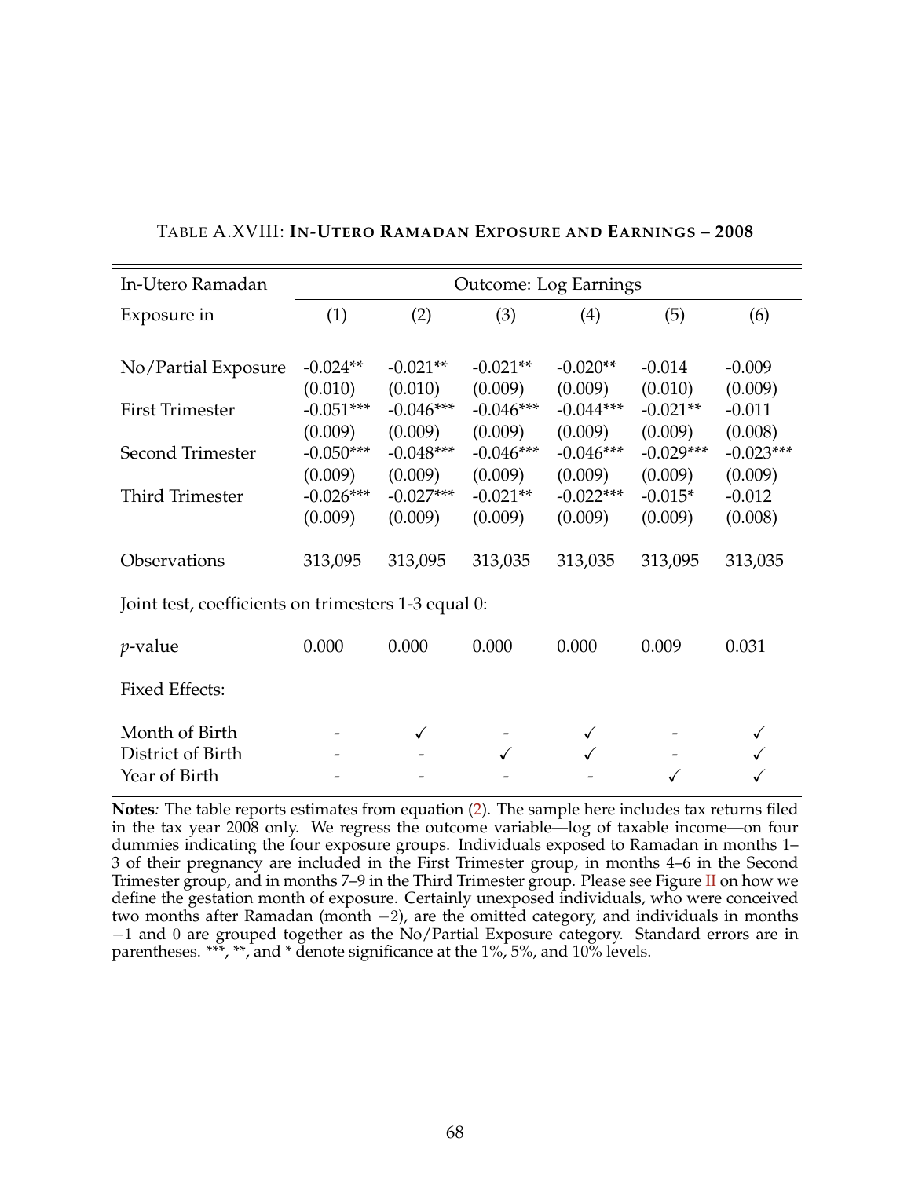TABLE A.XVIII: **IN-UTERO RAMADAN EXPOSURE AND EARNINGS – 2008**

| In-Utero Ramadan | Outcome: Log Earnings | | | | | |
|---|---|---|---|---|---|---|
| Exposure in | (1) | (2) | (3) | (4) | (5) | (6) |
| No/Partial Exposure | -0.024** | -0.021** | -0.021** | -0.020** | -0.014 | -0.009 |
| | (0.010) | (0.010) | (0.009) | (0.009) | (0.010) | (0.009) |
| First Trimester | -0.051*** | -0.046*** | -0.046*** | -0.044*** | -0.021** | -0.011 |
| | (0.009) | (0.009) | (0.009) | (0.009) | (0.009) | (0.008) |
| Second Trimester | -0.050*** | -0.048*** | -0.046*** | -0.046*** | -0.029*** | -0.023*** |
| | (0.009) | (0.009) | (0.009) | (0.009) | (0.009) | (0.009) |
| Third Trimester | -0.026*** | -0.027*** | -0.021** | -0.022*** | -0.015* | -0.012 |
| | (0.009) | (0.009) | (0.009) | (0.009) | (0.009) | (0.008) |
| Observations | 313,095 | 313,095 | 313,035 | 313,035 | 313,095 | 313,035 |
| Joint test, coefficients on trimesters 1-3 equal 0: | | | | | | |
| *p*-value | 0.000 | 0.000 | 0.000 | 0.000 | 0.009 | 0.031 |
| Fixed Effects: | | | | | | |
| Month of Birth | - | ✓ | - | ✓ | - | ✓ |
| District of Birth | - | - | ✓ | ✓ | - | ✓ |
| Year of Birth | - | - | - | - | ✓ | ✓ |

**Notes***:* The table reports estimates from equation (2). The sample here includes tax returns filed in the tax year 2008 only. We regress the outcome variable—log of taxable income—on four dummies indicating the four exposure groups. Individuals exposed to Ramadan in months 1–3 of their pregnancy are included in the First Trimester group, in months 4–6 in the Second Trimester group, and in months 7–9 in the Third Trimester group. Please see Figure II on how we define the gestation month of exposure. Certainly unexposed individuals, who were conceived two months after Ramadan (month $-2$), are the omitted category, and individuals in months $-1$ and $0$ are grouped together as the No/Partial Exposure category. Standard errors are in parentheses. ***, **, and * denote significance at the 1%, 5%, and 10% levels.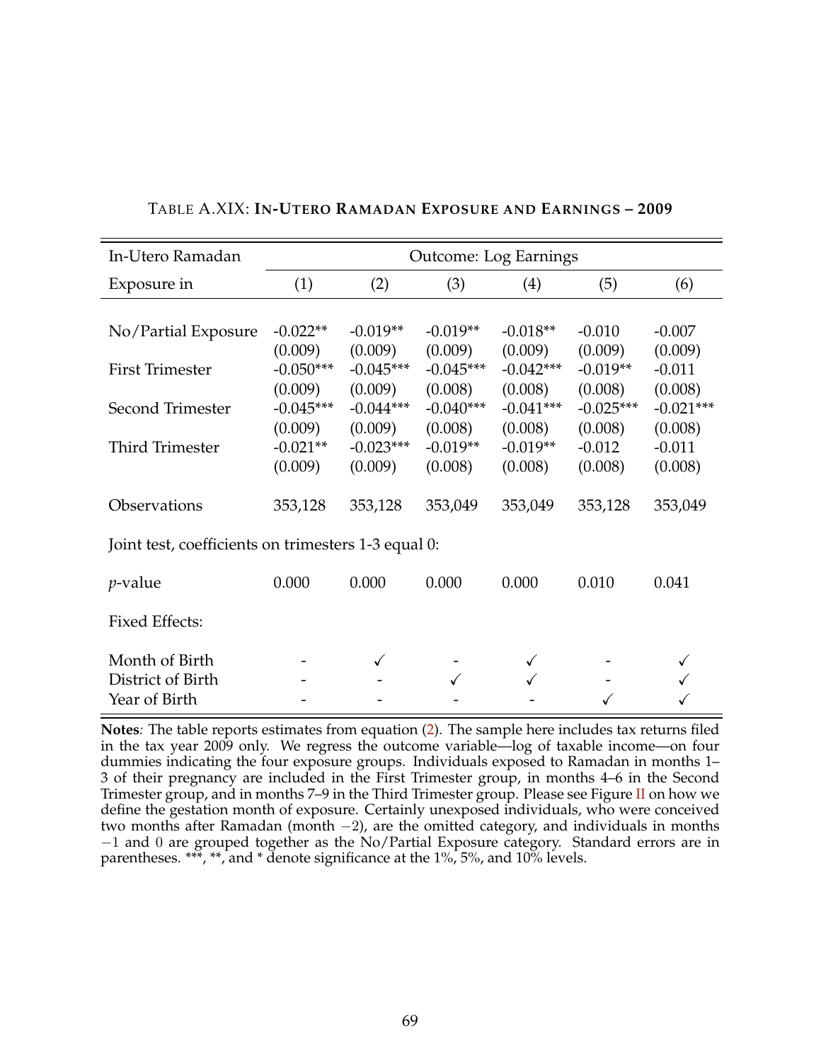TABLE A.XIX: **IN-UTERO RAMADAN EXPOSURE AND EARNINGS – 2009**

| In-Utero Ramadan | Outcome: Log Earnings | | | | | |
|---|---|---|---|---|---|---|
| Exposure in | (1) | (2) | (3) | (4) | (5) | (6) |
| No/Partial Exposure | -0.022** | -0.019** | -0.019** | -0.018** | -0.010 | -0.007 |
| | (0.009) | (0.009) | (0.009) | (0.009) | (0.009) | (0.009) |
| First Trimester | -0.050*** | -0.045*** | -0.045*** | -0.042*** | -0.019** | -0.011 |
| | (0.009) | (0.009) | (0.008) | (0.008) | (0.008) | (0.008) |
| Second Trimester | -0.045*** | -0.044*** | -0.040*** | -0.041*** | -0.025*** | -0.021*** |
| | (0.009) | (0.009) | (0.008) | (0.008) | (0.008) | (0.008) |
| Third Trimester | -0.021** | -0.023*** | -0.019** | -0.019** | -0.012 | -0.011 |
| | (0.009) | (0.009) | (0.008) | (0.008) | (0.008) | (0.008) |
| Observations | 353,128 | 353,128 | 353,049 | 353,049 | 353,128 | 353,049 |
| Joint test, coefficients on trimesters 1-3 equal 0: | | | | | | |
| $p$-value | 0.000 | 0.000 | 0.000 | 0.000 | 0.010 | 0.041 |
| Fixed Effects: | | | | | | |
| Month of Birth | - | ✓ | - | ✓ | - | ✓ |
| District of Birth | - | - | ✓ | ✓ | - | ✓ |
| Year of Birth | - | - | - | - | ✓ | ✓ |

**Notes***:* The table reports estimates from equation (2). The sample here includes tax returns filed in the tax year 2009 only. We regress the outcome variable—log of taxable income—on four dummies indicating the four exposure groups. Individuals exposed to Ramadan in months 1–3 of their pregnancy are included in the First Trimester group, in months 4–6 in the Second Trimester group, and in months 7–9 in the Third Trimester group. Please see Figure II on how we define the gestation month of exposure. Certainly unexposed individuals, who were conceived two months after Ramadan (month $-2$), are the omitted category, and individuals in months $-1$ and $0$ are grouped together as the No/Partial Exposure category. Standard errors are in parentheses. ***, **, and * denote significance at the 1%, 5%, and 10% levels.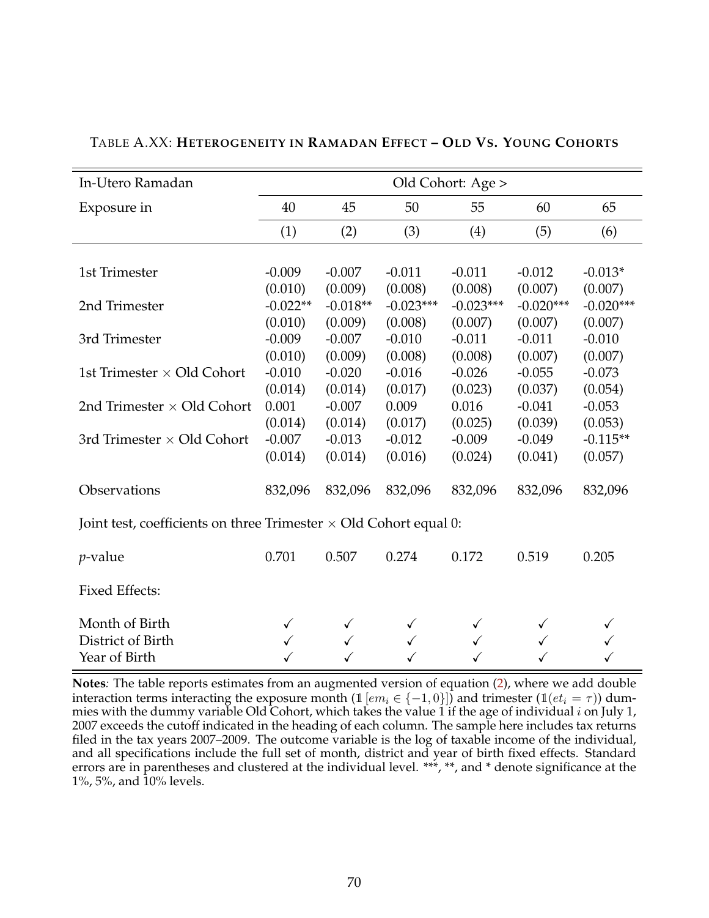TABLE A.XX: **HETEROGENEITY IN RAMADAN EFFECT – OLD VS. YOUNG COHORTS**

| In-Utero Ramadan | Old Cohort: Age > | | | | | |
|---|---|---|---|---|---|---|
| Exposure in | 40 | 45 | 50 | 55 | 60 | 65 |
| | (1) | (2) | (3) | (4) | (5) | (6) |
| 1st Trimester | -0.009 | -0.007 | -0.011 | -0.011 | -0.012 | -0.013* |
| | (0.010) | (0.009) | (0.008) | (0.008) | (0.007) | (0.007) |
| 2nd Trimester | -0.022** | -0.018** | -0.023*** | -0.023*** | -0.020*** | -0.020*** |
| | (0.010) | (0.009) | (0.008) | (0.007) | (0.007) | (0.007) |
| 3rd Trimester | -0.009 | -0.007 | -0.010 | -0.011 | -0.011 | -0.010 |
| | (0.010) | (0.009) | (0.008) | (0.008) | (0.007) | (0.007) |
| 1st Trimester × Old Cohort | -0.010 | -0.020 | -0.016 | -0.026 | -0.055 | -0.073 |
| | (0.014) | (0.014) | (0.017) | (0.023) | (0.037) | (0.054) |
| 2nd Trimester × Old Cohort | 0.001 | -0.007 | 0.009 | 0.016 | -0.041 | -0.053 |
| | (0.014) | (0.014) | (0.017) | (0.025) | (0.039) | (0.053) |
| 3rd Trimester × Old Cohort | -0.007 | -0.013 | -0.012 | -0.009 | -0.049 | -0.115** |
| | (0.014) | (0.014) | (0.016) | (0.024) | (0.041) | (0.057) |
| Observations | 832,096 | 832,096 | 832,096 | 832,096 | 832,096 | 832,096 |
| Joint test, coefficients on three Trimester × Old Cohort equal 0: | | | | | | |
| *p*-value | 0.701 | 0.507 | 0.274 | 0.172 | 0.519 | 0.205 |
| Fixed Effects: | | | | | | |
| Month of Birth | ✓ | ✓ | ✓ | ✓ | ✓ | ✓ |
| District of Birth | ✓ | ✓ | ✓ | ✓ | ✓ | ✓ |
| Year of Birth | ✓ | ✓ | ✓ | ✓ | ✓ | ✓ |

**Notes**: The table reports estimates from an augmented version of equation (2), where we add double interaction terms interacting the exposure month ($\mathbb{1}[em_i \in \{-1, 0\}]$) and trimester ($\mathbb{1}(et_i = \tau)$) dummies with the dummy variable Old Cohort, which takes the value 1 if the age of individual $i$ on July 1, 2007 exceeds the cutoff indicated in the heading of each column. The sample here includes tax returns filed in the tax years 2007–2009. The outcome variable is the log of taxable income of the individual, and all specifications include the full set of month, district and year of birth fixed effects. Standard errors are in parentheses and clustered at the individual level. ***, **, and * denote significance at the 1%, 5%, and 10% levels.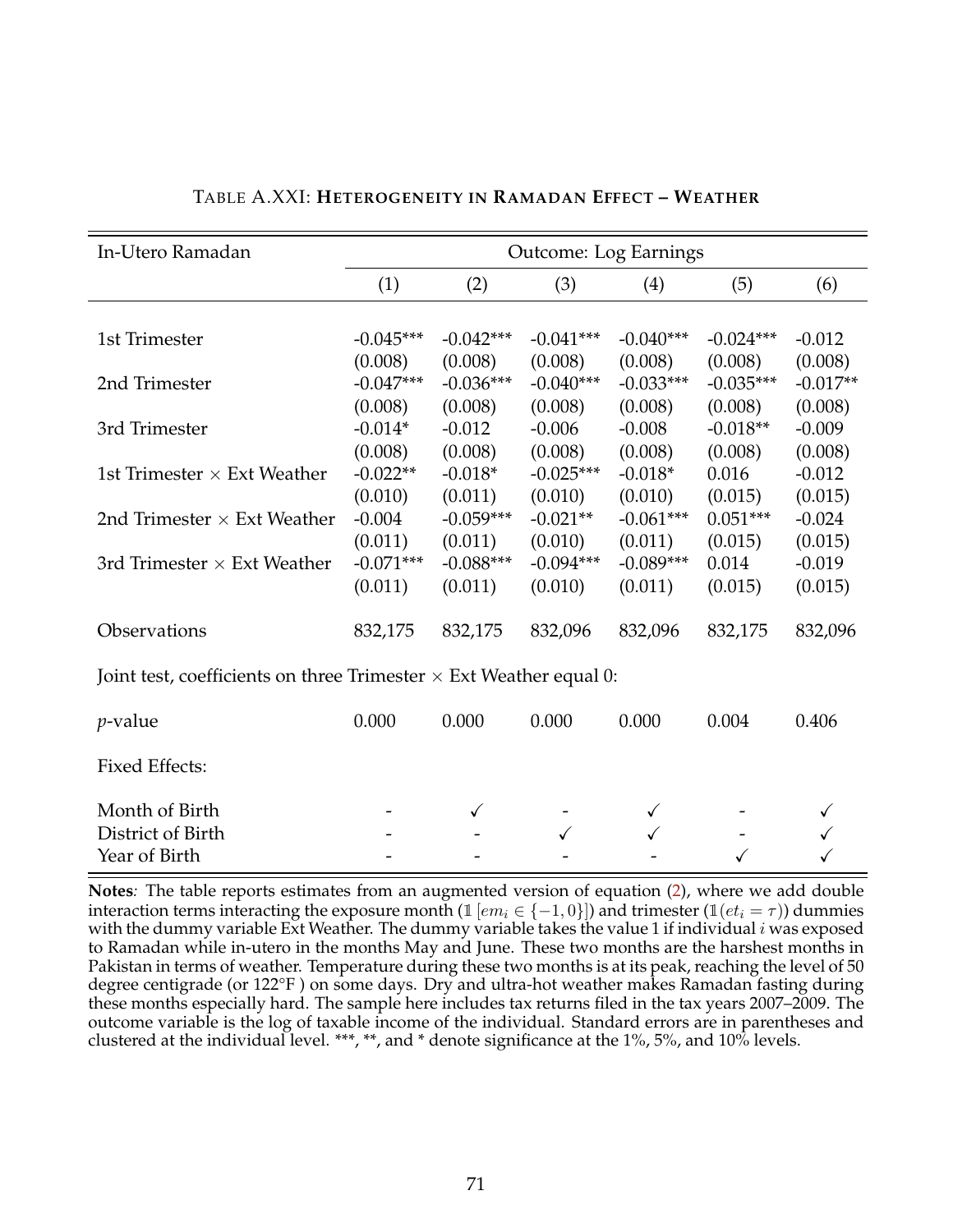TABLE A.XXI: **HETEROGENEITY IN RAMADAN EFFECT – WEATHER**

| In-Utero Ramadan | Outcome: Log Earnings | | | | | |
|---|---|---|---|---|---|---|
| | (1) | (2) | (3) | (4) | (5) | (6) |
| 1st Trimester | -0.045*** | -0.042*** | -0.041*** | -0.040*** | -0.024*** | -0.012 |
| | (0.008) | (0.008) | (0.008) | (0.008) | (0.008) | (0.008) |
| 2nd Trimester | -0.047*** | -0.036*** | -0.040*** | -0.033*** | -0.035*** | -0.017** |
| | (0.008) | (0.008) | (0.008) | (0.008) | (0.008) | (0.008) |
| 3rd Trimester | -0.014* | -0.012 | -0.006 | -0.008 | -0.018** | -0.009 |
| | (0.008) | (0.008) | (0.008) | (0.008) | (0.008) | (0.008) |
| 1st Trimester $\times$ Ext Weather | -0.022** | -0.018* | -0.025*** | -0.018* | 0.016 | -0.012 |
| | (0.010) | (0.011) | (0.010) | (0.010) | (0.015) | (0.015) |
| 2nd Trimester $\times$ Ext Weather | -0.004 | -0.059*** | -0.021** | -0.061*** | 0.051*** | -0.024 |
| | (0.011) | (0.011) | (0.010) | (0.011) | (0.015) | (0.015) |
| 3rd Trimester $\times$ Ext Weather | -0.071*** | -0.088*** | -0.094*** | -0.089*** | 0.014 | -0.019 |
| | (0.011) | (0.011) | (0.010) | (0.011) | (0.015) | (0.015) |
| Observations | 832,175 | 832,175 | 832,096 | 832,096 | 832,175 | 832,096 |
| Joint test, coefficients on three Trimester $\times$ Ext Weather equal 0: | | | | | | |
| $p$-value | 0.000 | 0.000 | 0.000 | 0.000 | 0.004 | 0.406 |
| Fixed Effects: | | | | | | |
| Month of Birth | - | ✓ | - | ✓ | - | ✓ |
| District of Birth | - | - | ✓ | ✓ | - | ✓ |
| Year of Birth | - | - | - | - | ✓ | ✓ |

**Notes**: The table reports estimates from an augmented version of equation (2), where we add double interaction terms interacting the exposure month ($\mathbb{1}[em_i \in \{-1, 0\}]$) and trimester ($\mathbb{1}(et_i = \tau)$) dummies with the dummy variable Ext Weather. The dummy variable takes the value 1 if individual $i$ was exposed to Ramadan while in-utero in the months May and June. These two months are the harshest months in Pakistan in terms of weather. Temperature during these two months is at its peak, reaching the level of 50 degree centigrade (or 122°F ) on some days. Dry and ultra-hot weather makes Ramadan fasting during these months especially hard. The sample here includes tax returns filed in the tax years 2007–2009. The outcome variable is the log of taxable income of the individual. Standard errors are in parentheses and clustered at the individual level. ***, **, and * denote significance at the 1%, 5%, and 10% levels.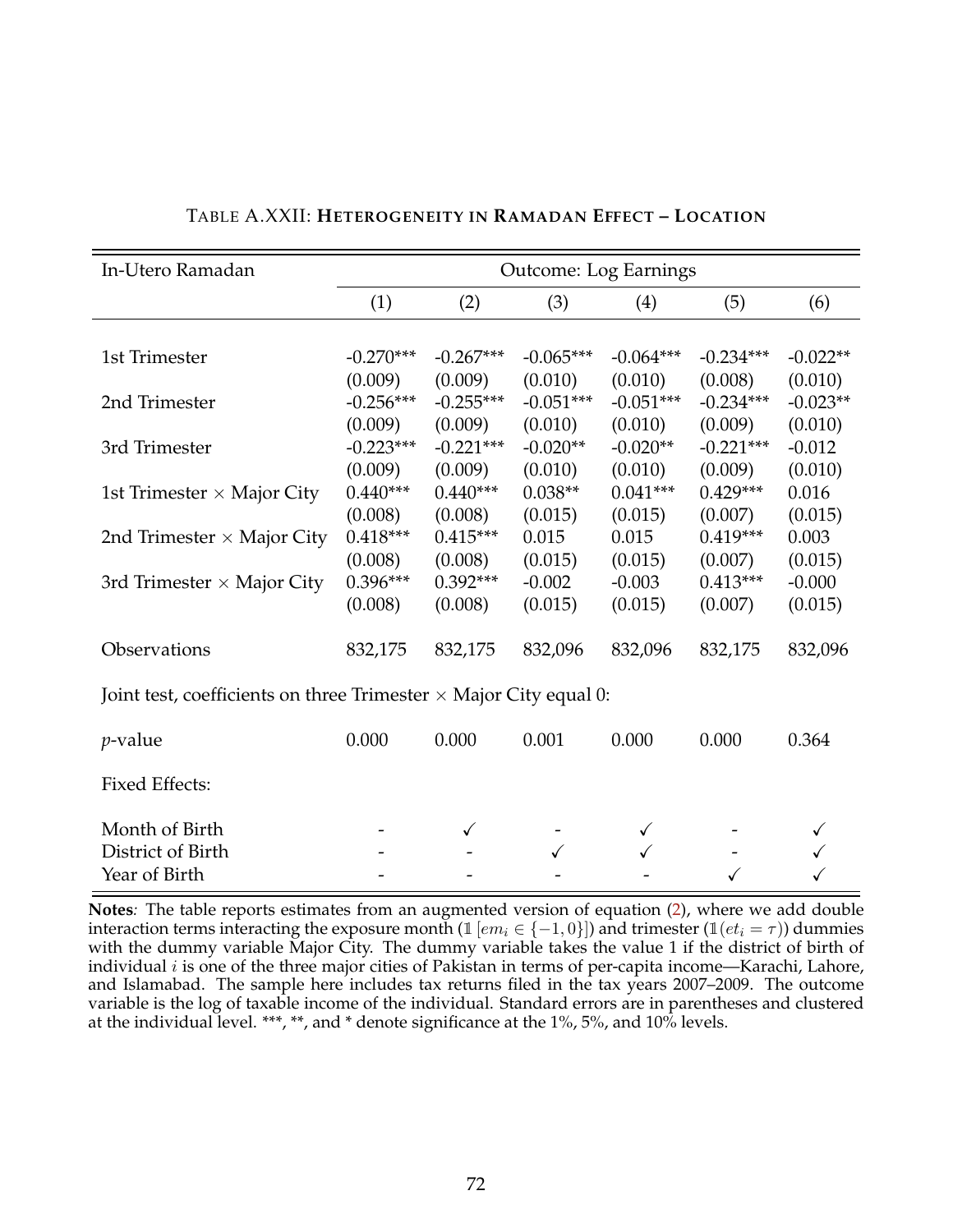TABLE A.XXII: **HETEROGENEITY IN RAMADAN EFFECT – LOCATION**

| In-Utero Ramadan | Outcome: Log Earnings | | | | | |
|---|---|---|---|---|---|---|
| | (1) | (2) | (3) | (4) | (5) | (6) |
| 1st Trimester | -0.270*** | -0.267*** | -0.065*** | -0.064*** | -0.234*** | -0.022** |
| | (0.009) | (0.009) | (0.010) | (0.010) | (0.008) | (0.010) |
| 2nd Trimester | -0.256*** | -0.255*** | -0.051*** | -0.051*** | -0.234*** | -0.023** |
| | (0.009) | (0.009) | (0.010) | (0.010) | (0.009) | (0.010) |
| 3rd Trimester | -0.223*** | -0.221*** | -0.020** | -0.020** | -0.221*** | -0.012 |
| | (0.009) | (0.009) | (0.010) | (0.010) | (0.009) | (0.010) |
| 1st Trimester × Major City | 0.440*** | 0.440*** | 0.038** | 0.041*** | 0.429*** | 0.016 |
| | (0.008) | (0.008) | (0.015) | (0.015) | (0.007) | (0.015) |
| 2nd Trimester × Major City | 0.418*** | 0.415*** | 0.015 | 0.015 | 0.419*** | 0.003 |
| | (0.008) | (0.008) | (0.015) | (0.015) | (0.007) | (0.015) |
| 3rd Trimester × Major City | 0.396*** | 0.392*** | -0.002 | -0.003 | 0.413*** | -0.000 |
| | (0.008) | (0.008) | (0.015) | (0.015) | (0.007) | (0.015) |
| Observations | 832,175 | 832,175 | 832,096 | 832,096 | 832,175 | 832,096 |
| Joint test, coefficients on three Trimester × Major City equal 0: | | | | | | |
| *p*-value | 0.000 | 0.000 | 0.001 | 0.000 | 0.000 | 0.364 |
| Fixed Effects: | | | | | | |
| Month of Birth | - | ✓ | - | ✓ | - | ✓ |
| District of Birth | - | - | ✓ | ✓ | - | ✓ |
| Year of Birth | - | - | - | - | ✓ | ✓ |

**Notes**: The table reports estimates from an augmented version of equation (2), where we add double interaction terms interacting the exposure month ($\mathbb{1}\left[em_i \in \{-1, 0\}\right]$) and trimester ($\mathbb{1}(et_i = \tau)$) dummies with the dummy variable Major City. The dummy variable takes the value 1 if the district of birth of individual $i$ is one of the three major cities of Pakistan in terms of per-capita income—Karachi, Lahore, and Islamabad. The sample here includes tax returns filed in the tax years 2007–2009. The outcome variable is the log of taxable income of the individual. Standard errors are in parentheses and clustered at the individual level. ***, **, and * denote significance at the 1%, 5%, and 10% levels.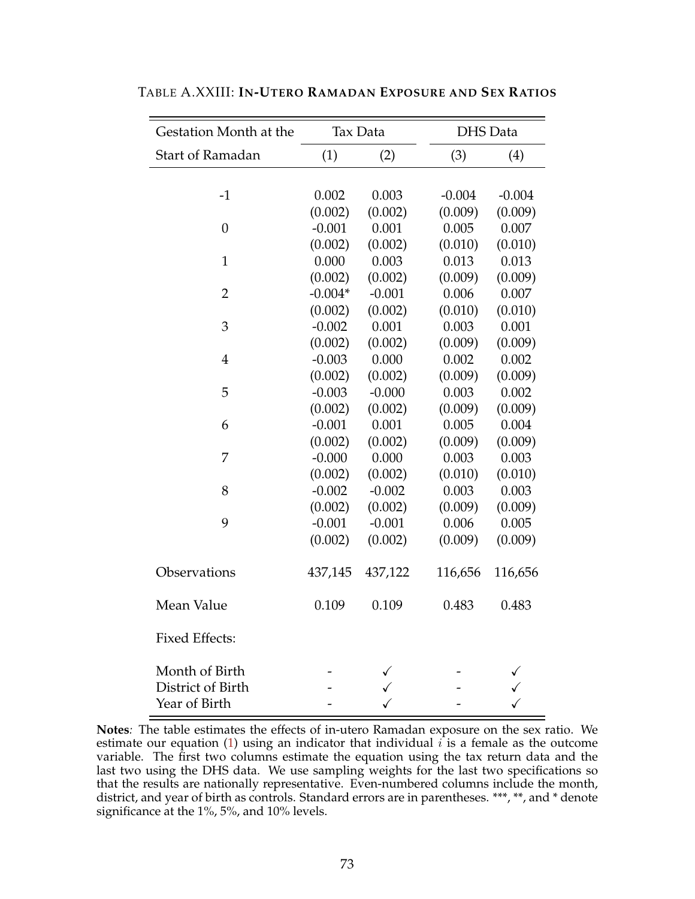TABLE A.XXIII: **IN-UTERO RAMADAN EXPOSURE AND SEX RATIOS**

| Gestation Month at the | Tax Data | | DHS Data | |
|---|---|---|---|---|
| Start of Ramadan | (1) | (2) | (3) | (4) |
| -1 | 0.002 | 0.003 | -0.004 | -0.004 |
| | (0.002) | (0.002) | (0.009) | (0.009) |
| 0 | -0.001 | 0.001 | 0.005 | 0.007 |
| | (0.002) | (0.002) | (0.010) | (0.010) |
| 1 | 0.000 | 0.003 | 0.013 | 0.013 |
| | (0.002) | (0.002) | (0.009) | (0.009) |
| 2 | -0.004* | -0.001 | 0.006 | 0.007 |
| | (0.002) | (0.002) | (0.010) | (0.010) |
| 3 | -0.002 | 0.001 | 0.003 | 0.001 |
| | (0.002) | (0.002) | (0.009) | (0.009) |
| 4 | -0.003 | 0.000 | 0.002 | 0.002 |
| | (0.002) | (0.002) | (0.009) | (0.009) |
| 5 | -0.003 | -0.000 | 0.003 | 0.002 |
| | (0.002) | (0.002) | (0.009) | (0.009) |
| 6 | -0.001 | 0.001 | 0.005 | 0.004 |
| | (0.002) | (0.002) | (0.009) | (0.009) |
| 7 | -0.000 | 0.000 | 0.003 | 0.003 |
| | (0.002) | (0.002) | (0.010) | (0.010) |
| 8 | -0.002 | -0.002 | 0.003 | 0.003 |
| | (0.002) | (0.002) | (0.009) | (0.009) |
| 9 | -0.001 | -0.001 | 0.006 | 0.005 |
| | (0.002) | (0.002) | (0.009) | (0.009) |
| Observations | 437,145 | 437,122 | 116,656 | 116,656 |
| Mean Value | 0.109 | 0.109 | 0.483 | 0.483 |
| Fixed Effects: | | | | |
| Month of Birth | - | ✓ | - | ✓ |
| District of Birth | - | ✓ | - | ✓ |
| Year of Birth | - | ✓ | - | ✓ |

**Notes***:* The table estimates the effects of in-utero Ramadan exposure on the sex ratio. We estimate our equation (1) using an indicator that individual $i$ is a female as the outcome variable. The first two columns estimate the equation using the tax return data and the last two using the DHS data. We use sampling weights for the last two specifications so that the results are nationally representative. Even-numbered columns include the month, district, and year of birth as controls. Standard errors are in parentheses. ***, **, and * denote significance at the 1%, 5%, and 10% levels.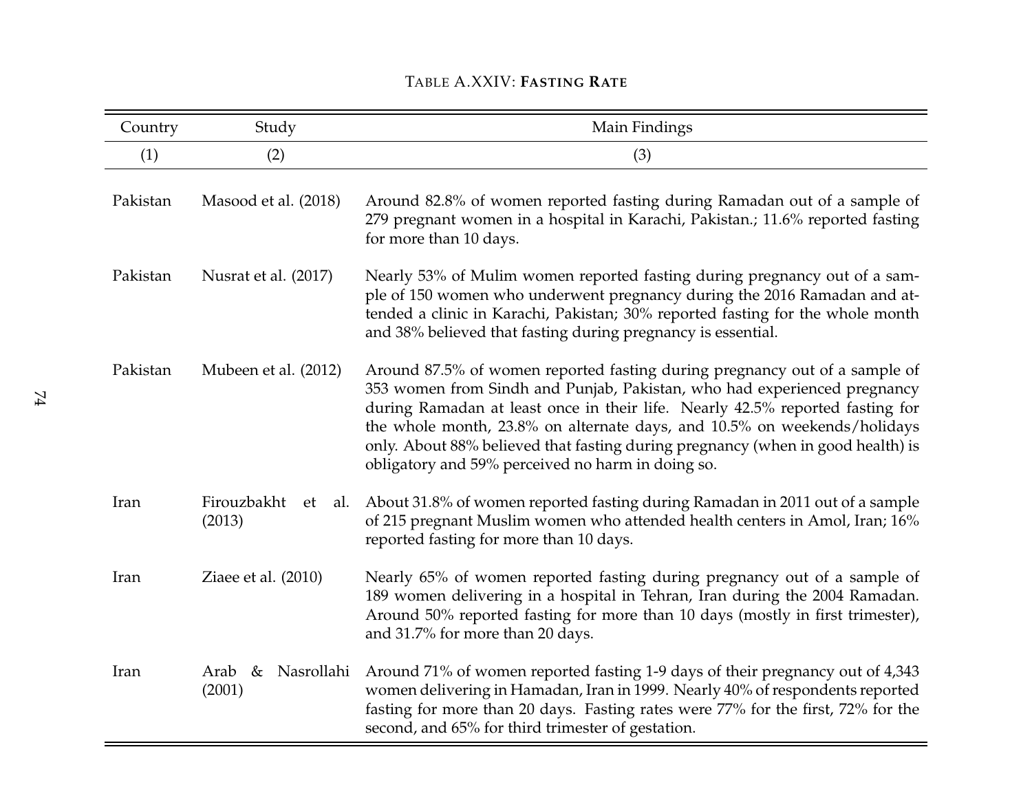TABLE A.XXIV: **FASTING RATE**

| Country | Study | Main Findings |
|---|---|---|
| (1) | (2) | (3) |
| Pakistan | Masood et al. (2018) | Around 82.8% of women reported fasting during Ramadan out of a sample of 279 pregnant women in a hospital in Karachi, Pakistan.; 11.6% reported fasting for more than 10 days. |
| Pakistan | Nusrat et al. (2017) | Nearly 53% of Mulim women reported fasting during pregnancy out of a sample of 150 women who underwent pregnancy during the 2016 Ramadan and attended a clinic in Karachi, Pakistan; 30% reported fasting for the whole month and 38% believed that fasting during pregnancy is essential. |
| Pakistan | Mubeen et al. (2012) | Around 87.5% of women reported fasting during pregnancy out of a sample of 353 women from Sindh and Punjab, Pakistan, who had experienced pregnancy during Ramadan at least once in their life. Nearly 42.5% reported fasting for the whole month, 23.8% on alternate days, and 10.5% on weekends/holidays only. About 88% believed that fasting during pregnancy (when in good health) is obligatory and 59% perceived no harm in doing so. |
| Iran | Firouzbakht et al. (2013) | About 31.8% of women reported fasting during Ramadan in 2011 out of a sample of 215 pregnant Muslim women who attended health centers in Amol, Iran; 16% reported fasting for more than 10 days. |
| Iran | Ziaee et al. (2010) | Nearly 65% of women reported fasting during pregnancy out of a sample of 189 women delivering in a hospital in Tehran, Iran during the 2004 Ramadan. Around 50% reported fasting for more than 10 days (mostly in first trimester), and 31.7% for more than 20 days. |
| Iran | Arab & Nasrollahi (2001) | Around 71% of women reported fasting 1-9 days of their pregnancy out of 4,343 women delivering in Hamadan, Iran in 1999. Nearly 40% of respondents reported fasting for more than 20 days. Fasting rates were 77% for the first, 72% for the second, and 65% for third trimester of gestation. |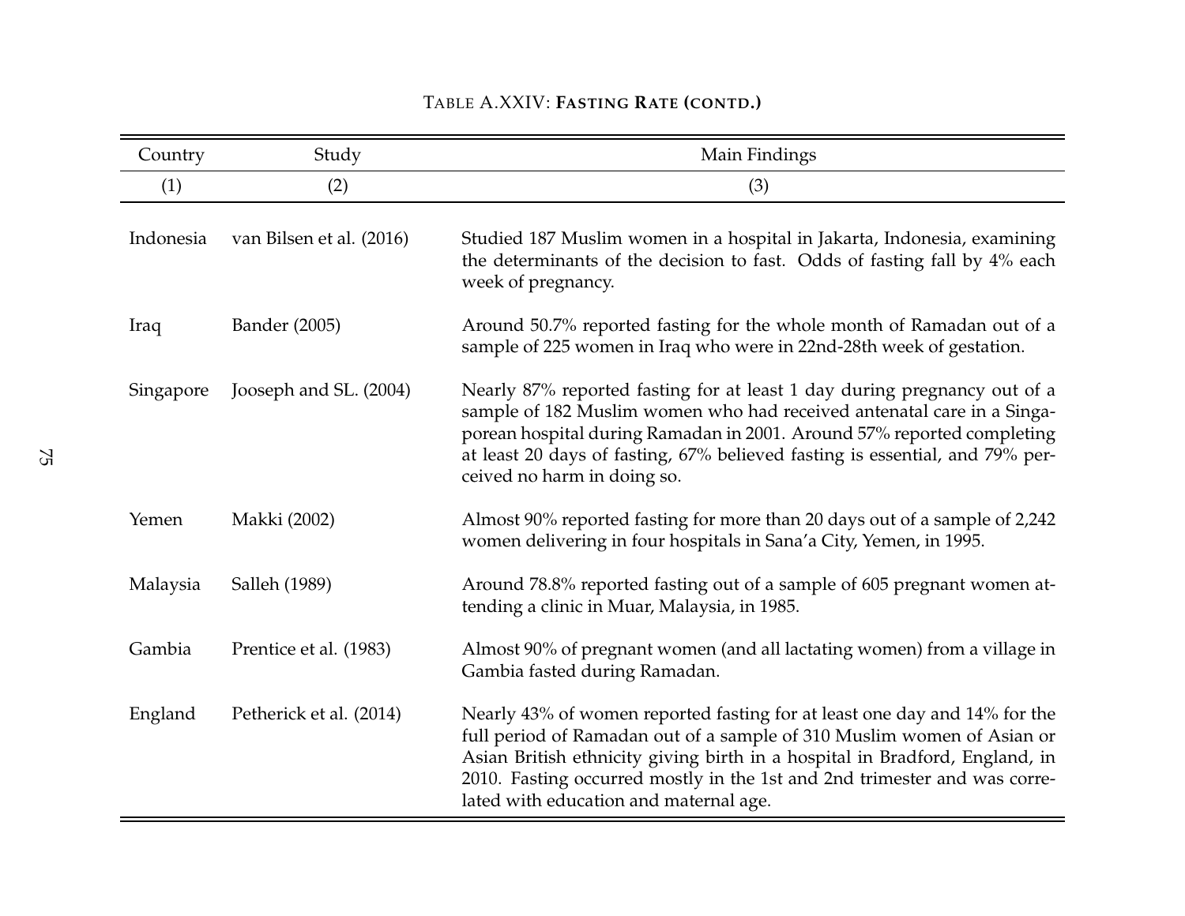TABLE A.XXIV: **FASTING RATE (CONTD.)**

| Country | Study | Main Findings |
|---|---|---|
| (1) | (2) | (3) |
| Indonesia | van Bilsen et al. (2016) | Studied 187 Muslim women in a hospital in Jakarta, Indonesia, examining the determinants of the decision to fast. Odds of fasting fall by 4% each week of pregnancy. |
| Iraq | Bander (2005) | Around 50.7% reported fasting for the whole month of Ramadan out of a sample of 225 women in Iraq who were in 22nd-28th week of gestation. |
| Singapore | Jooseph and SL. (2004) | Nearly 87% reported fasting for at least 1 day during pregnancy out of a sample of 182 Muslim women who had received antenatal care in a Singaporean hospital during Ramadan in 2001. Around 57% reported completing at least 20 days of fasting, 67% believed fasting is essential, and 79% perceived no harm in doing so. |
| Yemen | Makki (2002) | Almost 90% reported fasting for more than 20 days out of a sample of 2,242 women delivering in four hospitals in Sana'a City, Yemen, in 1995. |
| Malaysia | Salleh (1989) | Around 78.8% reported fasting out of a sample of 605 pregnant women attending a clinic in Muar, Malaysia, in 1985. |
| Gambia | Prentice et al. (1983) | Almost 90% of pregnant women (and all lactating women) from a village in Gambia fasted during Ramadan. |
| England | Petherick et al. (2014) | Nearly 43% of women reported fasting for at least one day and 14% for the full period of Ramadan out of a sample of 310 Muslim women of Asian or Asian British ethnicity giving birth in a hospital in Bradford, England, in 2010. Fasting occurred mostly in the 1st and 2nd trimester and was correlated with education and maternal age. |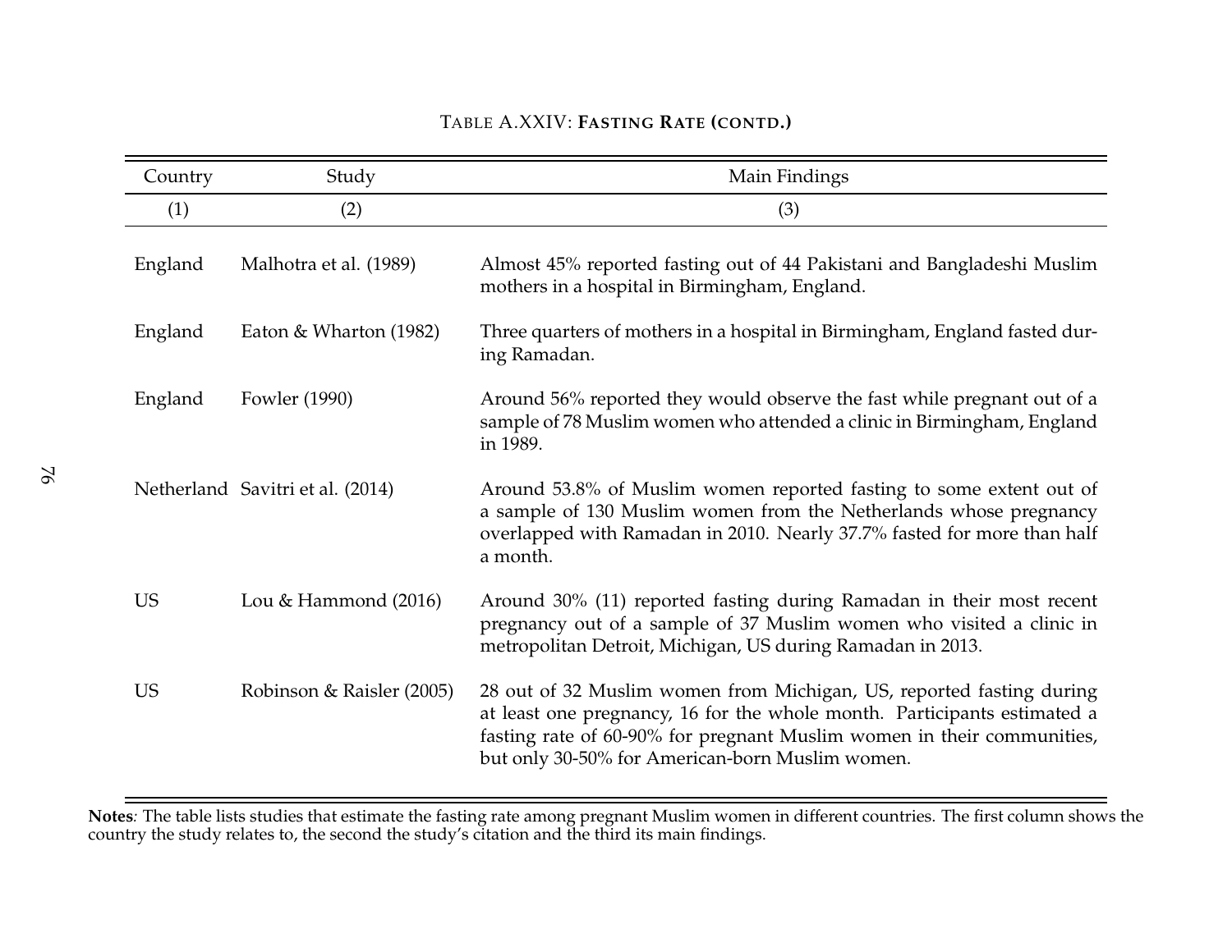TABLE A.XXIV: **FASTING RATE (CONTD.)**

| Country | Study | Main Findings |
|---|---|---|
| (1) | (2) | (3) |
| England | Malhotra et al. (1989) | Almost 45% reported fasting out of 44 Pakistani and Bangladeshi Muslim mothers in a hospital in Birmingham, England. |
| England | Eaton & Wharton (1982) | Three quarters of mothers in a hospital in Birmingham, England fasted during Ramadan. |
| England | Fowler (1990) | Around 56% reported they would observe the fast while pregnant out of a sample of 78 Muslim women who attended a clinic in Birmingham, England in 1989. |
| Netherland | Savitri et al. (2014) | Around 53.8% of Muslim women reported fasting to some extent out of a sample of 130 Muslim women from the Netherlands whose pregnancy overlapped with Ramadan in 2010. Nearly 37.7% fasted for more than half a month. |
| US | Lou & Hammond (2016) | Around 30% (11) reported fasting during Ramadan in their most recent pregnancy out of a sample of 37 Muslim women who visited a clinic in metropolitan Detroit, Michigan, US during Ramadan in 2013. |
| US | Robinson & Raisler (2005) | 28 out of 32 Muslim women from Michigan, US, reported fasting during at least one pregnancy, 16 for the whole month. Participants estimated a fasting rate of 60-90% for pregnant Muslim women in their communities, but only 30-50% for American-born Muslim women. |

**Notes***:* The table lists studies that estimate the fasting rate among pregnant Muslim women in different countries. The first column shows the country the study relates to, the second the study's citation and the third its main findings.